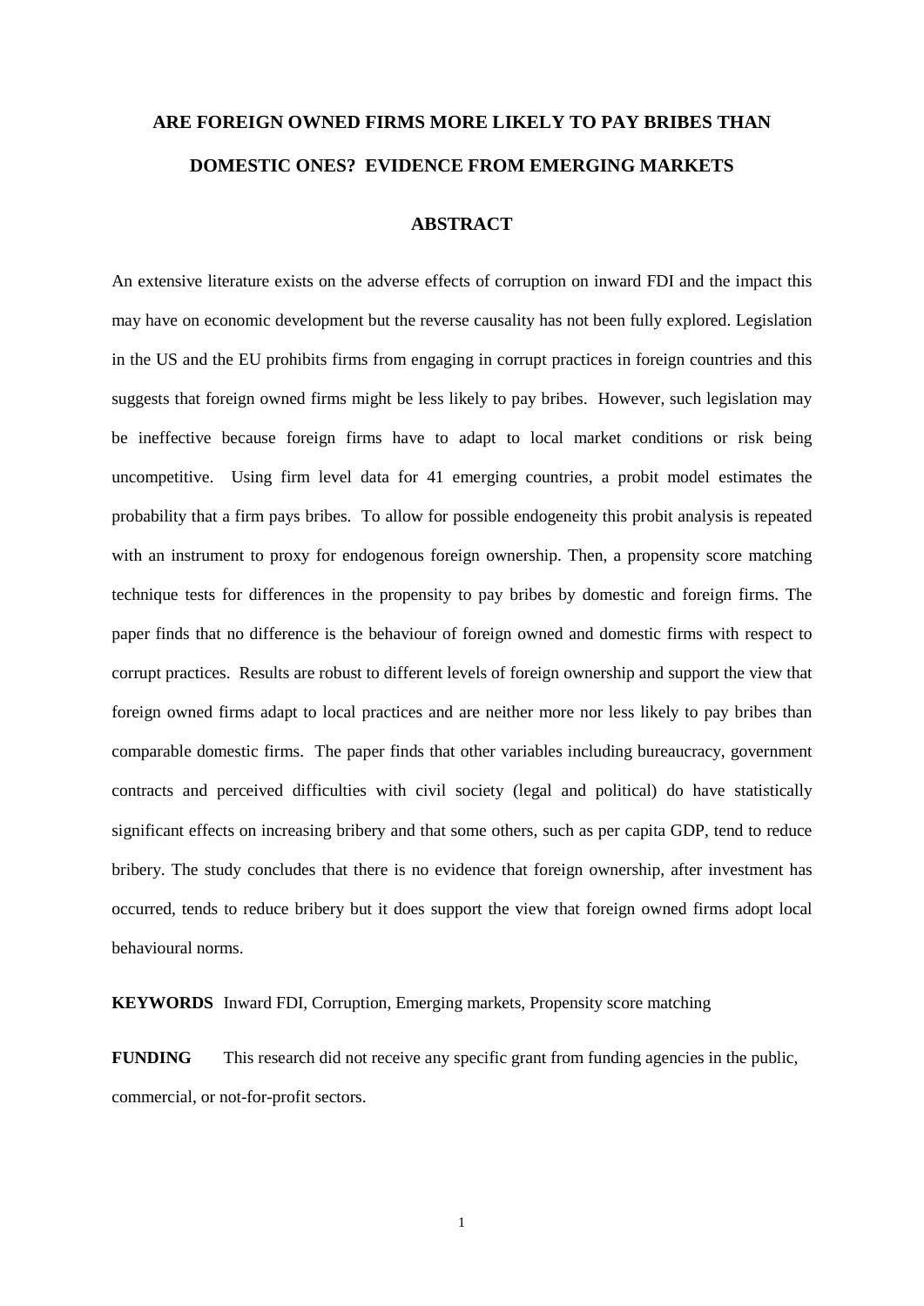# ARE FOREIGN OWNED FIRMS MORE LIKELY TO PAY BRIBES THAN DOMESTIC ONES? EVIDENCE FROM EMERGING MARKETS

## ABSTRACT

An extensive literature exists on the adverse effects of corruption on inward FDI and the impact this may have on economic development but the reverse causality has not been fully explored. Legislation in the US and the EU prohibits firms from engaging in corrupt practices in foreign countries and this suggests that foreign owned firms might be less likely to pay bribes. However, such legislation may be ineffective because foreign firms have to adapt to local market conditions or risk being uncompetitive. Using firm level data for 41 emerging countries, a probit model estimates the probability that a firm pays bribes. To allow for possible endogeneity this probit analysis is repeated with an instrument to proxy for endogenous foreign ownership. Then, a propensity score matching technique tests for differences in the propensity to pay bribes by domestic and foreign firms. The paper finds that no difference is the behaviour of foreign owned and domestic firms with respect to corrupt practices. Results are robust to different levels of foreign ownership and support the view that foreign owned firms adapt to local practices and are neither more nor less likely to pay bribes than comparable domestic firms. The paper finds that other variables including bureaucracy, government contracts and perceived difficulties with civil society (legal and political) do have statistically significant effects on increasing bribery and that some others, such as per capita GDP, tend to reduce bribery. The study concludes that there is no evidence that foreign ownership, after investment has occurred, tends to reduce bribery but it does support the view that foreign owned firms adopt local behavioural norms.

**KEYWORDS** Inward FDI, Corruption, Emerging markets, Propensity score matching

**FUNDING** This research did not receive any specific grant from funding agencies in the public, commercial, or not-for-profit sectors.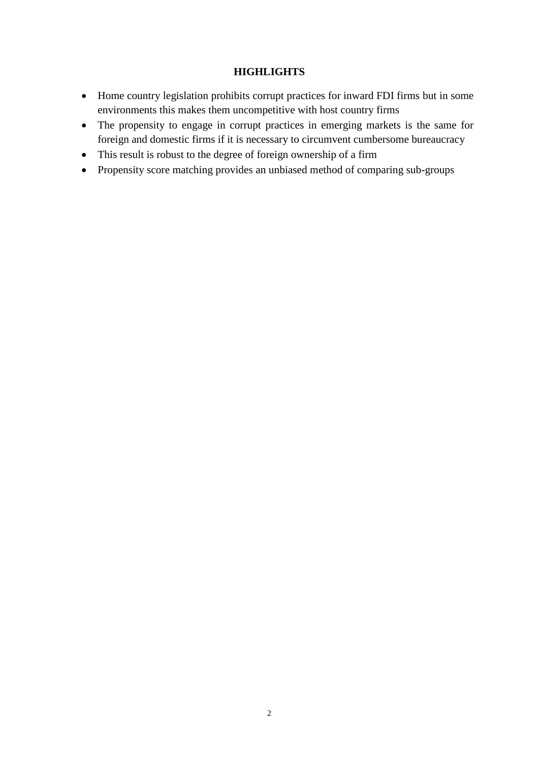# HIGHLIGHTS

- Home country legislation prohibits corrupt practices for inward FDI firms but in some environments this makes them uncompetitive with host country firms
- The propensity to engage in corrupt practices in emerging markets is the same for foreign and domestic firms if it is necessary to circumvent cumbersome bureaucracy
- This result is robust to the degree of foreign ownership of a firm
- Propensity score matching provides an unbiased method of comparing sub-groups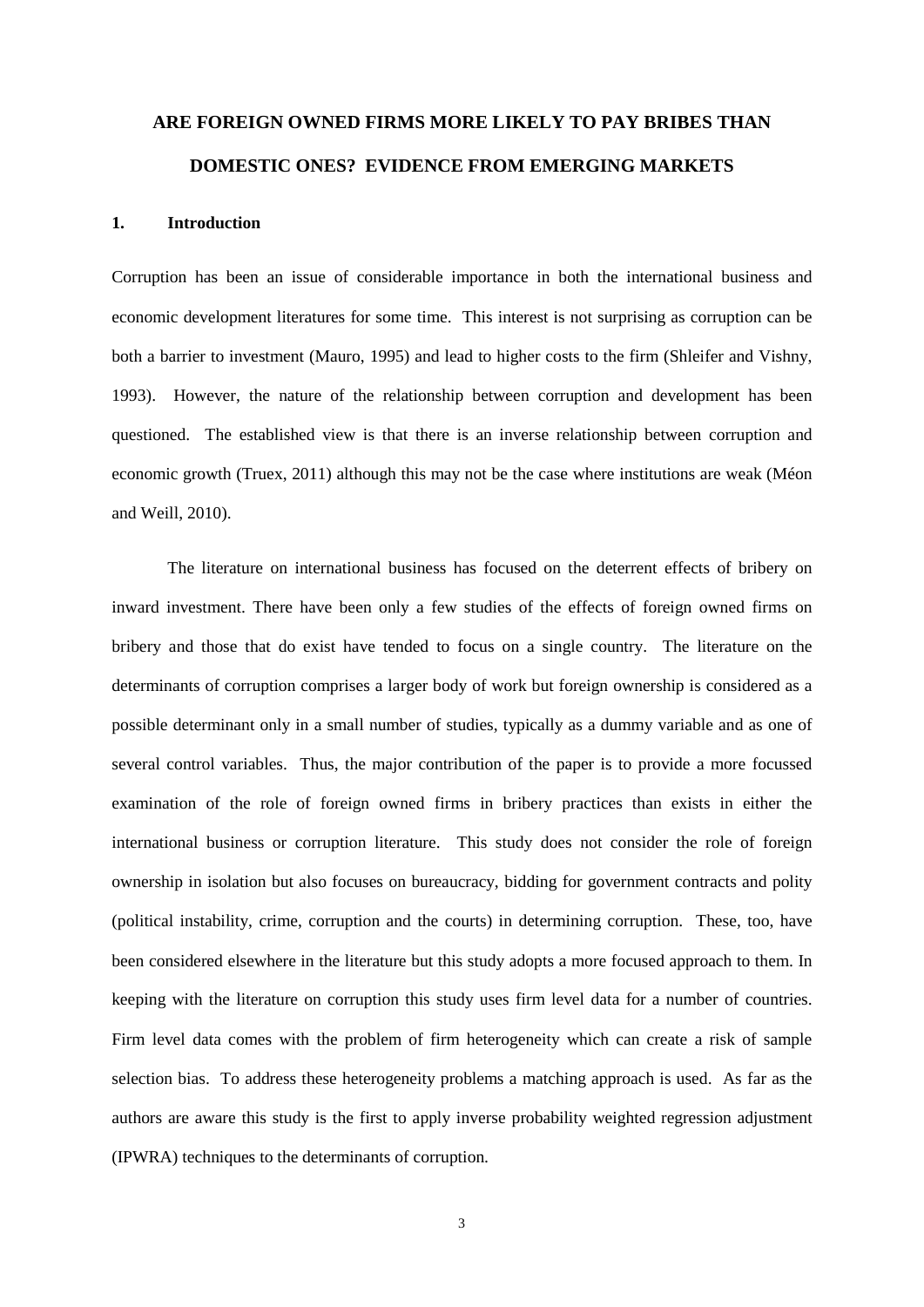# ARE FOREIGN OWNED FIRMS MORE LIKELY TO PAY BRIBES THAN DOMESTIC ONES? EVIDENCE FROM EMERGING MARKETS

## 1. Introduction

Corruption has been an issue of considerable importance in both the international business and economic development literatures for some time. This interest is not surprising as corruption can be both a barrier to investment (Mauro, 1995) and lead to higher costs to the firm (Shleifer and Vishny, 1993). However, the nature of the relationship between corruption and development has been questioned. The established view is that there is an inverse relationship between corruption and economic growth (Truex, 2011) although this may not be the case where institutions are weak (Méon and Weill, 2010).

The literature on international business has focused on the deterrent effects of bribery on inward investment. There have been only a few studies of the effects of foreign owned firms on bribery and those that do exist have tended to focus on a single country. The literature on the determinants of corruption comprises a larger body of work but foreign ownership is considered as a possible determinant only in a small number of studies, typically as a dummy variable and as one of several control variables. Thus, the major contribution of the paper is to provide a more focussed examination of the role of foreign owned firms in bribery practices than exists in either the international business or corruption literature. This study does not consider the role of foreign ownership in isolation but also focuses on bureaucracy, bidding for government contracts and polity (political instability, crime, corruption and the courts) in determining corruption. These, too, have been considered elsewhere in the literature but this study adopts a more focused approach to them. In keeping with the literature on corruption this study uses firm level data for a number of countries. Firm level data comes with the problem of firm heterogeneity which can create a risk of sample selection bias. To address these heterogeneity problems a matching approach is used. As far as the authors are aware this study is the first to apply inverse probability weighted regression adjustment (IPWRA) techniques to the determinants of corruption.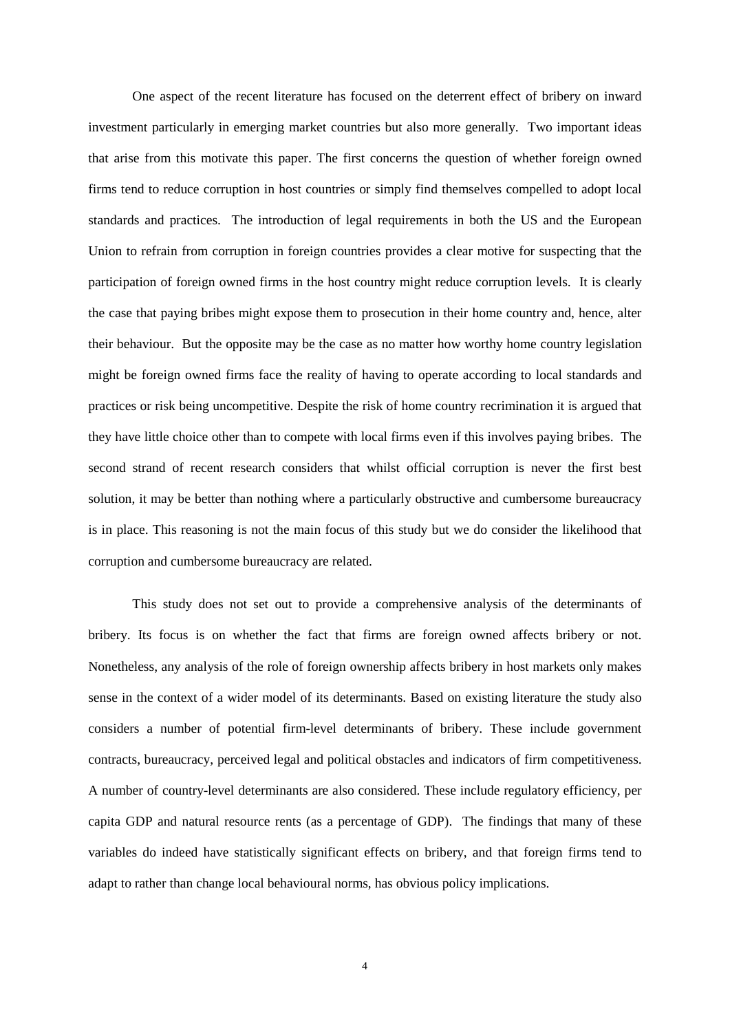One aspect of the recent literature has focused on the deterrent effect of bribery on inward investment particularly in emerging market countries but also more generally. Two important ideas that arise from this motivate this paper. The first concerns the question of whether foreign owned firms tend to reduce corruption in host countries or simply find themselves compelled to adopt local standards and practices. The introduction of legal requirements in both the US and the European Union to refrain from corruption in foreign countries provides a clear motive for suspecting that the participation of foreign owned firms in the host country might reduce corruption levels. It is clearly the case that paying bribes might expose them to prosecution in their home country and, hence, alter their behaviour. But the opposite may be the case as no matter how worthy home country legislation might be foreign owned firms face the reality of having to operate according to local standards and practices or risk being uncompetitive. Despite the risk of home country recrimination it is argued that they have little choice other than to compete with local firms even if this involves paying bribes. The second strand of recent research considers that whilst official corruption is never the first best solution, it may be better than nothing where a particularly obstructive and cumbersome bureaucracy is in place. This reasoning is not the main focus of this study but we do consider the likelihood that corruption and cumbersome bureaucracy are related.

This study does not set out to provide a comprehensive analysis of the determinants of bribery. Its focus is on whether the fact that firms are foreign owned affects bribery or not. Nonetheless, any analysis of the role of foreign ownership affects bribery in host markets only makes sense in the context of a wider model of its determinants. Based on existing literature the study also considers a number of potential firm-level determinants of bribery. These include government contracts, bureaucracy, perceived legal and political obstacles and indicators of firm competitiveness. A number of country-level determinants are also considered. These include regulatory efficiency, per capita GDP and natural resource rents (as a percentage of GDP). The findings that many of these variables do indeed have statistically significant effects on bribery, and that foreign firms tend to adapt to rather than change local behavioural norms, has obvious policy implications.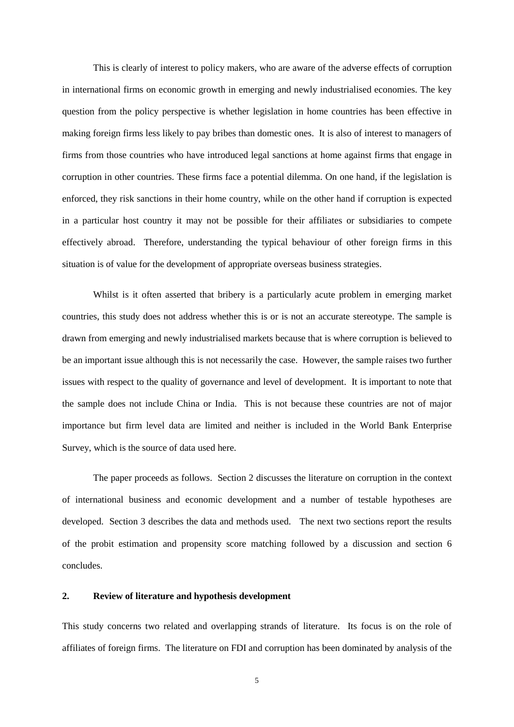This is clearly of interest to policy makers, who are aware of the adverse effects of corruption in international firms on economic growth in emerging and newly industrialised economies. The key question from the policy perspective is whether legislation in home countries has been effective in making foreign firms less likely to pay bribes than domestic ones. It is also of interest to managers of firms from those countries who have introduced legal sanctions at home against firms that engage in corruption in other countries. These firms face a potential dilemma. On one hand, if the legislation is enforced, they risk sanctions in their home country, while on the other hand if corruption is expected in a particular host country it may not be possible for their affiliates or subsidiaries to compete effectively abroad. Therefore, understanding the typical behaviour of other foreign firms in this situation is of value for the development of appropriate overseas business strategies.

Whilst is it often asserted that bribery is a particularly acute problem in emerging market countries, this study does not address whether this is or is not an accurate stereotype. The sample is drawn from emerging and newly industrialised markets because that is where corruption is believed to be an important issue although this is not necessarily the case. However, the sample raises two further issues with respect to the quality of governance and level of development. It is important to note that the sample does not include China or India. This is not because these countries are not of major importance but firm level data are limited and neither is included in the World Bank Enterprise Survey, which is the source of data used here.

The paper proceeds as follows. Section 2 discusses the literature on corruption in the context of international business and economic development and a number of testable hypotheses are developed. Section 3 describes the data and methods used. The next two sections report the results of the probit estimation and propensity score matching followed by a discussion and section 6 concludes.

## 2. Review of literature and hypothesis development

This study concerns two related and overlapping strands of literature. Its focus is on the role of affiliates of foreign firms. The literature on FDI and corruption has been dominated by analysis of the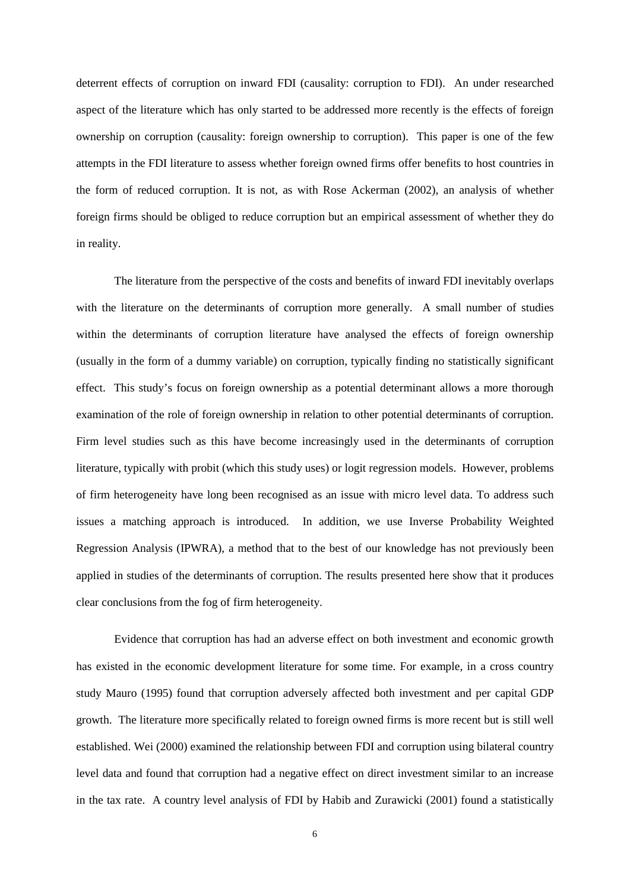deterrent effects of corruption on inward FDI (causality: corruption to FDI). An under researched aspect of the literature which has only started to be addressed more recently is the effects of foreign ownership on corruption (causality: foreign ownership to corruption). This paper is one of the few attempts in the FDI literature to assess whether foreign owned firms offer benefits to host countries in the form of reduced corruption. It is not, as with Rose Ackerman (2002), an analysis of whether foreign firms should be obliged to reduce corruption but an empirical assessment of whether they do in reality.

The literature from the perspective of the costs and benefits of inward FDI inevitably overlaps with the literature on the determinants of corruption more generally. A small number of studies within the determinants of corruption literature have analysed the effects of foreign ownership (usually in the form of a dummy variable) on corruption, typically finding no statistically significant effect. This study's focus on foreign ownership as a potential determinant allows a more thorough examination of the role of foreign ownership in relation to other potential determinants of corruption. Firm level studies such as this have become increasingly used in the determinants of corruption literature, typically with probit (which this study uses) or logit regression models. However, problems of firm heterogeneity have long been recognised as an issue with micro level data. To address such issues a matching approach is introduced. In addition, we use Inverse Probability Weighted Regression Analysis (IPWRA), a method that to the best of our knowledge has not previously been applied in studies of the determinants of corruption. The results presented here show that it produces clear conclusions from the fog of firm heterogeneity.

Evidence that corruption has had an adverse effect on both investment and economic growth has existed in the economic development literature for some time. For example, in a cross country study Mauro (1995) found that corruption adversely affected both investment and per capital GDP growth. The literature more specifically related to foreign owned firms is more recent but is still well established. Wei (2000) examined the relationship between FDI and corruption using bilateral country level data and found that corruption had a negative effect on direct investment similar to an increase in the tax rate. A country level analysis of FDI by Habib and Zurawicki (2001) found a statistically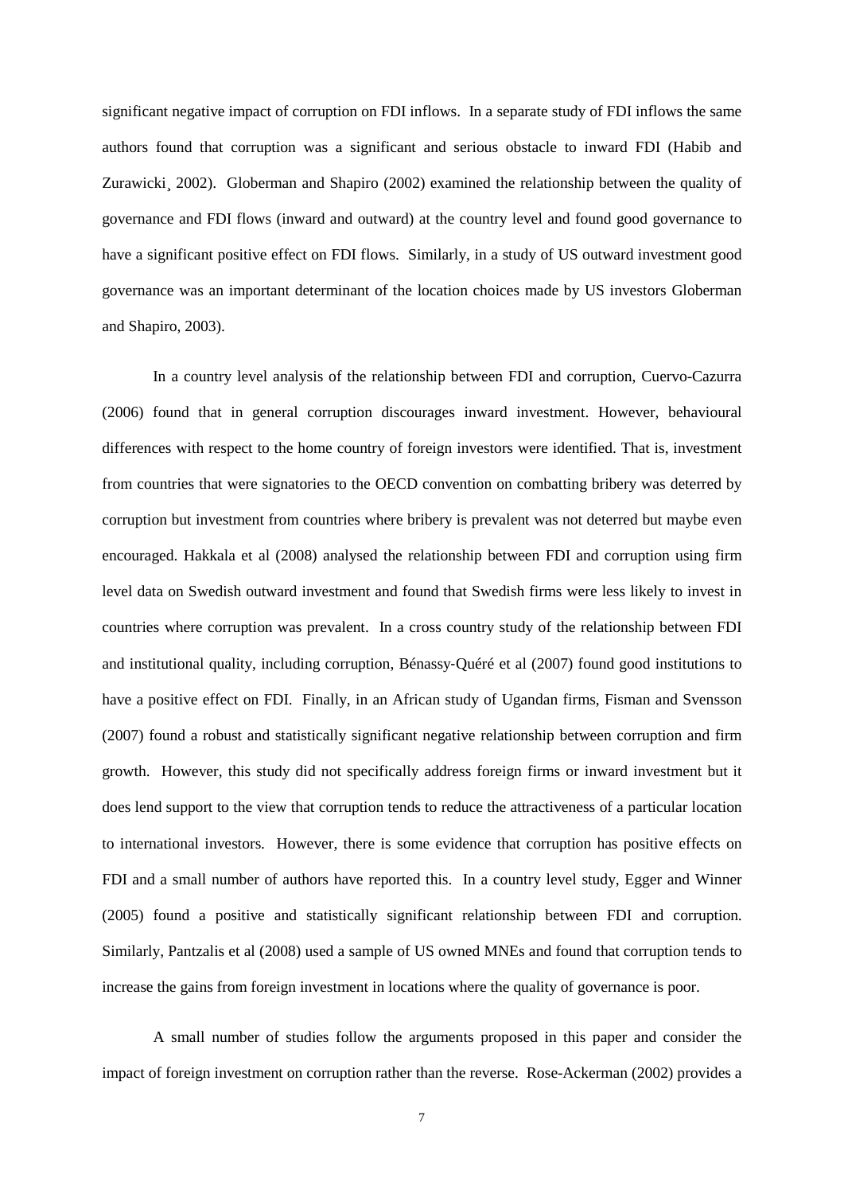significant negative impact of corruption on FDI inflows. In a separate study of FDI inflows the same authors found that corruption was a significant and serious obstacle to inward FDI (Habib and Zurawicki¸ 2002). Globerman and Shapiro (2002) examined the relationship between the quality of governance and FDI flows (inward and outward) at the country level and found good governance to have a significant positive effect on FDI flows. Similarly, in a study of US outward investment good governance was an important determinant of the location choices made by US investors Globerman and Shapiro, 2003).

In a country level analysis of the relationship between FDI and corruption, Cuervo-Cazurra (2006) found that in general corruption discourages inward investment. However, behavioural differences with respect to the home country of foreign investors were identified. That is, investment from countries that were signatories to the OECD convention on combatting bribery was deterred by corruption but investment from countries where bribery is prevalent was not deterred but maybe even encouraged. Hakkala et al (2008) analysed the relationship between FDI and corruption using firm level data on Swedish outward investment and found that Swedish firms were less likely to invest in countries where corruption was prevalent. In a cross country study of the relationship between FDI and institutional quality, including corruption, Bénassy-Quéré et al (2007) found good institutions to have a positive effect on FDI. Finally, in an African study of Ugandan firms, Fisman and Svensson (2007) found a robust and statistically significant negative relationship between corruption and firm growth. However, this study did not specifically address foreign firms or inward investment but it does lend support to the view that corruption tends to reduce the attractiveness of a particular location to international investors. However, there is some evidence that corruption has positive effects on FDI and a small number of authors have reported this. In a country level study, Egger and Winner (2005) found a positive and statistically significant relationship between FDI and corruption. Similarly, Pantzalis et al (2008) used a sample of US owned MNEs and found that corruption tends to increase the gains from foreign investment in locations where the quality of governance is poor.

A small number of studies follow the arguments proposed in this paper and consider the impact of foreign investment on corruption rather than the reverse. Rose-Ackerman (2002) provides a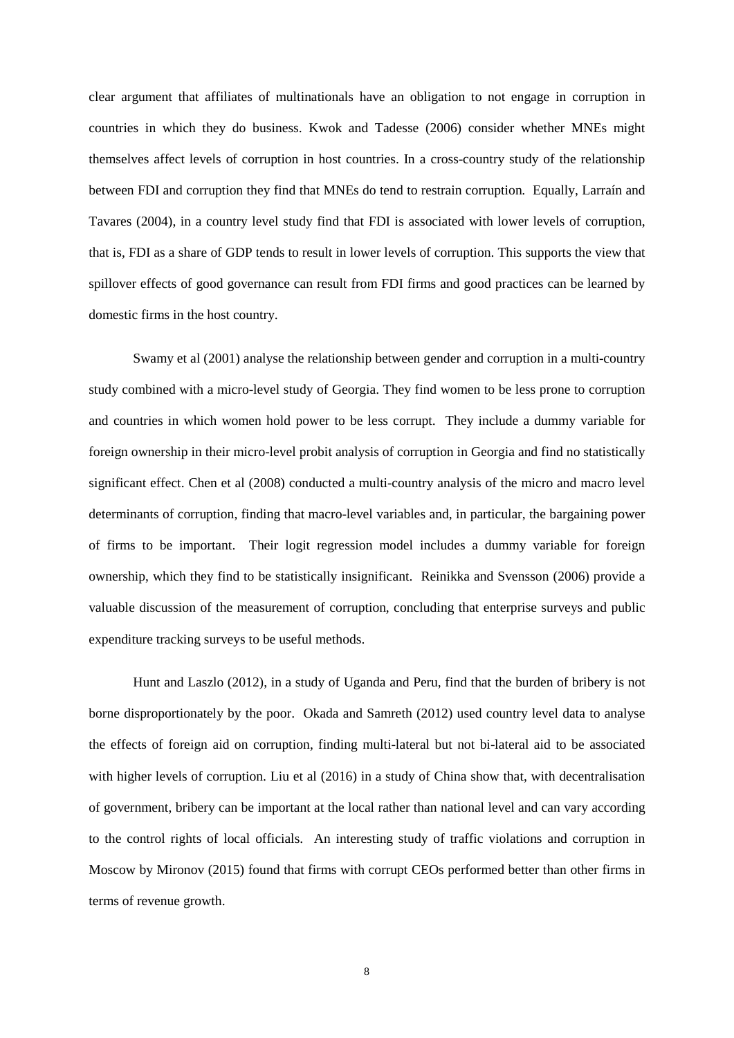clear argument that affiliates of multinationals have an obligation to not engage in corruption in countries in which they do business. Kwok and Tadesse (2006) consider whether MNEs might themselves affect levels of corruption in host countries. In a cross-country study of the relationship between FDI and corruption they find that MNEs do tend to restrain corruption. Equally, Larraín and Tavares (2004), in a country level study find that FDI is associated with lower levels of corruption, that is, FDI as a share of GDP tends to result in lower levels of corruption. This supports the view that spillover effects of good governance can result from FDI firms and good practices can be learned by domestic firms in the host country.

Swamy et al (2001) analyse the relationship between gender and corruption in a multi-country study combined with a micro-level study of Georgia. They find women to be less prone to corruption and countries in which women hold power to be less corrupt. They include a dummy variable for foreign ownership in their micro-level probit analysis of corruption in Georgia and find no statistically significant effect. Chen et al (2008) conducted a multi-country analysis of the micro and macro level determinants of corruption, finding that macro-level variables and, in particular, the bargaining power of firms to be important. Their logit regression model includes a dummy variable for foreign ownership, which they find to be statistically insignificant. Reinikka and Svensson (2006) provide a valuable discussion of the measurement of corruption, concluding that enterprise surveys and public expenditure tracking surveys to be useful methods.

Hunt and Laszlo (2012), in a study of Uganda and Peru, find that the burden of bribery is not borne disproportionately by the poor. Okada and Samreth (2012) used country level data to analyse the effects of foreign aid on corruption, finding multi-lateral but not bi-lateral aid to be associated with higher levels of corruption. Liu et al (2016) in a study of China show that, with decentralisation of government, bribery can be important at the local rather than national level and can vary according to the control rights of local officials. An interesting study of traffic violations and corruption in Moscow by Mironov (2015) found that firms with corrupt CEOs performed better than other firms in terms of revenue growth.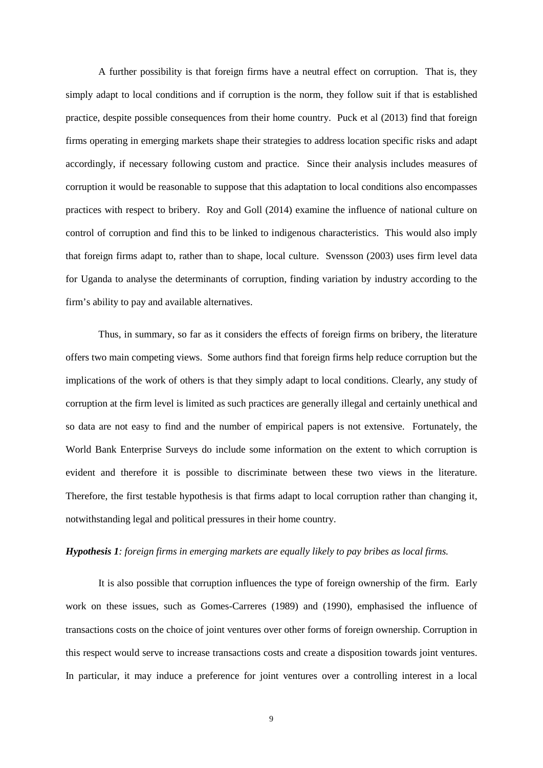A further possibility is that foreign firms have a neutral effect on corruption. That is, they simply adapt to local conditions and if corruption is the norm, they follow suit if that is established practice, despite possible consequences from their home country. Puck et al (2013) find that foreign firms operating in emerging markets shape their strategies to address location specific risks and adapt accordingly, if necessary following custom and practice. Since their analysis includes measures of corruption it would be reasonable to suppose that this adaptation to local conditions also encompasses practices with respect to bribery. Roy and Goll (2014) examine the influence of national culture on control of corruption and find this to be linked to indigenous characteristics. This would also imply that foreign firms adapt to, rather than to shape, local culture. Svensson (2003) uses firm level data for Uganda to analyse the determinants of corruption, finding variation by industry according to the firm's ability to pay and available alternatives.

Thus, in summary, so far as it considers the effects of foreign firms on bribery, the literature offers two main competing views. Some authors find that foreign firms help reduce corruption but the implications of the work of others is that they simply adapt to local conditions. Clearly, any study of corruption at the firm level is limited as such practices are generally illegal and certainly unethical and so data are not easy to find and the number of empirical papers is not extensive. Fortunately, the World Bank Enterprise Surveys do include some information on the extent to which corruption is evident and therefore it is possible to discriminate between these two views in the literature. Therefore, the first testable hypothesis is that firms adapt to local corruption rather than changing it, notwithstanding legal and political pressures in their home country.

***Hypothesis 1****: foreign firms in emerging markets are equally likely to pay bribes as local firms.*

It is also possible that corruption influences the type of foreign ownership of the firm. Early work on these issues, such as Gomes-Carreres (1989) and (1990), emphasised the influence of transactions costs on the choice of joint ventures over other forms of foreign ownership. Corruption in this respect would serve to increase transactions costs and create a disposition towards joint ventures. In particular, it may induce a preference for joint ventures over a controlling interest in a local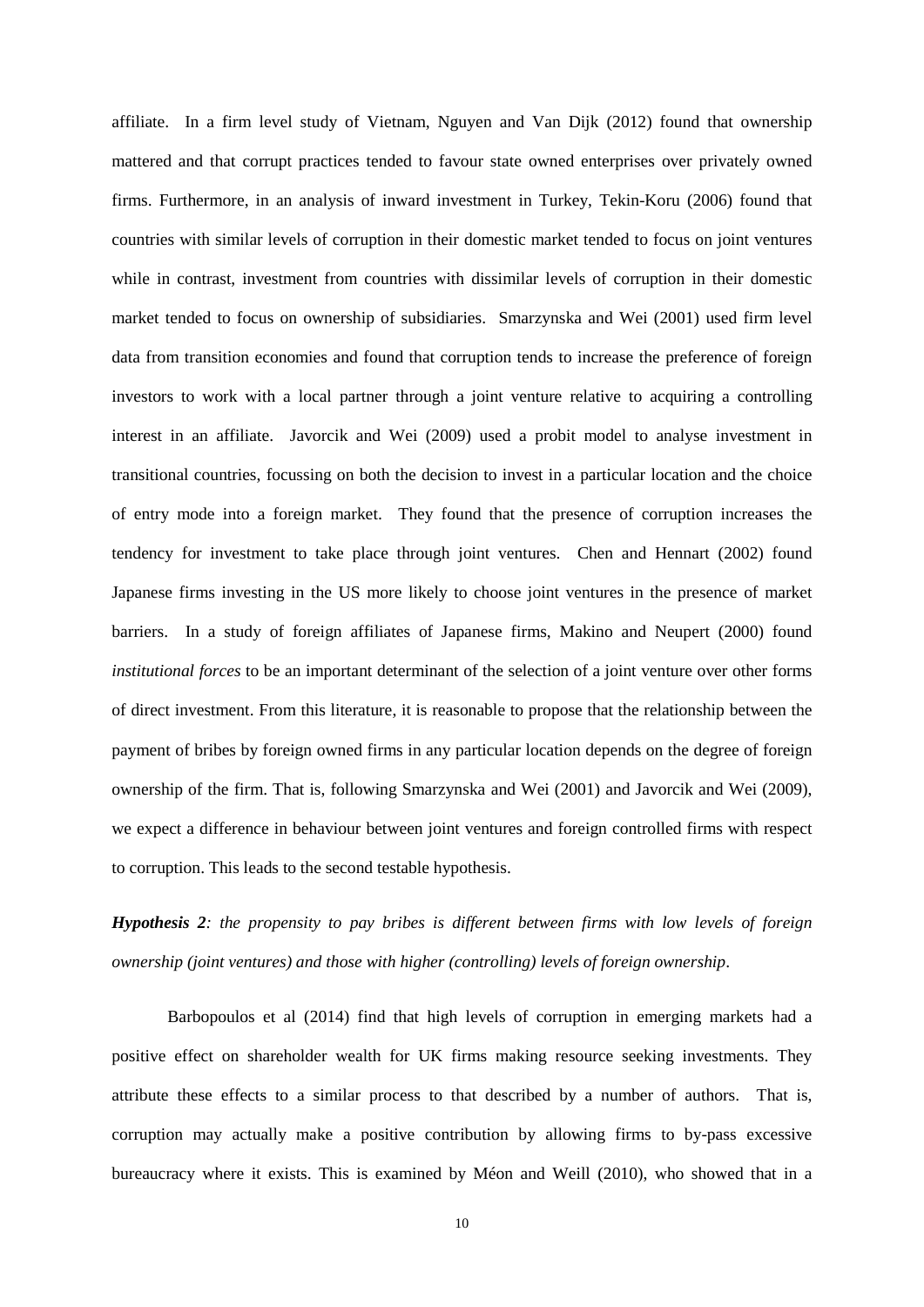affiliate. In a firm level study of Vietnam, Nguyen and Van Dijk (2012) found that ownership mattered and that corrupt practices tended to favour state owned enterprises over privately owned firms. Furthermore, in an analysis of inward investment in Turkey, Tekin-Koru (2006) found that countries with similar levels of corruption in their domestic market tended to focus on joint ventures while in contrast, investment from countries with dissimilar levels of corruption in their domestic market tended to focus on ownership of subsidiaries. Smarzynska and Wei (2001) used firm level data from transition economies and found that corruption tends to increase the preference of foreign investors to work with a local partner through a joint venture relative to acquiring a controlling interest in an affiliate. Javorcik and Wei (2009) used a probit model to analyse investment in transitional countries, focussing on both the decision to invest in a particular location and the choice of entry mode into a foreign market. They found that the presence of corruption increases the tendency for investment to take place through joint ventures. Chen and Hennart (2002) found Japanese firms investing in the US more likely to choose joint ventures in the presence of market barriers. In a study of foreign affiliates of Japanese firms, Makino and Neupert (2000) found *institutional forces* to be an important determinant of the selection of a joint venture over other forms of direct investment. From this literature, it is reasonable to propose that the relationship between the payment of bribes by foreign owned firms in any particular location depends on the degree of foreign ownership of the firm. That is, following Smarzynska and Wei (2001) and Javorcik and Wei (2009), we expect a difference in behaviour between joint ventures and foreign controlled firms with respect to corruption. This leads to the second testable hypothesis.

***Hypothesis 2****: the propensity to pay bribes is different between firms with low levels of foreign ownership (joint ventures) and those with higher (controlling) levels of foreign ownership*.

Barbopoulos et al (2014) find that high levels of corruption in emerging markets had a positive effect on shareholder wealth for UK firms making resource seeking investments. They attribute these effects to a similar process to that described by a number of authors. That is, corruption may actually make a positive contribution by allowing firms to by-pass excessive bureaucracy where it exists. This is examined by Méon and Weill (2010), who showed that in a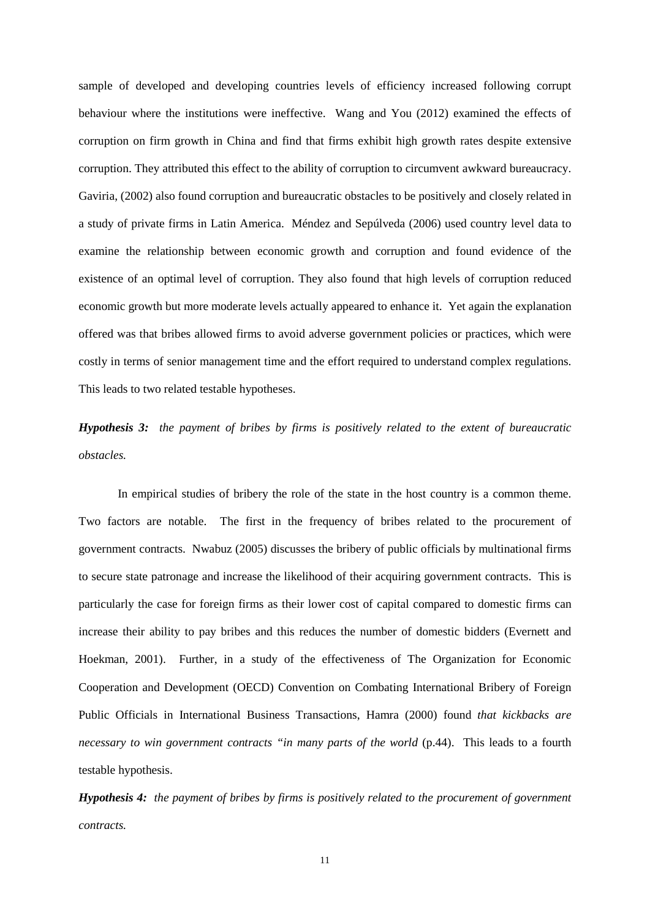sample of developed and developing countries levels of efficiency increased following corrupt behaviour where the institutions were ineffective. Wang and You (2012) examined the effects of corruption on firm growth in China and find that firms exhibit high growth rates despite extensive corruption. They attributed this effect to the ability of corruption to circumvent awkward bureaucracy. Gaviria, (2002) also found corruption and bureaucratic obstacles to be positively and closely related in a study of private firms in Latin America. Méndez and Sepúlveda (2006) used country level data to examine the relationship between economic growth and corruption and found evidence of the existence of an optimal level of corruption. They also found that high levels of corruption reduced economic growth but more moderate levels actually appeared to enhance it. Yet again the explanation offered was that bribes allowed firms to avoid adverse government policies or practices, which were costly in terms of senior management time and the effort required to understand complex regulations. This leads to two related testable hypotheses.

***Hypothesis 3:*** *the payment of bribes by firms is positively related to the extent of bureaucratic obstacles.*

In empirical studies of bribery the role of the state in the host country is a common theme. Two factors are notable. The first in the frequency of bribes related to the procurement of government contracts. Nwabuz (2005) discusses the bribery of public officials by multinational firms to secure state patronage and increase the likelihood of their acquiring government contracts. This is particularly the case for foreign firms as their lower cost of capital compared to domestic firms can increase their ability to pay bribes and this reduces the number of domestic bidders (Evernett and Hoekman, 2001). Further, in a study of the effectiveness of The Organization for Economic Cooperation and Development (OECD) Convention on Combating International Bribery of Foreign Public Officials in International Business Transactions, Hamra (2000) found *that kickbacks are necessary to win government contracts "in many parts of the world* (p.44). This leads to a fourth testable hypothesis.

***Hypothesis 4:*** *the payment of bribes by firms is positively related to the procurement of government contracts.*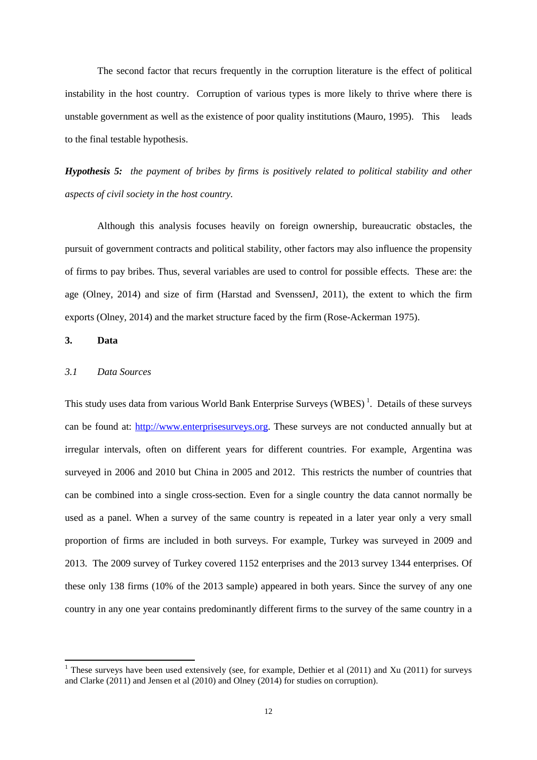The second factor that recurs frequently in the corruption literature is the effect of political instability in the host country. Corruption of various types is more likely to thrive where there is unstable government as well as the existence of poor quality institutions (Mauro, 1995). This leads to the final testable hypothesis.

***Hypothesis 5:*** *the payment of bribes by firms is positively related to political stability and other aspects of civil society in the host country.*

Although this analysis focuses heavily on foreign ownership, bureaucratic obstacles, the pursuit of government contracts and political stability, other factors may also influence the propensity of firms to pay bribes. Thus, several variables are used to control for possible effects. These are: the age (Olney, 2014) and size of firm (Harstad and SvenssenJ, 2011), the extent to which the firm exports (Olney, 2014) and the market structure faced by the firm (Rose-Ackerman 1975).

## 3. Data

### *3.1 Data Sources*

This study uses data from various World Bank Enterprise Surveys (WBES) [1]. Details of these surveys can be found at: http://www.enterprisesurveys.org. These surveys are not conducted annually but at irregular intervals, often on different years for different countries. For example, Argentina was surveyed in 2006 and 2010 but China in 2005 and 2012. This restricts the number of countries that can be combined into a single cross-section. Even for a single country the data cannot normally be used as a panel. When a survey of the same country is repeated in a later year only a very small proportion of firms are included in both surveys. For example, Turkey was surveyed in 2009 and 2013. The 2009 survey of Turkey covered 1152 enterprises and the 2013 survey 1344 enterprises. Of these only 138 firms (10% of the 2013 sample) appeared in both years. Since the survey of any one country in any one year contains predominantly different firms to the survey of the same country in a

[1] These surveys have been used extensively (see, for example, Dethier et al (2011) and Xu (2011) for surveys and Clarke (2011) and Jensen et al (2010) and Olney (2014) for studies on corruption).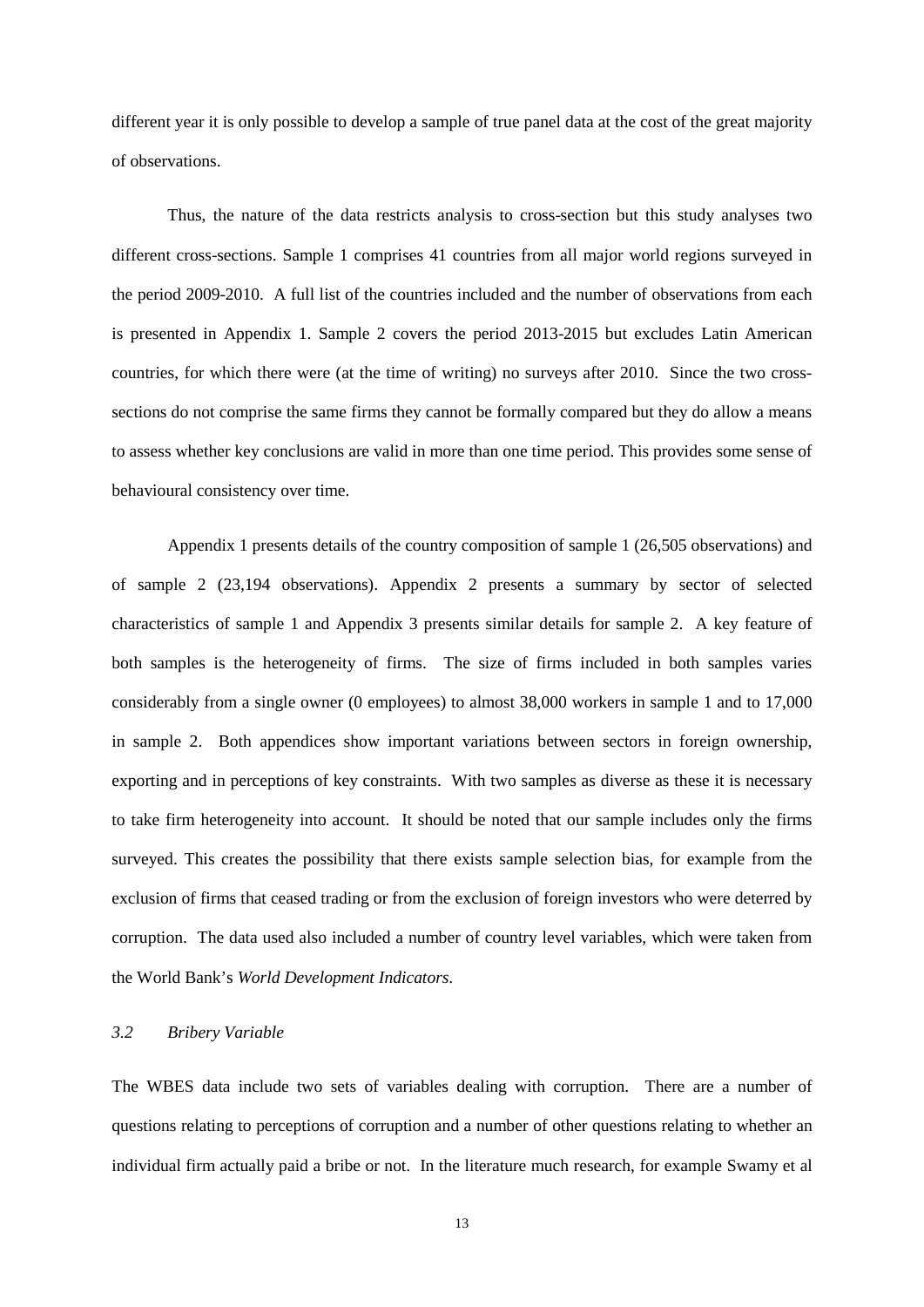different year it is only possible to develop a sample of true panel data at the cost of the great majority of observations.

Thus, the nature of the data restricts analysis to cross-section but this study analyses two different cross-sections. Sample 1 comprises 41 countries from all major world regions surveyed in the period 2009-2010. A full list of the countries included and the number of observations from each is presented in Appendix 1. Sample 2 covers the period 2013-2015 but excludes Latin American countries, for which there were (at the time of writing) no surveys after 2010. Since the two cross-sections do not comprise the same firms they cannot be formally compared but they do allow a means to assess whether key conclusions are valid in more than one time period. This provides some sense of behavioural consistency over time.

Appendix 1 presents details of the country composition of sample 1 (26,505 observations) and of sample 2 (23,194 observations). Appendix 2 presents a summary by sector of selected characteristics of sample 1 and Appendix 3 presents similar details for sample 2. A key feature of both samples is the heterogeneity of firms. The size of firms included in both samples varies considerably from a single owner (0 employees) to almost 38,000 workers in sample 1 and to 17,000 in sample 2. Both appendices show important variations between sectors in foreign ownership, exporting and in perceptions of key constraints. With two samples as diverse as these it is necessary to take firm heterogeneity into account. It should be noted that our sample includes only the firms surveyed. This creates the possibility that there exists sample selection bias, for example from the exclusion of firms that ceased trading or from the exclusion of foreign investors who were deterred by corruption. The data used also included a number of country level variables, which were taken from the World Bank's *World Development Indicators*.

### *3.2 Bribery Variable*

The WBES data include two sets of variables dealing with corruption. There are a number of questions relating to perceptions of corruption and a number of other questions relating to whether an individual firm actually paid a bribe or not. In the literature much research, for example Swamy et al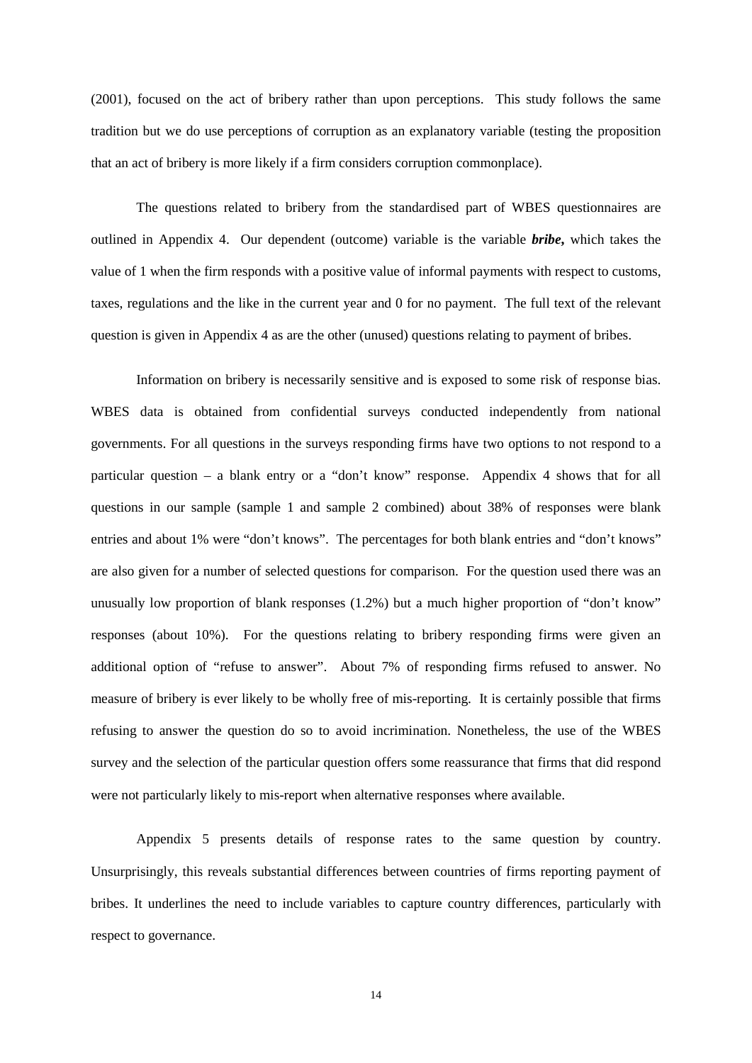(2001), focused on the act of bribery rather than upon perceptions. This study follows the same tradition but we do use perceptions of corruption as an explanatory variable (testing the proposition that an act of bribery is more likely if a firm considers corruption commonplace).

The questions related to bribery from the standardised part of WBES questionnaires are outlined in Appendix 4. Our dependent (outcome) variable is the variable ***bribe*,** which takes the value of 1 when the firm responds with a positive value of informal payments with respect to customs, taxes, regulations and the like in the current year and 0 for no payment. The full text of the relevant question is given in Appendix 4 as are the other (unused) questions relating to payment of bribes.

Information on bribery is necessarily sensitive and is exposed to some risk of response bias. WBES data is obtained from confidential surveys conducted independently from national governments. For all questions in the surveys responding firms have two options to not respond to a particular question – a blank entry or a "don't know" response. Appendix 4 shows that for all questions in our sample (sample 1 and sample 2 combined) about 38% of responses were blank entries and about 1% were "don't knows". The percentages for both blank entries and "don't knows" are also given for a number of selected questions for comparison. For the question used there was an unusually low proportion of blank responses (1.2%) but a much higher proportion of "don't know" responses (about 10%). For the questions relating to bribery responding firms were given an additional option of "refuse to answer". About 7% of responding firms refused to answer. No measure of bribery is ever likely to be wholly free of mis-reporting. It is certainly possible that firms refusing to answer the question do so to avoid incrimination. Nonetheless, the use of the WBES survey and the selection of the particular question offers some reassurance that firms that did respond were not particularly likely to mis-report when alternative responses where available.

Appendix 5 presents details of response rates to the same question by country. Unsurprisingly, this reveals substantial differences between countries of firms reporting payment of bribes. It underlines the need to include variables to capture country differences, particularly with respect to governance.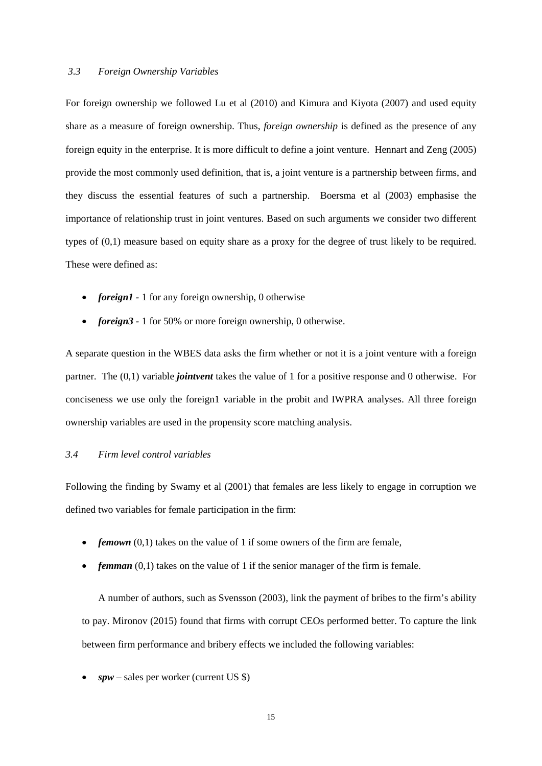### *3.3 Foreign Ownership Variables*

For foreign ownership we followed Lu et al (2010) and Kimura and Kiyota (2007) and used equity share as a measure of foreign ownership. Thus, *foreign ownership* is defined as the presence of any foreign equity in the enterprise. It is more difficult to define a joint venture. Hennart and Zeng (2005) provide the most commonly used definition, that is, a joint venture is a partnership between firms, and they discuss the essential features of such a partnership. Boersma et al (2003) emphasise the importance of relationship trust in joint ventures. Based on such arguments we consider two different types of (0,1) measure based on equity share as a proxy for the degree of trust likely to be required. These were defined as:

- ***foreign1*** - 1 for any foreign ownership, 0 otherwise
- ***foreign3*** - 1 for 50% or more foreign ownership, 0 otherwise.

A separate question in the WBES data asks the firm whether or not it is a joint venture with a foreign partner. The (0,1) variable ***jointvent*** takes the value of 1 for a positive response and 0 otherwise. For conciseness we use only the foreign1 variable in the probit and IWPRA analyses. All three foreign ownership variables are used in the propensity score matching analysis.

### *3.4 Firm level control variables*

Following the finding by Swamy et al (2001) that females are less likely to engage in corruption we defined two variables for female participation in the firm:

- ***femown*** (0,1) takes on the value of 1 if some owners of the firm are female,
- ***femman*** (0,1) takes on the value of 1 if the senior manager of the firm is female.

A number of authors, such as Svensson (2003), link the payment of bribes to the firm's ability to pay. Mironov (2015) found that firms with corrupt CEOs performed better. To capture the link between firm performance and bribery effects we included the following variables:

- ***spw*** – sales per worker (current US $)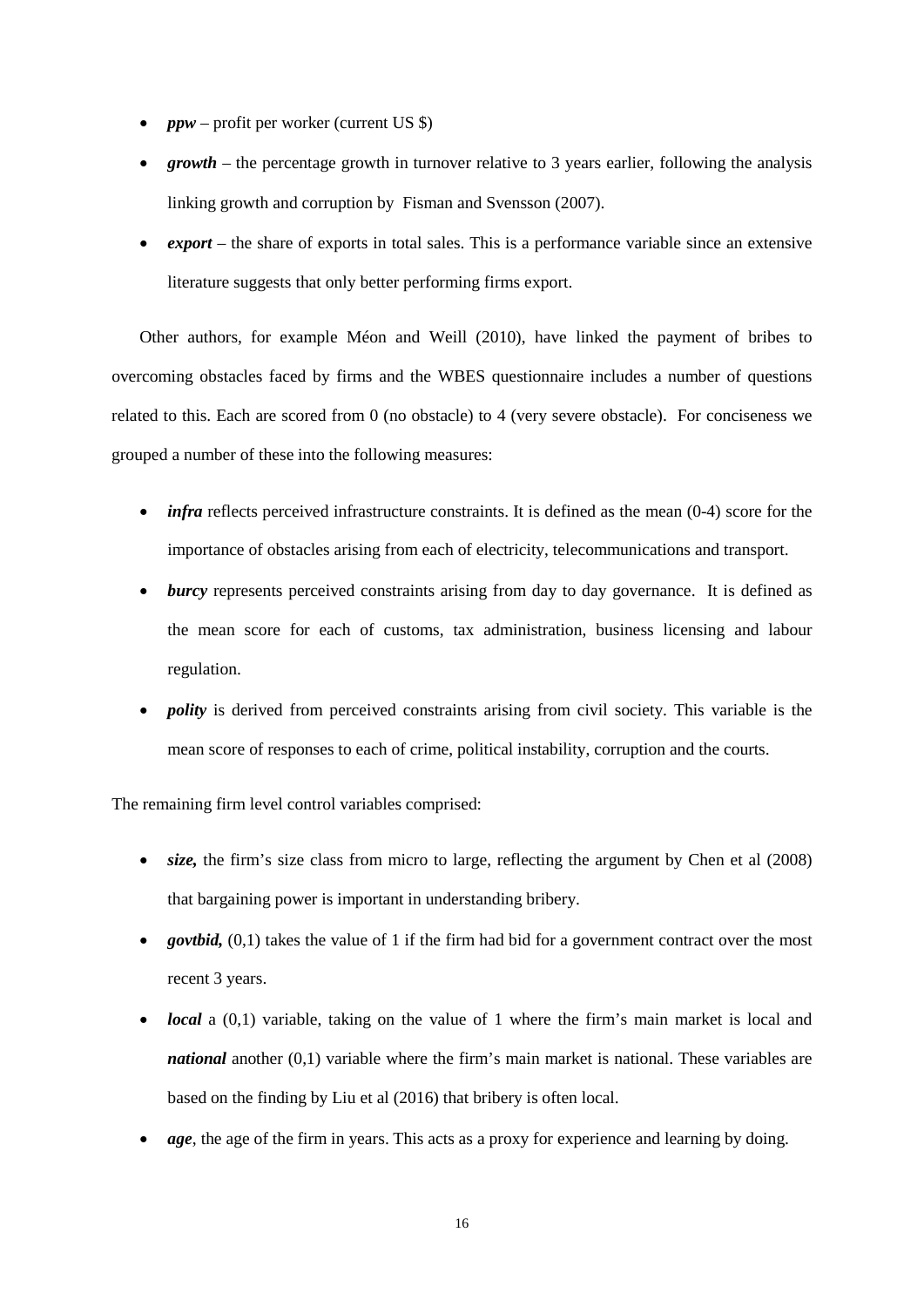- ***ppw*** – profit per worker (current US $)
- ***growth*** – the percentage growth in turnover relative to 3 years earlier, following the analysis linking growth and corruption by Fisman and Svensson (2007).
- ***export*** – the share of exports in total sales. This is a performance variable since an extensive literature suggests that only better performing firms export.

Other authors, for example Méon and Weill (2010), have linked the payment of bribes to overcoming obstacles faced by firms and the WBES questionnaire includes a number of questions related to this. Each are scored from 0 (no obstacle) to 4 (very severe obstacle). For conciseness we grouped a number of these into the following measures:

- ***infra*** reflects perceived infrastructure constraints. It is defined as the mean (0-4) score for the importance of obstacles arising from each of electricity, telecommunications and transport.
- ***burcy*** represents perceived constraints arising from day to day governance. It is defined as the mean score for each of customs, tax administration, business licensing and labour regulation.
- ***polity*** is derived from perceived constraints arising from civil society. This variable is the mean score of responses to each of crime, political instability, corruption and the courts.

The remaining firm level control variables comprised:

- ***size,*** the firm's size class from micro to large, reflecting the argument by Chen et al (2008) that bargaining power is important in understanding bribery.
- ***govtbid,*** (0,1) takes the value of 1 if the firm had bid for a government contract over the most recent 3 years.
- ***local*** a (0,1) variable, taking on the value of 1 where the firm's main market is local and ***national*** another (0,1) variable where the firm's main market is national. These variables are based on the finding by Liu et al (2016) that bribery is often local.
- ***age***, the age of the firm in years. This acts as a proxy for experience and learning by doing.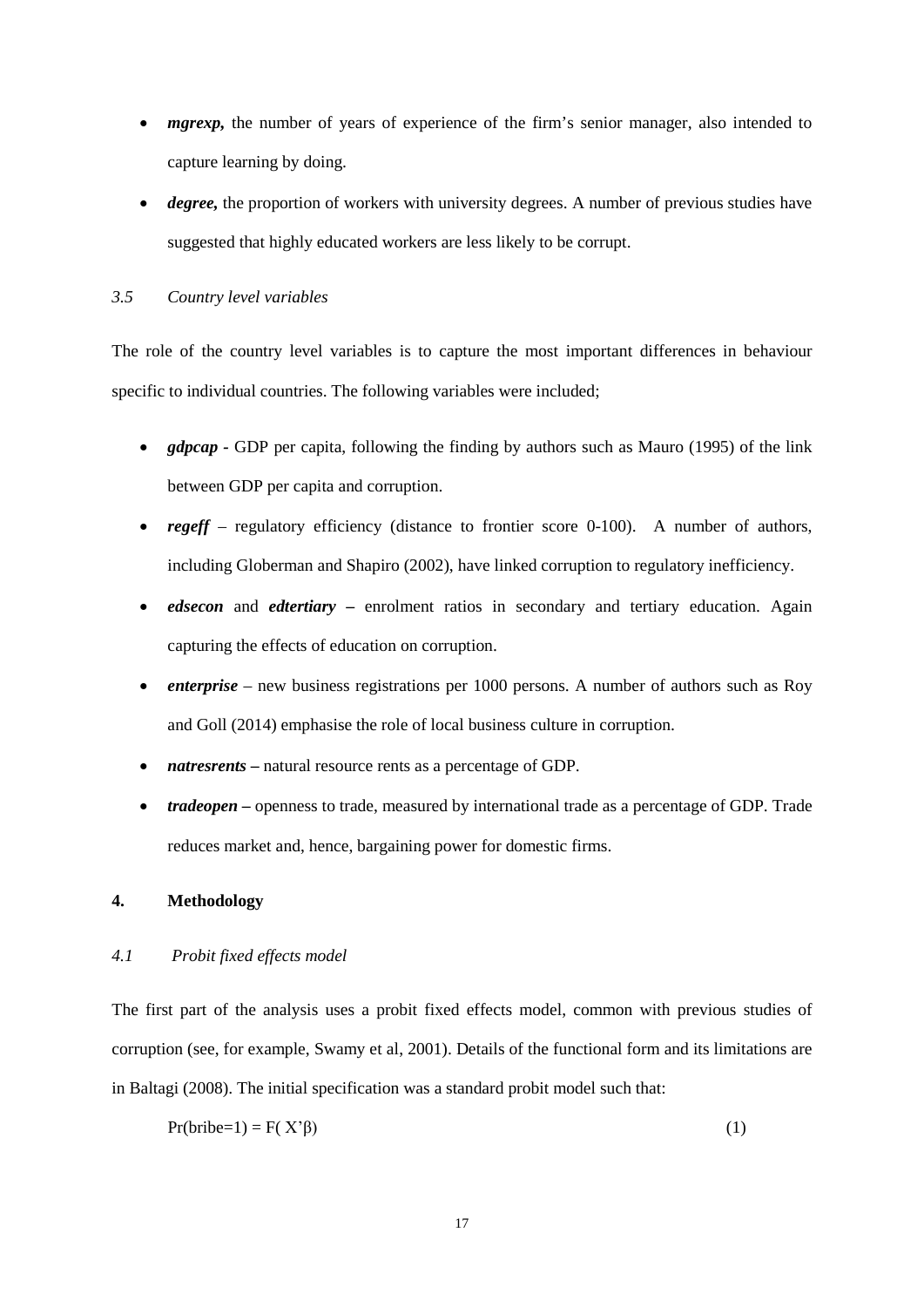- ***mgrexp,*** the number of years of experience of the firm's senior manager, also intended to capture learning by doing.
- ***degree,*** the proportion of workers with university degrees. A number of previous studies have suggested that highly educated workers are less likely to be corrupt.

### *3.5 Country level variables*

The role of the country level variables is to capture the most important differences in behaviour specific to individual countries. The following variables were included;

- ***gdpcap*** - GDP per capita, following the finding by authors such as Mauro (1995) of the link between GDP per capita and corruption.
- ***regeff*** – regulatory efficiency (distance to frontier score 0-100). A number of authors, including Globerman and Shapiro (2002), have linked corruption to regulatory inefficiency.
- ***edsecon*** and ***edtertiary*** **–** enrolment ratios in secondary and tertiary education. Again capturing the effects of education on corruption.
- ***enterprise*** – new business registrations per 1000 persons. A number of authors such as Roy and Goll (2014) emphasise the role of local business culture in corruption.
- ***natresrents*** **–** natural resource rents as a percentage of GDP.
- ***tradeopen*** **–** openness to trade, measured by international trade as a percentage of GDP. Trade reduces market and, hence, bargaining power for domestic firms.

## 4. Methodology

### *4.1 Probit fixed effects model*

The first part of the analysis uses a probit fixed effects model, common with previous studies of corruption (see, for example, Swamy et al, 2001). Details of the functional form and its limitations are in Baltagi (2008). The initial specification was a standard probit model such that:

$$\Pr(\text{bribe}=1) = F(X'\beta) \tag{1}$$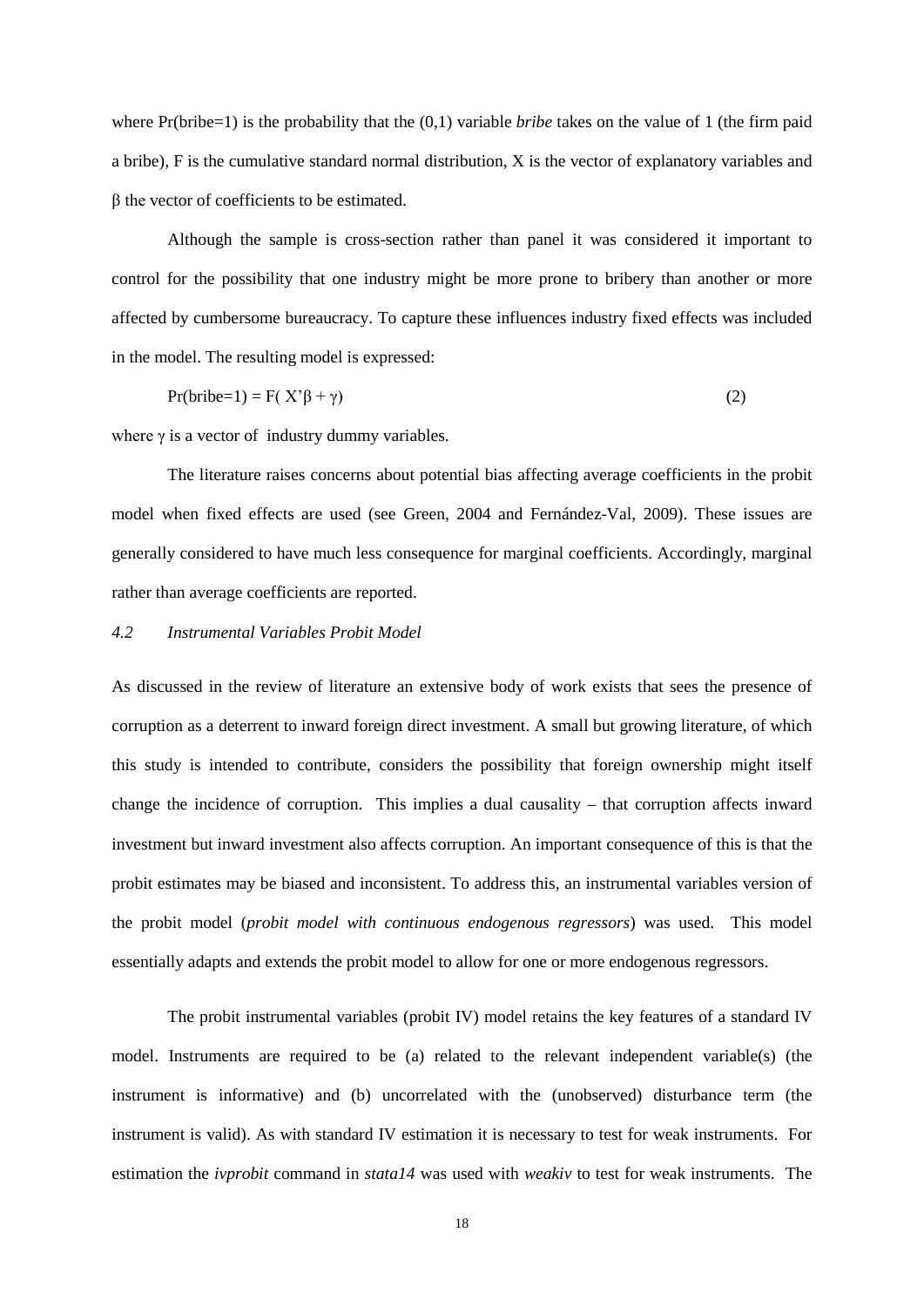where Pr(bribe=1) is the probability that the (0,1) variable *bribe* takes on the value of 1 (the firm paid a bribe), F is the cumulative standard normal distribution, X is the vector of explanatory variables and $\beta$ the vector of coefficients to be estimated.

Although the sample is cross-section rather than panel it was considered it important to control for the possibility that one industry might be more prone to bribery than another or more affected by cumbersome bureaucracy. To capture these influences industry fixed effects was included in the model. The resulting model is expressed:

$$\Pr(\text{bribe}=1) = F(X'\beta + \gamma) \tag{2}$$

where $\gamma$ is a vector of industry dummy variables.

The literature raises concerns about potential bias affecting average coefficients in the probit model when fixed effects are used (see Green, 2004 and Fernández-Val, 2009). These issues are generally considered to have much less consequence for marginal coefficients. Accordingly, marginal rather than average coefficients are reported.

### *4.2 Instrumental Variables Probit Model*

As discussed in the review of literature an extensive body of work exists that sees the presence of corruption as a deterrent to inward foreign direct investment. A small but growing literature, of which this study is intended to contribute, considers the possibility that foreign ownership might itself change the incidence of corruption. This implies a dual causality – that corruption affects inward investment but inward investment also affects corruption. An important consequence of this is that the probit estimates may be biased and inconsistent. To address this, an instrumental variables version of the probit model (*probit model with continuous endogenous regressors*) was used. This model essentially adapts and extends the probit model to allow for one or more endogenous regressors.

The probit instrumental variables (probit IV) model retains the key features of a standard IV model. Instruments are required to be (a) related to the relevant independent variable(s) (the instrument is informative) and (b) uncorrelated with the (unobserved) disturbance term (the instrument is valid). As with standard IV estimation it is necessary to test for weak instruments. For estimation the *ivprobit* command in *stata14* was used with *weakiv* to test for weak instruments. The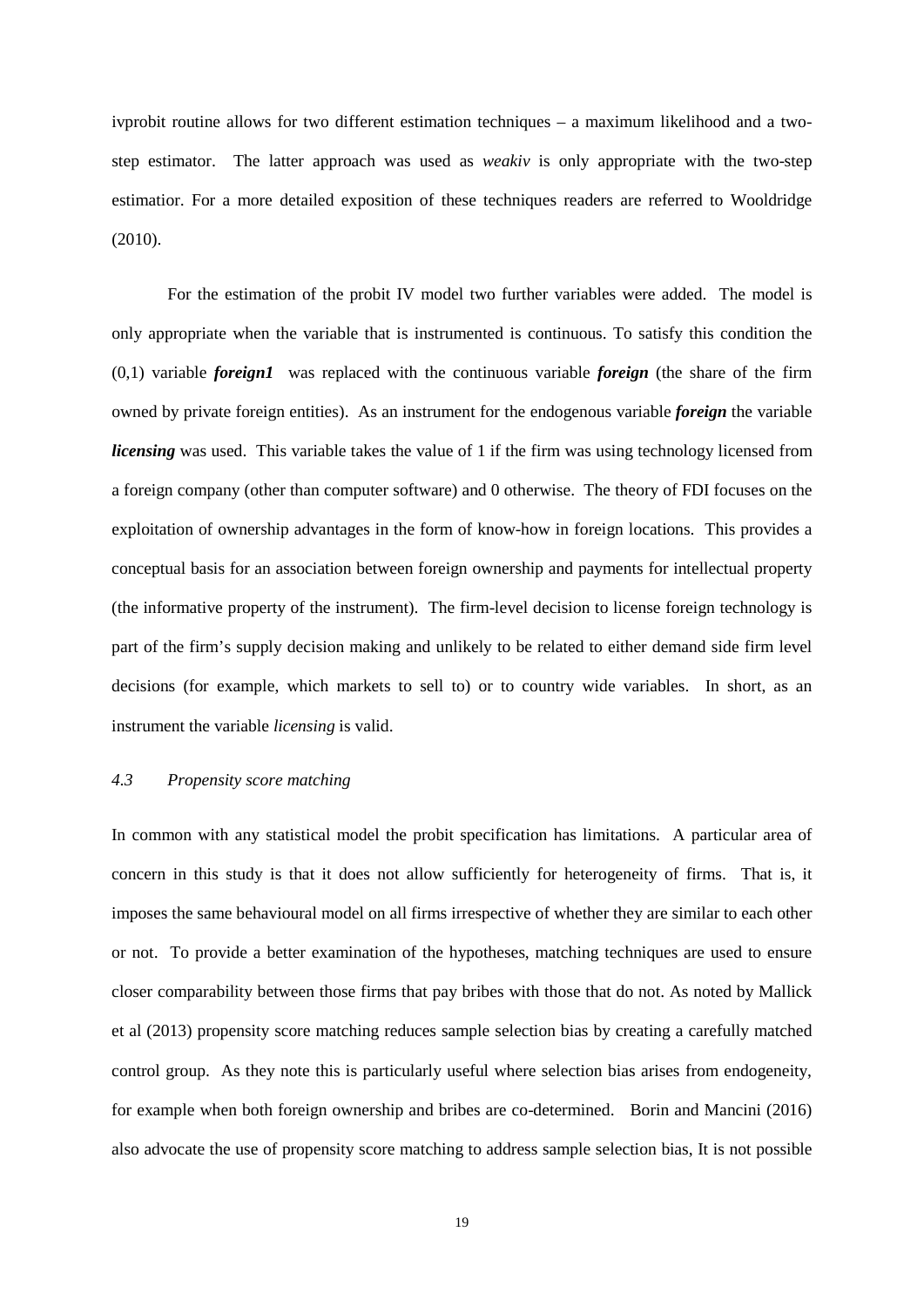ivprobit routine allows for two different estimation techniques – a maximum likelihood and a two-step estimator. The latter approach was used as *weakiv* is only appropriate with the two-step estimatior. For a more detailed exposition of these techniques readers are referred to Wooldridge (2010).

For the estimation of the probit IV model two further variables were added. The model is only appropriate when the variable that is instrumented is continuous. To satisfy this condition the (0,1) variable ***foreign1*** was replaced with the continuous variable ***foreign*** (the share of the firm owned by private foreign entities). As an instrument for the endogenous variable ***foreign*** the variable ***licensing*** was used. This variable takes the value of 1 if the firm was using technology licensed from a foreign company (other than computer software) and 0 otherwise. The theory of FDI focuses on the exploitation of ownership advantages in the form of know-how in foreign locations. This provides a conceptual basis for an association between foreign ownership and payments for intellectual property (the informative property of the instrument). The firm-level decision to license foreign technology is part of the firm's supply decision making and unlikely to be related to either demand side firm level decisions (for example, which markets to sell to) or to country wide variables. In short, as an instrument the variable *licensing* is valid.

### *4.3 Propensity score matching*

In common with any statistical model the probit specification has limitations. A particular area of concern in this study is that it does not allow sufficiently for heterogeneity of firms. That is, it imposes the same behavioural model on all firms irrespective of whether they are similar to each other or not. To provide a better examination of the hypotheses, matching techniques are used to ensure closer comparability between those firms that pay bribes with those that do not. As noted by Mallick et al (2013) propensity score matching reduces sample selection bias by creating a carefully matched control group. As they note this is particularly useful where selection bias arises from endogeneity, for example when both foreign ownership and bribes are co-determined. Borin and Mancini (2016) also advocate the use of propensity score matching to address sample selection bias, It is not possible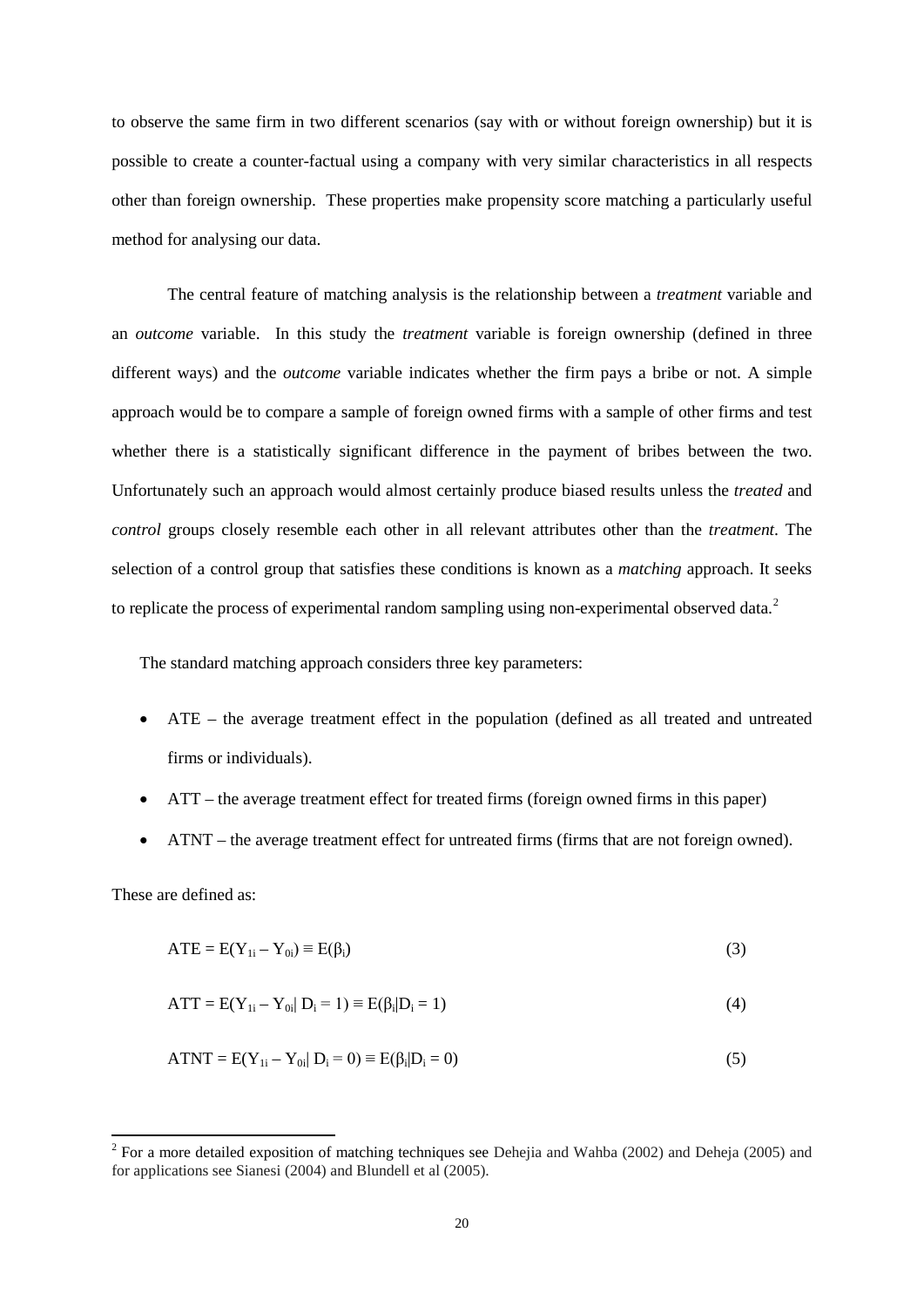to observe the same firm in two different scenarios (say with or without foreign ownership) but it is possible to create a counter-factual using a company with very similar characteristics in all respects other than foreign ownership. These properties make propensity score matching a particularly useful method for analysing our data.

The central feature of matching analysis is the relationship between a *treatment* variable and an *outcome* variable. In this study the *treatment* variable is foreign ownership (defined in three different ways) and the *outcome* variable indicates whether the firm pays a bribe or not. A simple approach would be to compare a sample of foreign owned firms with a sample of other firms and test whether there is a statistically significant difference in the payment of bribes between the two. Unfortunately such an approach would almost certainly produce biased results unless the *treated* and *control* groups closely resemble each other in all relevant attributes other than the *treatment*. The selection of a control group that satisfies these conditions is known as a *matching* approach. It seeks to replicate the process of experimental random sampling using non-experimental observed data.[2]

The standard matching approach considers three key parameters:

- ATE – the average treatment effect in the population (defined as all treated and untreated firms or individuals).
- ATT – the average treatment effect for treated firms (foreign owned firms in this paper)
- ATNT – the average treatment effect for untreated firms (firms that are not foreign owned).

These are defined as:

$$\text{ATE} = E(Y_{1i} - Y_{0i}) \equiv E(\beta_i) \tag{3}$$

$$\text{ATT} = E(Y_{1i} - Y_{0i}|\ D_i = 1) \equiv E(\beta_i|D_i = 1) \tag{4}$$

$$\text{ATNT} = E(Y_{1i} - Y_{0i}|\ D_i = 0) \equiv E(\beta_i|D_i = 0) \tag{5}$$

[2] For a more detailed exposition of matching techniques see Dehejia and Wahba (2002) and Deheja (2005) and for applications see Sianesi (2004) and Blundell et al (2005).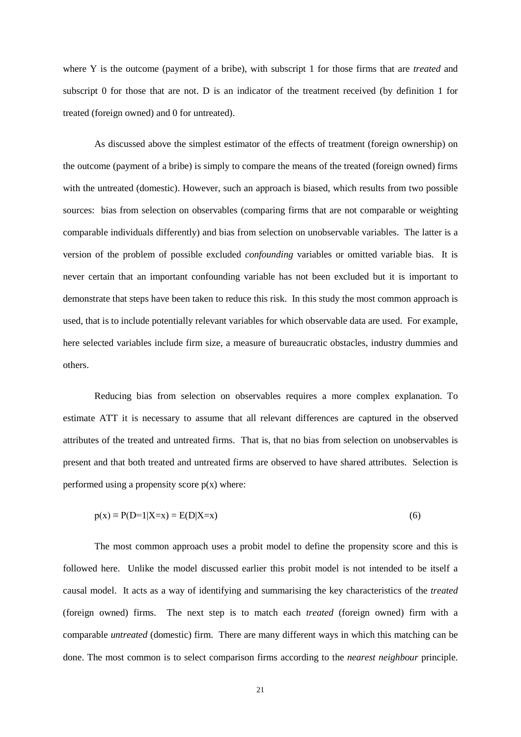where Y is the outcome (payment of a bribe), with subscript 1 for those firms that are *treated* and subscript 0 for those that are not. D is an indicator of the treatment received (by definition 1 for treated (foreign owned) and 0 for untreated).

As discussed above the simplest estimator of the effects of treatment (foreign ownership) on the outcome (payment of a bribe) is simply to compare the means of the treated (foreign owned) firms with the untreated (domestic). However, such an approach is biased, which results from two possible sources: bias from selection on observables (comparing firms that are not comparable or weighting comparable individuals differently) and bias from selection on unobservable variables. The latter is a version of the problem of possible excluded *confounding* variables or omitted variable bias. It is never certain that an important confounding variable has not been excluded but it is important to demonstrate that steps have been taken to reduce this risk. In this study the most common approach is used, that is to include potentially relevant variables for which observable data are used. For example, here selected variables include firm size, a measure of bureaucratic obstacles, industry dummies and others.

Reducing bias from selection on observables requires a more complex explanation. To estimate ATT it is necessary to assume that all relevant differences are captured in the observed attributes of the treated and untreated firms. That is, that no bias from selection on unobservables is present and that both treated and untreated firms are observed to have shared attributes. Selection is performed using a propensity score p(x) where:

$$p(x) \equiv P(D=1|X=x) = E(D|X=x) \tag{6}$$

The most common approach uses a probit model to define the propensity score and this is followed here. Unlike the model discussed earlier this probit model is not intended to be itself a causal model. It acts as a way of identifying and summarising the key characteristics of the *treated* (foreign owned) firms. The next step is to match each *treated* (foreign owned) firm with a comparable *untreated* (domestic) firm. There are many different ways in which this matching can be done. The most common is to select comparison firms according to the *nearest neighbour* principle.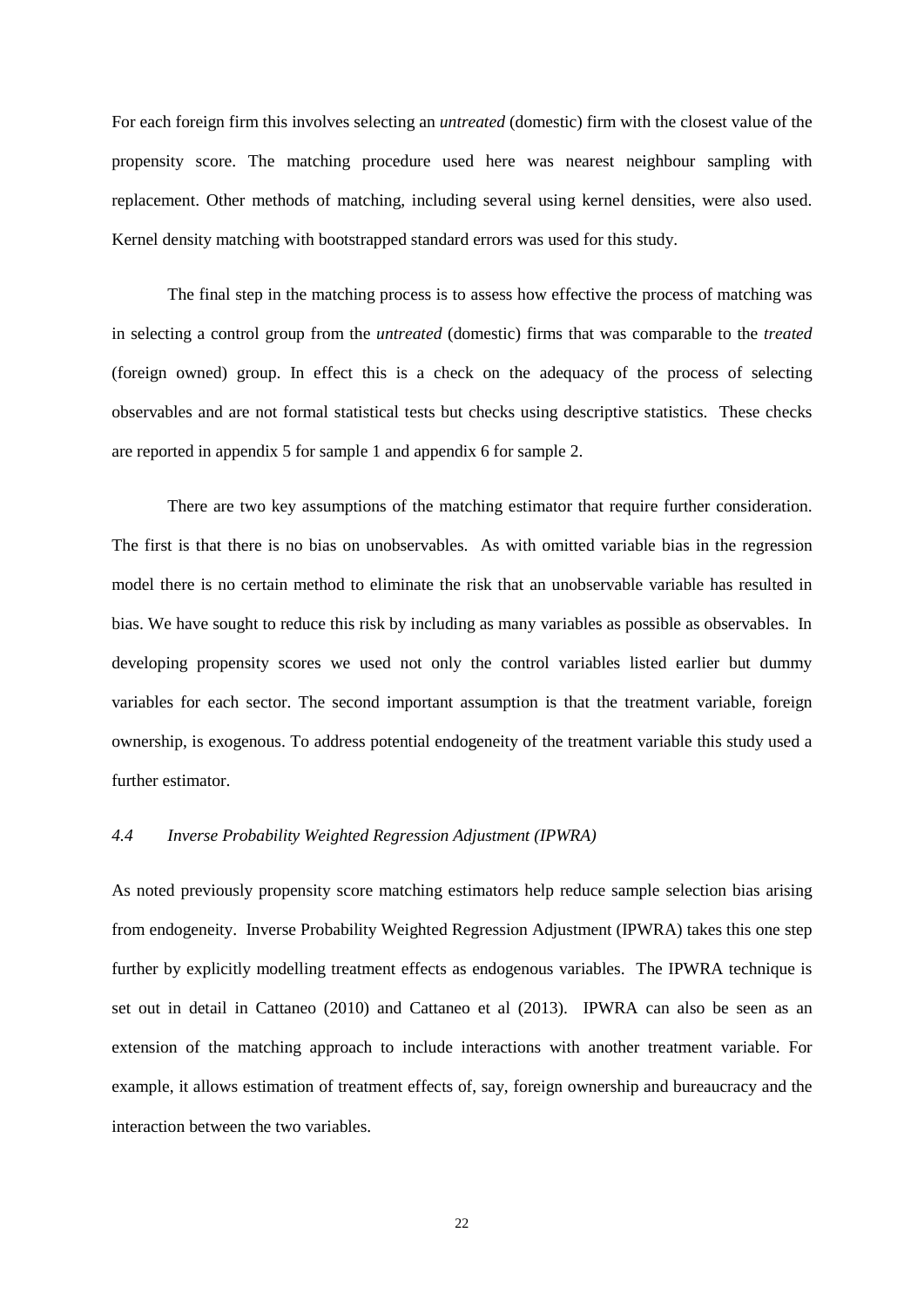For each foreign firm this involves selecting an *untreated* (domestic) firm with the closest value of the propensity score. The matching procedure used here was nearest neighbour sampling with replacement. Other methods of matching, including several using kernel densities, were also used. Kernel density matching with bootstrapped standard errors was used for this study.

The final step in the matching process is to assess how effective the process of matching was in selecting a control group from the *untreated* (domestic) firms that was comparable to the *treated* (foreign owned) group. In effect this is a check on the adequacy of the process of selecting observables and are not formal statistical tests but checks using descriptive statistics. These checks are reported in appendix 5 for sample 1 and appendix 6 for sample 2.

There are two key assumptions of the matching estimator that require further consideration. The first is that there is no bias on unobservables. As with omitted variable bias in the regression model there is no certain method to eliminate the risk that an unobservable variable has resulted in bias. We have sought to reduce this risk by including as many variables as possible as observables. In developing propensity scores we used not only the control variables listed earlier but dummy variables for each sector. The second important assumption is that the treatment variable, foreign ownership, is exogenous. To address potential endogeneity of the treatment variable this study used a further estimator.

### *4.4 Inverse Probability Weighted Regression Adjustment (IPWRA)*

As noted previously propensity score matching estimators help reduce sample selection bias arising from endogeneity. Inverse Probability Weighted Regression Adjustment (IPWRA) takes this one step further by explicitly modelling treatment effects as endogenous variables. The IPWRA technique is set out in detail in Cattaneo (2010) and Cattaneo et al (2013). IPWRA can also be seen as an extension of the matching approach to include interactions with another treatment variable. For example, it allows estimation of treatment effects of, say, foreign ownership and bureaucracy and the interaction between the two variables.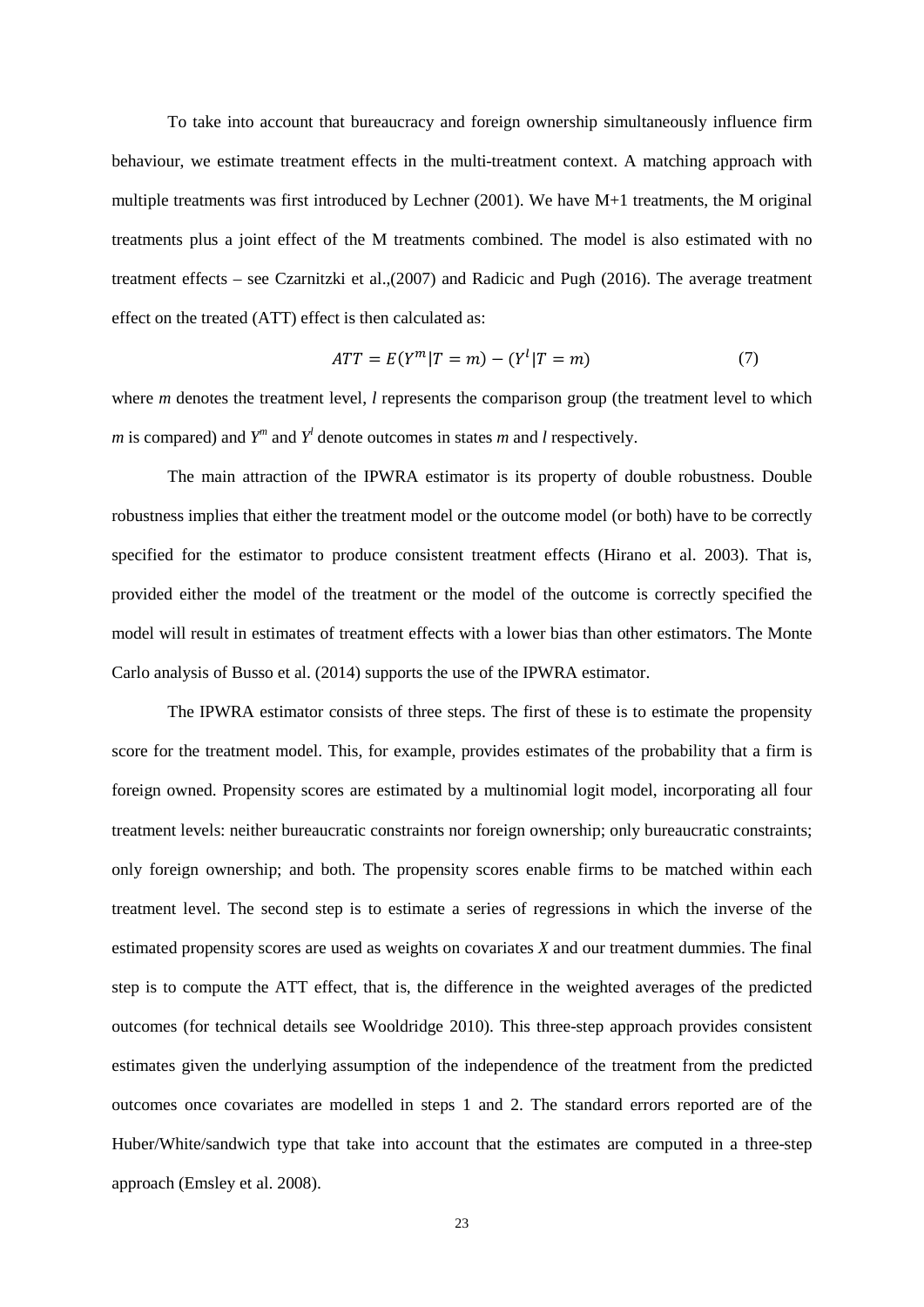To take into account that bureaucracy and foreign ownership simultaneously influence firm behaviour, we estimate treatment effects in the multi-treatment context. A matching approach with multiple treatments was first introduced by Lechner (2001). We have M+1 treatments, the M original treatments plus a joint effect of the M treatments combined. The model is also estimated with no treatment effects – see Czarnitzki et al.,(2007) and Radicic and Pugh (2016). The average treatment effect on the treated (ATT) effect is then calculated as:

$$ATT = E(Y^m|T = m) - (Y^l|T = m) \tag{7}$$

where *m* denotes the treatment level, *l* represents the comparison group (the treatment level to which *m* is compared) and $Y^m$ and $Y^l$ denote outcomes in states *m* and *l* respectively.

The main attraction of the IPWRA estimator is its property of double robustness. Double robustness implies that either the treatment model or the outcome model (or both) have to be correctly specified for the estimator to produce consistent treatment effects (Hirano et al. 2003). That is, provided either the model of the treatment or the model of the outcome is correctly specified the model will result in estimates of treatment effects with a lower bias than other estimators. The Monte Carlo analysis of Busso et al. (2014) supports the use of the IPWRA estimator.

The IPWRA estimator consists of three steps. The first of these is to estimate the propensity score for the treatment model. This, for example, provides estimates of the probability that a firm is foreign owned. Propensity scores are estimated by a multinomial logit model, incorporating all four treatment levels: neither bureaucratic constraints nor foreign ownership; only bureaucratic constraints; only foreign ownership; and both. The propensity scores enable firms to be matched within each treatment level. The second step is to estimate a series of regressions in which the inverse of the estimated propensity scores are used as weights on covariates *X* and our treatment dummies. The final step is to compute the ATT effect, that is, the difference in the weighted averages of the predicted outcomes (for technical details see Wooldridge 2010). This three-step approach provides consistent estimates given the underlying assumption of the independence of the treatment from the predicted outcomes once covariates are modelled in steps 1 and 2. The standard errors reported are of the Huber/White/sandwich type that take into account that the estimates are computed in a three-step approach (Emsley et al. 2008).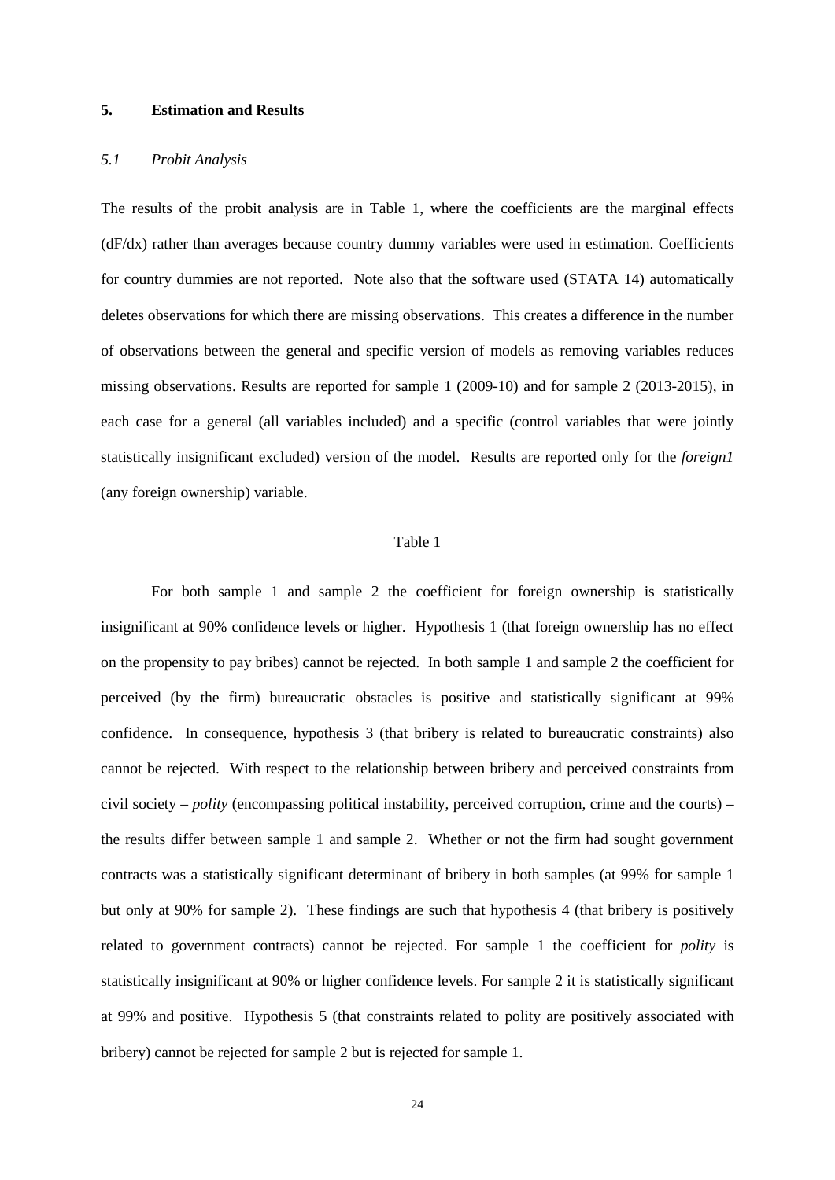## 5. Estimation and Results

### *5.1 Probit Analysis*

The results of the probit analysis are in Table 1, where the coefficients are the marginal effects (dF/dx) rather than averages because country dummy variables were used in estimation. Coefficients for country dummies are not reported. Note also that the software used (STATA 14) automatically deletes observations for which there are missing observations. This creates a difference in the number of observations between the general and specific version of models as removing variables reduces missing observations. Results are reported for sample 1 (2009-10) and for sample 2 (2013-2015), in each case for a general (all variables included) and a specific (control variables that were jointly statistically insignificant excluded) version of the model. Results are reported only for the *foreign1* (any foreign ownership) variable.

Table 1

For both sample 1 and sample 2 the coefficient for foreign ownership is statistically insignificant at 90% confidence levels or higher. Hypothesis 1 (that foreign ownership has no effect on the propensity to pay bribes) cannot be rejected. In both sample 1 and sample 2 the coefficient for perceived (by the firm) bureaucratic obstacles is positive and statistically significant at 99% confidence. In consequence, hypothesis 3 (that bribery is related to bureaucratic constraints) also cannot be rejected. With respect to the relationship between bribery and perceived constraints from civil society – *polity* (encompassing political instability, perceived corruption, crime and the courts) – the results differ between sample 1 and sample 2. Whether or not the firm had sought government contracts was a statistically significant determinant of bribery in both samples (at 99% for sample 1 but only at 90% for sample 2). These findings are such that hypothesis 4 (that bribery is positively related to government contracts) cannot be rejected. For sample 1 the coefficient for *polity* is statistically insignificant at 90% or higher confidence levels. For sample 2 it is statistically significant at 99% and positive. Hypothesis 5 (that constraints related to polity are positively associated with bribery) cannot be rejected for sample 2 but is rejected for sample 1.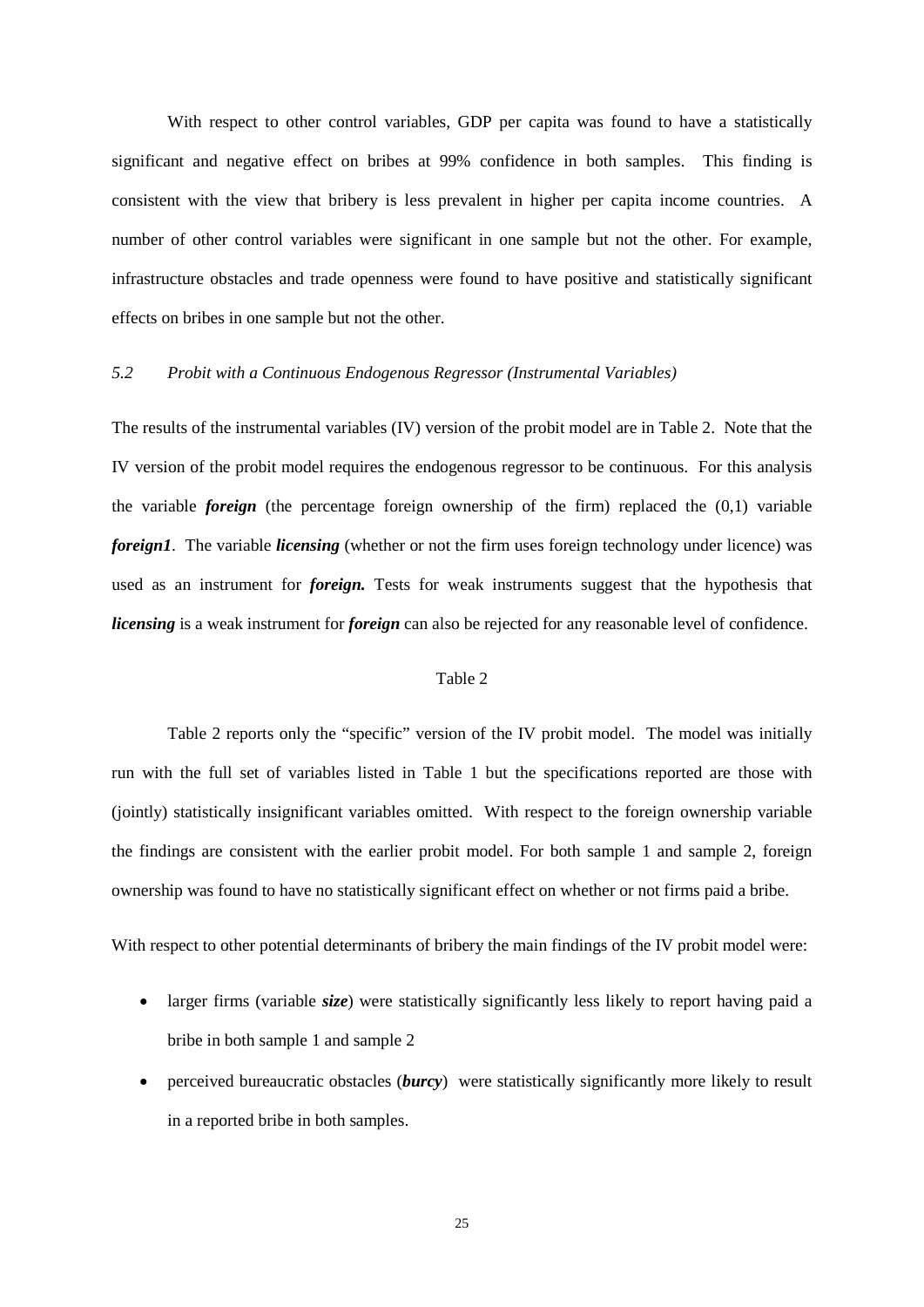With respect to other control variables, GDP per capita was found to have a statistically significant and negative effect on bribes at 99% confidence in both samples. This finding is consistent with the view that bribery is less prevalent in higher per capita income countries. A number of other control variables were significant in one sample but not the other. For example, infrastructure obstacles and trade openness were found to have positive and statistically significant effects on bribes in one sample but not the other.

### *5.2 Probit with a Continuous Endogenous Regressor (Instrumental Variables)*

The results of the instrumental variables (IV) version of the probit model are in Table 2. Note that the IV version of the probit model requires the endogenous regressor to be continuous. For this analysis the variable ***foreign*** (the percentage foreign ownership of the firm) replaced the (0,1) variable ***foreign1***. The variable ***licensing*** (whether or not the firm uses foreign technology under licence) was used as an instrument for ***foreign.*** Tests for weak instruments suggest that the hypothesis that ***licensing*** is a weak instrument for ***foreign*** can also be rejected for any reasonable level of confidence.

Table 2

Table 2 reports only the "specific" version of the IV probit model. The model was initially run with the full set of variables listed in Table 1 but the specifications reported are those with (jointly) statistically insignificant variables omitted. With respect to the foreign ownership variable the findings are consistent with the earlier probit model. For both sample 1 and sample 2, foreign ownership was found to have no statistically significant effect on whether or not firms paid a bribe.

With respect to other potential determinants of bribery the main findings of the IV probit model were:

- larger firms (variable ***size***) were statistically significantly less likely to report having paid a bribe in both sample 1 and sample 2
- perceived bureaucratic obstacles (***burcy***) were statistically significantly more likely to result in a reported bribe in both samples.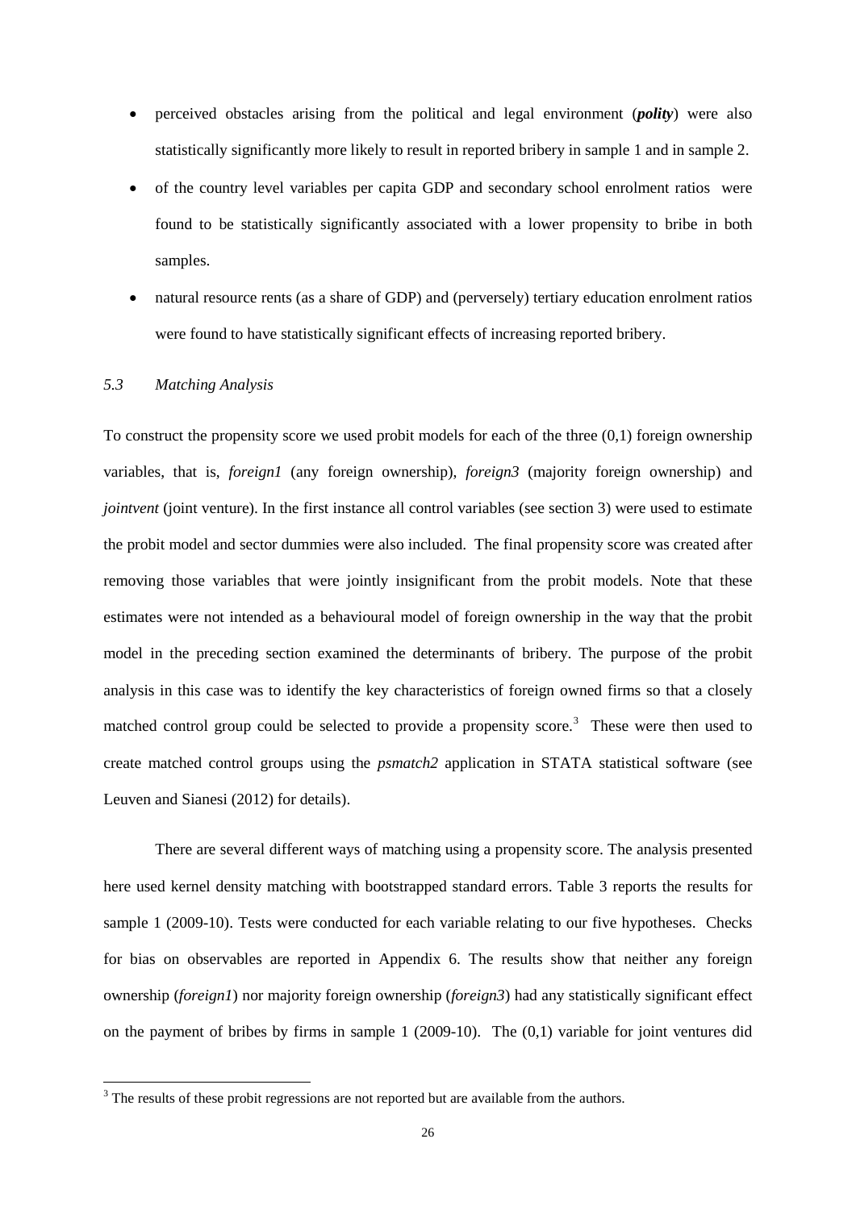- perceived obstacles arising from the political and legal environment (***polity***) were also statistically significantly more likely to result in reported bribery in sample 1 and in sample 2.
- of the country level variables per capita GDP and secondary school enrolment ratios were found to be statistically significantly associated with a lower propensity to bribe in both samples.
- natural resource rents (as a share of GDP) and (perversely) tertiary education enrolment ratios were found to have statistically significant effects of increasing reported bribery.

### *5.3 Matching Analysis*

To construct the propensity score we used probit models for each of the three (0,1) foreign ownership variables, that is, *foreign1* (any foreign ownership), *foreign3* (majority foreign ownership) and *jointvent* (joint venture). In the first instance all control variables (see section 3) were used to estimate the probit model and sector dummies were also included. The final propensity score was created after removing those variables that were jointly insignificant from the probit models. Note that these estimates were not intended as a behavioural model of foreign ownership in the way that the probit model in the preceding section examined the determinants of bribery. The purpose of the probit analysis in this case was to identify the key characteristics of foreign owned firms so that a closely matched control group could be selected to provide a propensity score.[3] These were then used to create matched control groups using the *psmatch2* application in STATA statistical software (see Leuven and Sianesi (2012) for details).

There are several different ways of matching using a propensity score. The analysis presented here used kernel density matching with bootstrapped standard errors. Table 3 reports the results for sample 1 (2009-10). Tests were conducted for each variable relating to our five hypotheses. Checks for bias on observables are reported in Appendix 6. The results show that neither any foreign ownership (*foreign1*) nor majority foreign ownership (*foreign3*) had any statistically significant effect on the payment of bribes by firms in sample 1 (2009-10). The (0,1) variable for joint ventures did

[3] The results of these probit regressions are not reported but are available from the authors.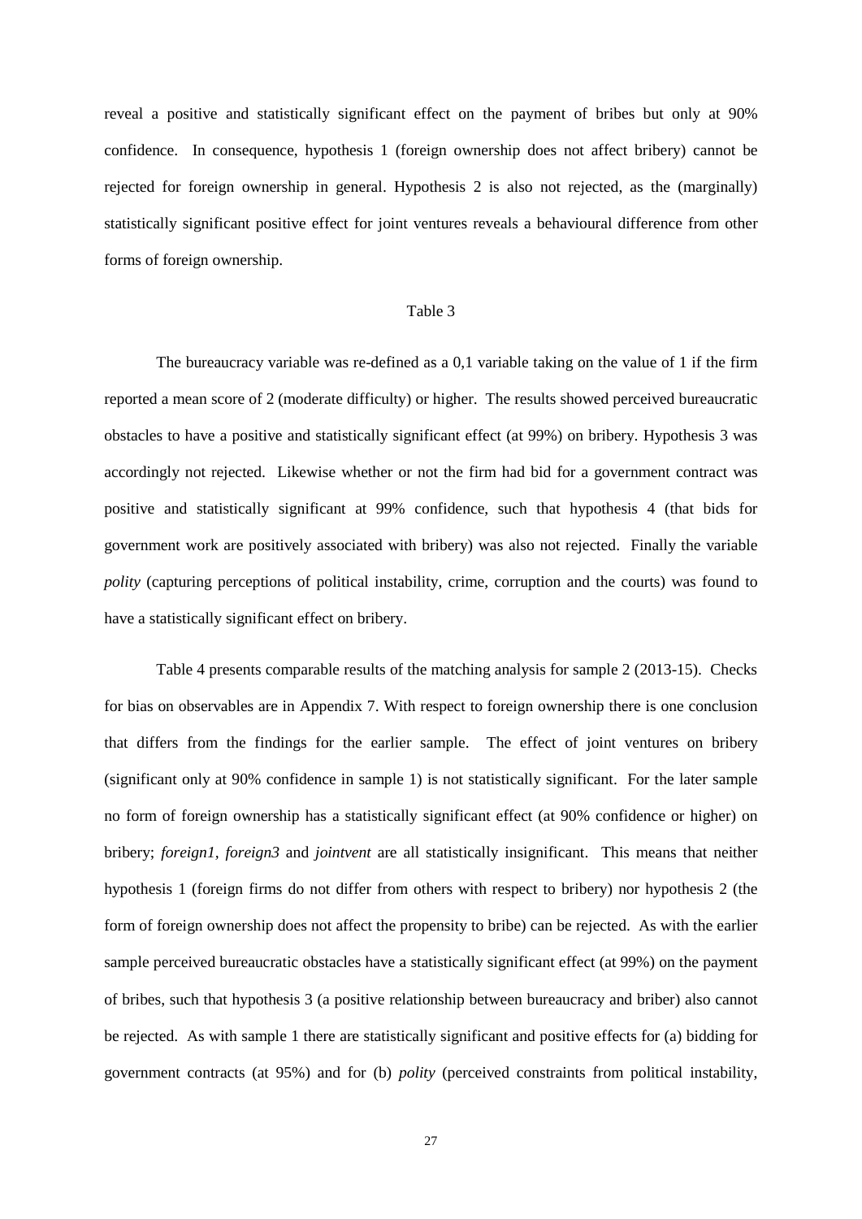reveal a positive and statistically significant effect on the payment of bribes but only at 90% confidence. In consequence, hypothesis 1 (foreign ownership does not affect bribery) cannot be rejected for foreign ownership in general. Hypothesis 2 is also not rejected, as the (marginally) statistically significant positive effect for joint ventures reveals a behavioural difference from other forms of foreign ownership.

Table 3

The bureaucracy variable was re-defined as a 0,1 variable taking on the value of 1 if the firm reported a mean score of 2 (moderate difficulty) or higher. The results showed perceived bureaucratic obstacles to have a positive and statistically significant effect (at 99%) on bribery. Hypothesis 3 was accordingly not rejected. Likewise whether or not the firm had bid for a government contract was positive and statistically significant at 99% confidence, such that hypothesis 4 (that bids for government work are positively associated with bribery) was also not rejected. Finally the variable *polity* (capturing perceptions of political instability, crime, corruption and the courts) was found to have a statistically significant effect on bribery.

Table 4 presents comparable results of the matching analysis for sample 2 (2013-15). Checks for bias on observables are in Appendix 7. With respect to foreign ownership there is one conclusion that differs from the findings for the earlier sample. The effect of joint ventures on bribery (significant only at 90% confidence in sample 1) is not statistically significant. For the later sample no form of foreign ownership has a statistically significant effect (at 90% confidence or higher) on bribery; *foreign1*, *foreign3* and *jointvent* are all statistically insignificant. This means that neither hypothesis 1 (foreign firms do not differ from others with respect to bribery) nor hypothesis 2 (the form of foreign ownership does not affect the propensity to bribe) can be rejected. As with the earlier sample perceived bureaucratic obstacles have a statistically significant effect (at 99%) on the payment of bribes, such that hypothesis 3 (a positive relationship between bureaucracy and briber) also cannot be rejected. As with sample 1 there are statistically significant and positive effects for (a) bidding for government contracts (at 95%) and for (b) *polity* (perceived constraints from political instability,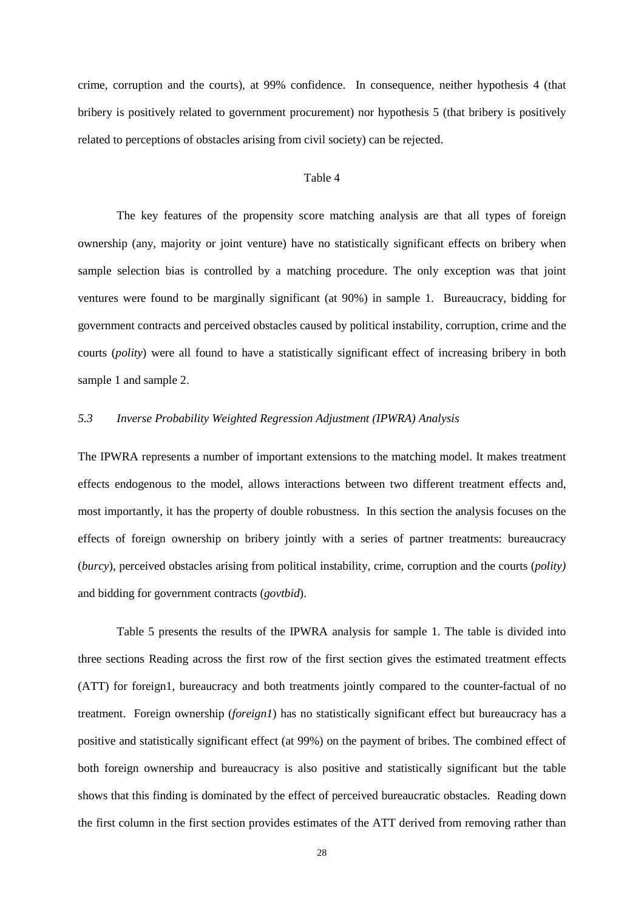crime, corruption and the courts), at 99% confidence. In consequence, neither hypothesis 4 (that bribery is positively related to government procurement) nor hypothesis 5 (that bribery is positively related to perceptions of obstacles arising from civil society) can be rejected.

Table 4

The key features of the propensity score matching analysis are that all types of foreign ownership (any, majority or joint venture) have no statistically significant effects on bribery when sample selection bias is controlled by a matching procedure. The only exception was that joint ventures were found to be marginally significant (at 90%) in sample 1. Bureaucracy, bidding for government contracts and perceived obstacles caused by political instability, corruption, crime and the courts (*polity*) were all found to have a statistically significant effect of increasing bribery in both sample 1 and sample 2.

### *5.3 Inverse Probability Weighted Regression Adjustment (IPWRA) Analysis*

The IPWRA represents a number of important extensions to the matching model. It makes treatment effects endogenous to the model, allows interactions between two different treatment effects and, most importantly, it has the property of double robustness. In this section the analysis focuses on the effects of foreign ownership on bribery jointly with a series of partner treatments: bureaucracy (*burcy*), perceived obstacles arising from political instability, crime, corruption and the courts (*polity)* and bidding for government contracts (*govtbid*).

Table 5 presents the results of the IPWRA analysis for sample 1. The table is divided into three sections Reading across the first row of the first section gives the estimated treatment effects (ATT) for foreign1, bureaucracy and both treatments jointly compared to the counter-factual of no treatment. Foreign ownership (*foreign1*) has no statistically significant effect but bureaucracy has a positive and statistically significant effect (at 99%) on the payment of bribes. The combined effect of both foreign ownership and bureaucracy is also positive and statistically significant but the table shows that this finding is dominated by the effect of perceived bureaucratic obstacles. Reading down the first column in the first section provides estimates of the ATT derived from removing rather than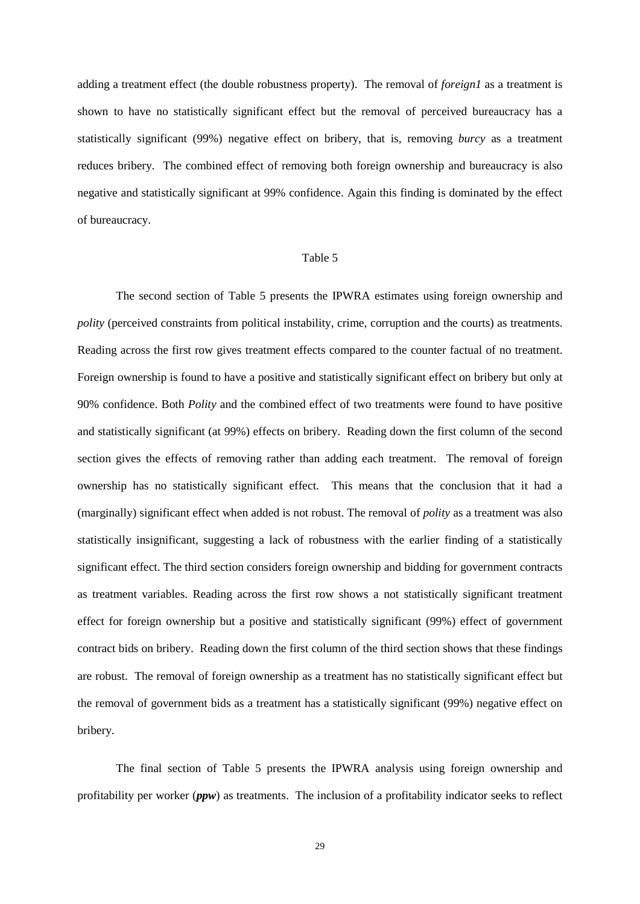adding a treatment effect (the double robustness property). The removal of *foreign1* as a treatment is shown to have no statistically significant effect but the removal of perceived bureaucracy has a statistically significant (99%) negative effect on bribery, that is, removing *burcy* as a treatment reduces bribery. The combined effect of removing both foreign ownership and bureaucracy is also negative and statistically significant at 99% confidence. Again this finding is dominated by the effect of bureaucracy.

Table 5

The second section of Table 5 presents the IPWRA estimates using foreign ownership and *polity* (perceived constraints from political instability, crime, corruption and the courts) as treatments. Reading across the first row gives treatment effects compared to the counter factual of no treatment. Foreign ownership is found to have a positive and statistically significant effect on bribery but only at 90% confidence. Both *Polity* and the combined effect of two treatments were found to have positive and statistically significant (at 99%) effects on bribery. Reading down the first column of the second section gives the effects of removing rather than adding each treatment. The removal of foreign ownership has no statistically significant effect. This means that the conclusion that it had a (marginally) significant effect when added is not robust. The removal of *polity* as a treatment was also statistically insignificant, suggesting a lack of robustness with the earlier finding of a statistically significant effect. The third section considers foreign ownership and bidding for government contracts as treatment variables. Reading across the first row shows a not statistically significant treatment effect for foreign ownership but a positive and statistically significant (99%) effect of government contract bids on bribery. Reading down the first column of the third section shows that these findings are robust. The removal of foreign ownership as a treatment has no statistically significant effect but the removal of government bids as a treatment has a statistically significant (99%) negative effect on bribery.

The final section of Table 5 presents the IPWRA analysis using foreign ownership and profitability per worker (***ppw***) as treatments. The inclusion of a profitability indicator seeks to reflect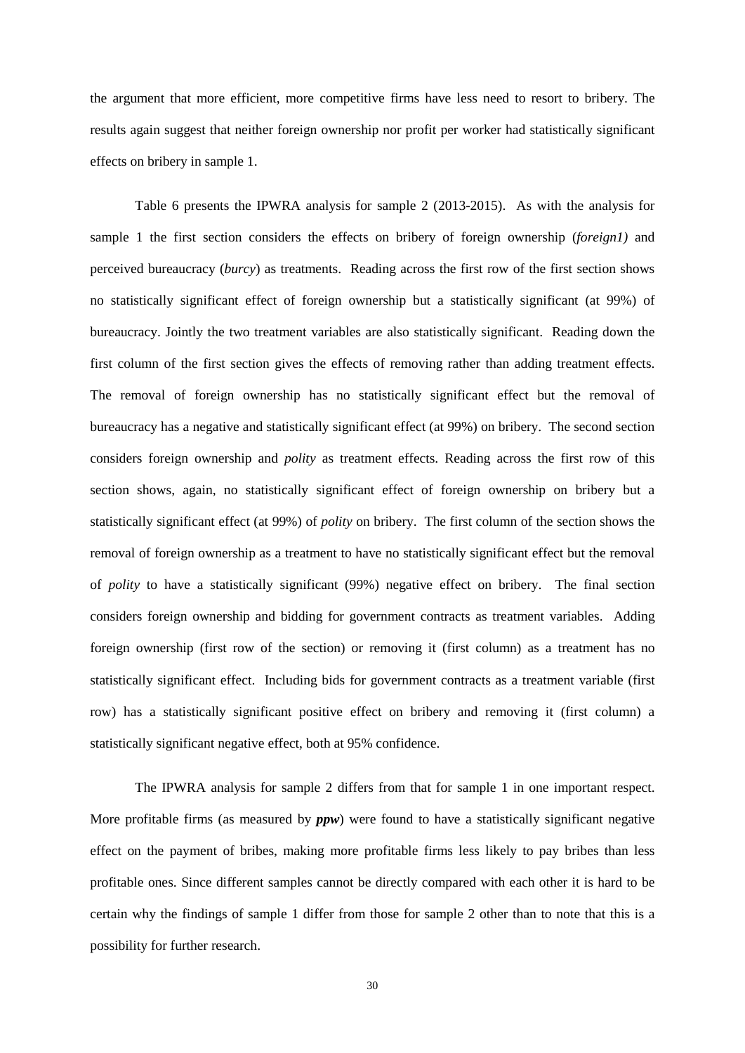the argument that more efficient, more competitive firms have less need to resort to bribery. The results again suggest that neither foreign ownership nor profit per worker had statistically significant effects on bribery in sample 1.

Table 6 presents the IPWRA analysis for sample 2 (2013-2015). As with the analysis for sample 1 the first section considers the effects on bribery of foreign ownership (*foreign1)* and perceived bureaucracy (*burcy*) as treatments. Reading across the first row of the first section shows no statistically significant effect of foreign ownership but a statistically significant (at 99%) of bureaucracy. Jointly the two treatment variables are also statistically significant. Reading down the first column of the first section gives the effects of removing rather than adding treatment effects. The removal of foreign ownership has no statistically significant effect but the removal of bureaucracy has a negative and statistically significant effect (at 99%) on bribery. The second section considers foreign ownership and *polity* as treatment effects. Reading across the first row of this section shows, again, no statistically significant effect of foreign ownership on bribery but a statistically significant effect (at 99%) of *polity* on bribery. The first column of the section shows the removal of foreign ownership as a treatment to have no statistically significant effect but the removal of *polity* to have a statistically significant (99%) negative effect on bribery. The final section considers foreign ownership and bidding for government contracts as treatment variables. Adding foreign ownership (first row of the section) or removing it (first column) as a treatment has no statistically significant effect. Including bids for government contracts as a treatment variable (first row) has a statistically significant positive effect on bribery and removing it (first column) a statistically significant negative effect, both at 95% confidence.

The IPWRA analysis for sample 2 differs from that for sample 1 in one important respect. More profitable firms (as measured by ***ppw***) were found to have a statistically significant negative effect on the payment of bribes, making more profitable firms less likely to pay bribes than less profitable ones. Since different samples cannot be directly compared with each other it is hard to be certain why the findings of sample 1 differ from those for sample 2 other than to note that this is a possibility for further research.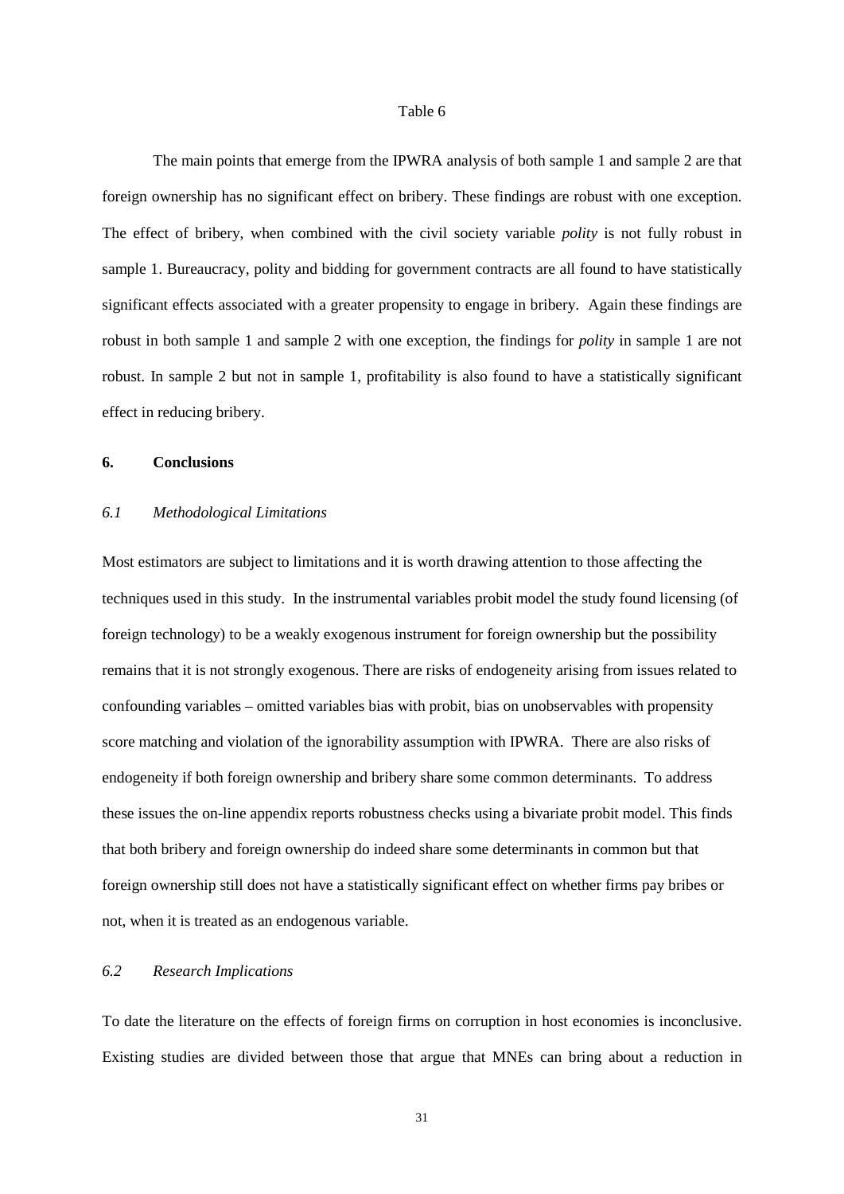Table 6

The main points that emerge from the IPWRA analysis of both sample 1 and sample 2 are that foreign ownership has no significant effect on bribery. These findings are robust with one exception. The effect of bribery, when combined with the civil society variable *polity* is not fully robust in sample 1. Bureaucracy, polity and bidding for government contracts are all found to have statistically significant effects associated with a greater propensity to engage in bribery. Again these findings are robust in both sample 1 and sample 2 with one exception, the findings for *polity* in sample 1 are not robust. In sample 2 but not in sample 1, profitability is also found to have a statistically significant effect in reducing bribery.

## 6. Conclusions

### *6.1 Methodological Limitations*

Most estimators are subject to limitations and it is worth drawing attention to those affecting the techniques used in this study. In the instrumental variables probit model the study found licensing (of foreign technology) to be a weakly exogenous instrument for foreign ownership but the possibility remains that it is not strongly exogenous. There are risks of endogeneity arising from issues related to confounding variables – omitted variables bias with probit, bias on unobservables with propensity score matching and violation of the ignorability assumption with IPWRA. There are also risks of endogeneity if both foreign ownership and bribery share some common determinants. To address these issues the on-line appendix reports robustness checks using a bivariate probit model. This finds that both bribery and foreign ownership do indeed share some determinants in common but that foreign ownership still does not have a statistically significant effect on whether firms pay bribes or not, when it is treated as an endogenous variable.

### *6.2 Research Implications*

To date the literature on the effects of foreign firms on corruption in host economies is inconclusive. Existing studies are divided between those that argue that MNEs can bring about a reduction in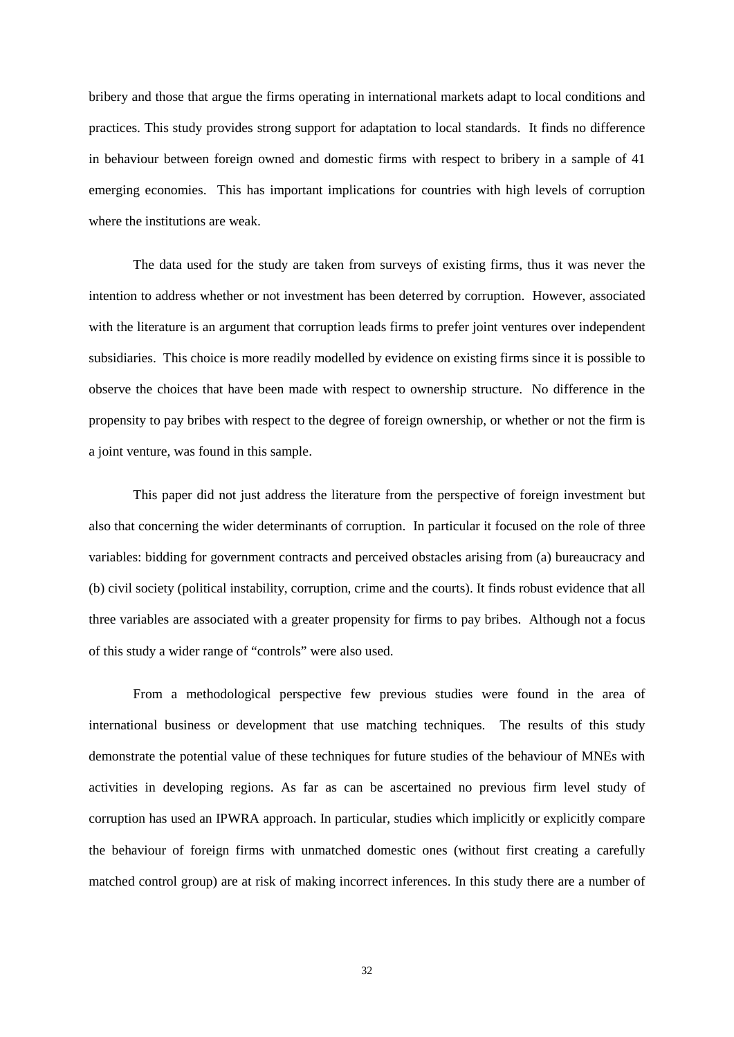bribery and those that argue the firms operating in international markets adapt to local conditions and practices. This study provides strong support for adaptation to local standards. It finds no difference in behaviour between foreign owned and domestic firms with respect to bribery in a sample of 41 emerging economies. This has important implications for countries with high levels of corruption where the institutions are weak.

The data used for the study are taken from surveys of existing firms, thus it was never the intention to address whether or not investment has been deterred by corruption. However, associated with the literature is an argument that corruption leads firms to prefer joint ventures over independent subsidiaries. This choice is more readily modelled by evidence on existing firms since it is possible to observe the choices that have been made with respect to ownership structure. No difference in the propensity to pay bribes with respect to the degree of foreign ownership, or whether or not the firm is a joint venture, was found in this sample.

This paper did not just address the literature from the perspective of foreign investment but also that concerning the wider determinants of corruption. In particular it focused on the role of three variables: bidding for government contracts and perceived obstacles arising from (a) bureaucracy and (b) civil society (political instability, corruption, crime and the courts). It finds robust evidence that all three variables are associated with a greater propensity for firms to pay bribes. Although not a focus of this study a wider range of "controls" were also used.

From a methodological perspective few previous studies were found in the area of international business or development that use matching techniques. The results of this study demonstrate the potential value of these techniques for future studies of the behaviour of MNEs with activities in developing regions. As far as can be ascertained no previous firm level study of corruption has used an IPWRA approach. In particular, studies which implicitly or explicitly compare the behaviour of foreign firms with unmatched domestic ones (without first creating a carefully matched control group) are at risk of making incorrect inferences. In this study there are a number of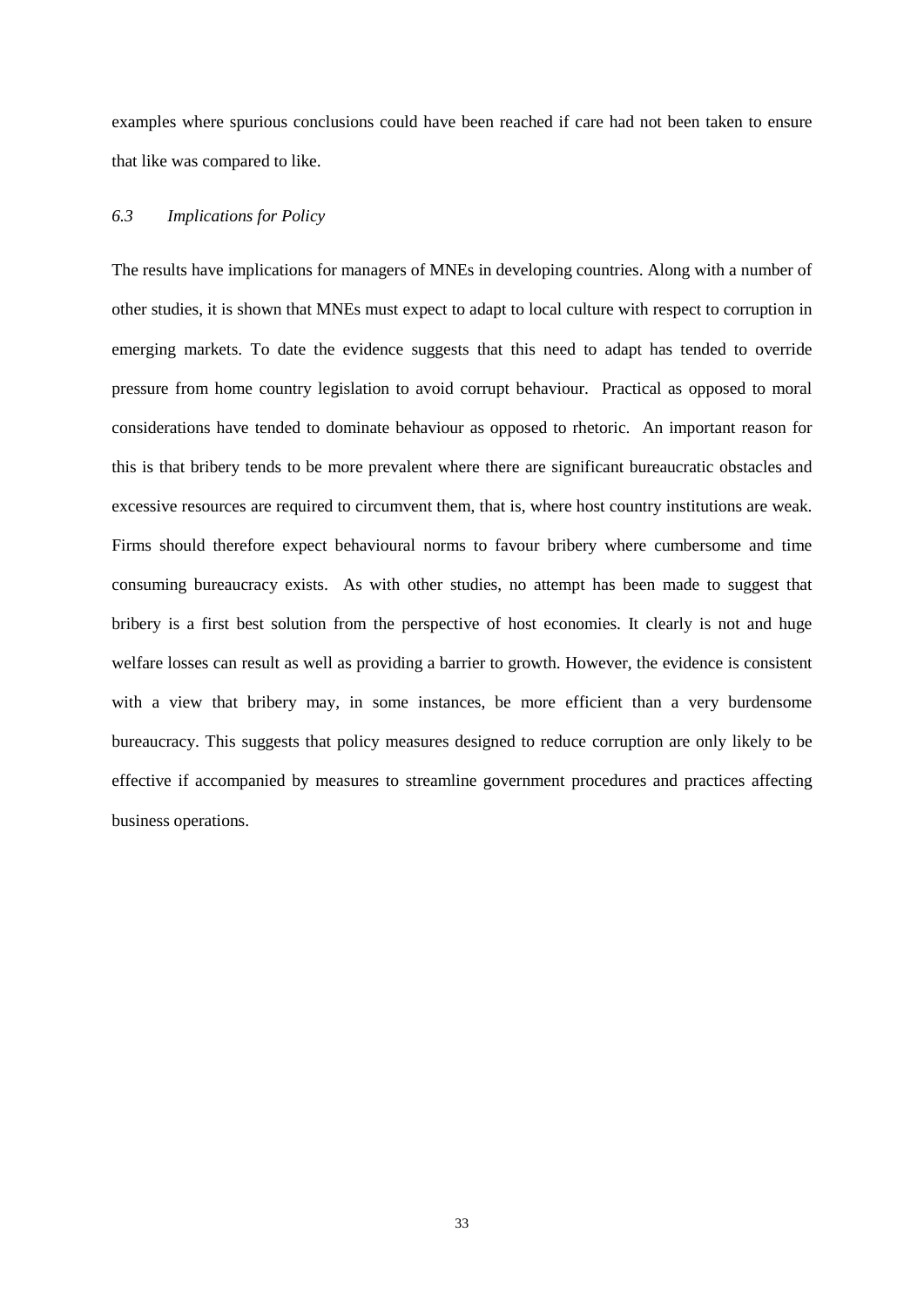examples where spurious conclusions could have been reached if care had not been taken to ensure that like was compared to like.

### *6.3 Implications for Policy*

The results have implications for managers of MNEs in developing countries. Along with a number of other studies, it is shown that MNEs must expect to adapt to local culture with respect to corruption in emerging markets. To date the evidence suggests that this need to adapt has tended to override pressure from home country legislation to avoid corrupt behaviour. Practical as opposed to moral considerations have tended to dominate behaviour as opposed to rhetoric. An important reason for this is that bribery tends to be more prevalent where there are significant bureaucratic obstacles and excessive resources are required to circumvent them, that is, where host country institutions are weak. Firms should therefore expect behavioural norms to favour bribery where cumbersome and time consuming bureaucracy exists. As with other studies, no attempt has been made to suggest that bribery is a first best solution from the perspective of host economies. It clearly is not and huge welfare losses can result as well as providing a barrier to growth. However, the evidence is consistent with a view that bribery may, in some instances, be more efficient than a very burdensome bureaucracy. This suggests that policy measures designed to reduce corruption are only likely to be effective if accompanied by measures to streamline government procedures and practices affecting business operations.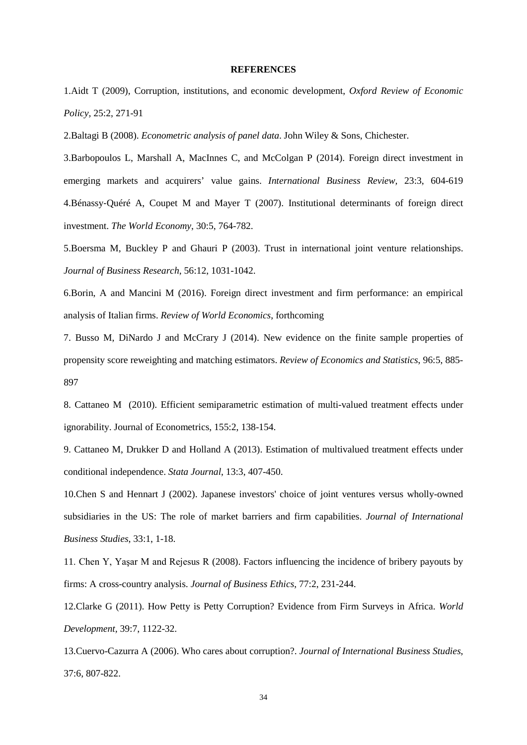**REFERENCES**

1.Aidt T (2009), Corruption, institutions, and economic development, *Oxford Review of Economic Policy*, 25:2, 271-91

2.Baltagi B (2008). *Econometric analysis of panel data*. John Wiley & Sons, Chichester.

3.Barbopoulos L, Marshall A, MacInnes C, and McColgan P (2014). Foreign direct investment in emerging markets and acquirers' value gains. *International Business Review,* 23:3, 604-619

4.Bénassy-Quéré A, Coupet M and Mayer T (2007). Institutional determinants of foreign direct investment. *The World Economy*, 30:5, 764-782.

5.Boersma M, Buckley P and Ghauri P (2003). Trust in international joint venture relationships. *Journal of Business Research*, 56:12, 1031-1042.

6.Borin, A and Mancini M (2016). Foreign direct investment and firm performance: an empirical analysis of Italian firms. *Review of World Economics*, forthcoming

7. Busso M, DiNardo J and McCrary J (2014). New evidence on the finite sample properties of propensity score reweighting and matching estimators. *Review of Economics and Statistics*, 96:5, 885-897

8. Cattaneo M (2010). Efficient semiparametric estimation of multi-valued treatment effects under ignorability. Journal of Econometrics, 155:2, 138-154.

9. Cattaneo M, Drukker D and Holland A (2013). Estimation of multivalued treatment effects under conditional independence. *Stata Journal*, 13:3, 407-450.

10.Chen S and Hennart J (2002). Japanese investors' choice of joint ventures versus wholly-owned subsidiaries in the US: The role of market barriers and firm capabilities. *Journal of International Business Studies*, 33:1, 1-18.

11. Chen Y, Yaşar M and Rejesus R (2008). Factors influencing the incidence of bribery payouts by firms: A cross-country analysis. *Journal of Business Ethics*, 77:2, 231-244.

12.Clarke G (2011). How Petty is Petty Corruption? Evidence from Firm Surveys in Africa. *World Development,* 39:7, 1122-32.

13.Cuervo-Cazurra A (2006). Who cares about corruption?. *Journal of International Business Studies*, 37:6, 807-822.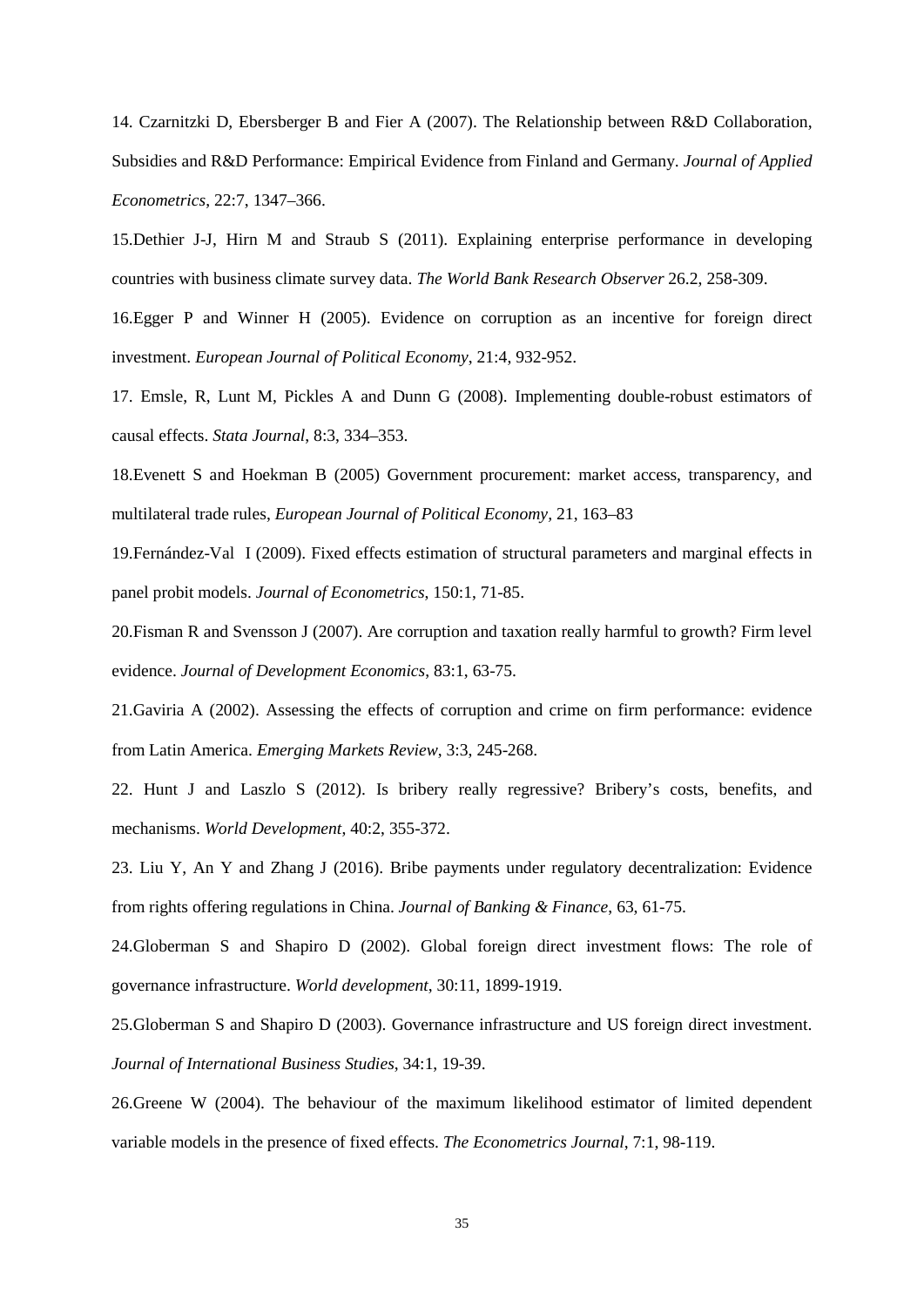14. Czarnitzki D, Ebersberger B and Fier A (2007). The Relationship between R&D Collaboration, Subsidies and R&D Performance: Empirical Evidence from Finland and Germany. *Journal of Applied Econometrics*, 22:7, 1347–366.

15.Dethier J-J, Hirn M and Straub S (2011). Explaining enterprise performance in developing countries with business climate survey data. *The World Bank Research Observer* 26.2, 258-309.

16.Egger P and Winner H (2005). Evidence on corruption as an incentive for foreign direct investment. *European Journal of Political Economy*, 21:4, 932-952.

17. Emsle, R, Lunt M, Pickles A and Dunn G (2008). Implementing double-robust estimators of causal effects. *Stata Journal*, 8:3, 334–353.

18.Evenett S and Hoekman B (2005) Government procurement: market access, transparency, and multilateral trade rules, *European Journal of Political Economy*, 21, 163–83

19.Fernández-Val I (2009). Fixed effects estimation of structural parameters and marginal effects in panel probit models. *Journal of Econometrics*, 150:1, 71-85.

20.Fisman R and Svensson J (2007). Are corruption and taxation really harmful to growth? Firm level evidence. *Journal of Development Economics*, 83:1, 63-75.

21.Gaviria A (2002). Assessing the effects of corruption and crime on firm performance: evidence from Latin America. *Emerging Markets Review*, 3:3, 245-268.

22. Hunt J and Laszlo S (2012). Is bribery really regressive? Bribery's costs, benefits, and mechanisms. *World Development*, 40:2, 355-372.

23. Liu Y, An Y and Zhang J (2016). Bribe payments under regulatory decentralization: Evidence from rights offering regulations in China. *Journal of Banking & Finance*, 63, 61-75.

24.Globerman S and Shapiro D (2002). Global foreign direct investment flows: The role of governance infrastructure. *World development*, 30:11, 1899-1919.

25.Globerman S and Shapiro D (2003). Governance infrastructure and US foreign direct investment. *Journal of International Business Studies*, 34:1, 19-39.

26.Greene W (2004). The behaviour of the maximum likelihood estimator of limited dependent variable models in the presence of fixed effects. *The Econometrics Journal*, 7:1, 98-119.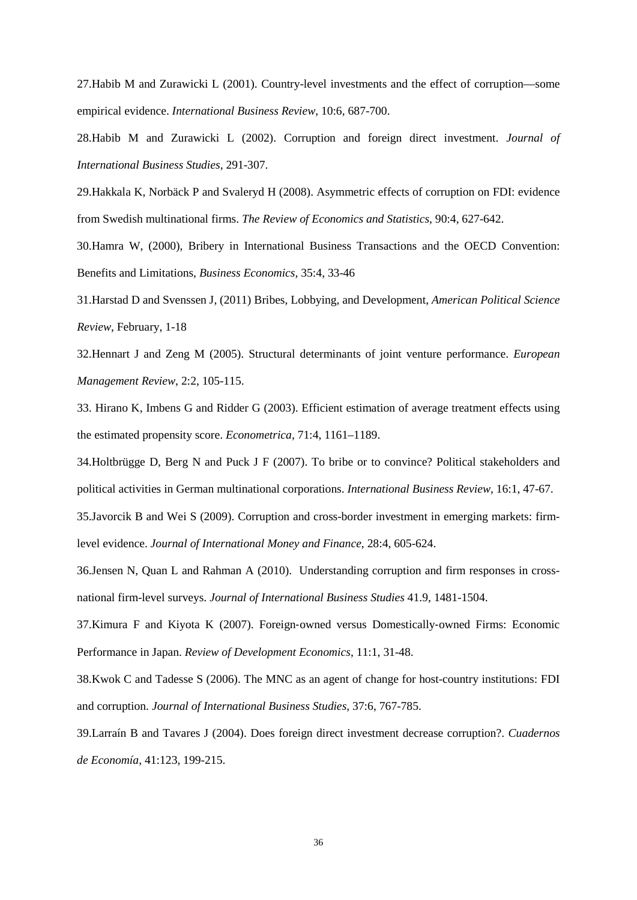27.Habib M and Zurawicki L (2001). Country-level investments and the effect of corruption—some empirical evidence. *International Business Review*, 10:6, 687-700.

28.Habib M and Zurawicki L (2002). Corruption and foreign direct investment. *Journal of International Business Studies*, 291-307.

29.Hakkala K, Norbäck P and Svaleryd H (2008). Asymmetric effects of corruption on FDI: evidence from Swedish multinational firms. *The Review of Economics and Statistics*, 90:4, 627-642.

30.Hamra W, (2000), Bribery in International Business Transactions and the OECD Convention: Benefits and Limitations, *Business Economics*, 35:4, 33-46

31.Harstad D and Svenssen J, (2011) Bribes, Lobbying, and Development, *American Political Science Review*, February, 1-18

32.Hennart J and Zeng M (2005). Structural determinants of joint venture performance. *European Management Review*, 2:2, 105-115.

33. Hirano K, Imbens G and Ridder G (2003). Efficient estimation of average treatment effects using the estimated propensity score. *Econometrica*, 71:4, 1161–1189.

34.Holtbrügge D, Berg N and Puck J F (2007). To bribe or to convince? Political stakeholders and political activities in German multinational corporations. *International Business Review*, 16:1, 47-67.

35.Javorcik B and Wei S (2009). Corruption and cross-border investment in emerging markets: firm-level evidence. *Journal of International Money and Finance*, 28:4, 605-624.

36.Jensen N, Quan L and Rahman A (2010). Understanding corruption and firm responses in cross-national firm-level surveys. *Journal of International Business Studies* 41.9, 1481-1504.

37.Kimura F and Kiyota K (2007). Foreign‐owned versus Domestically‐owned Firms: Economic Performance in Japan. *Review of Development Economics*, 11:1, 31-48.

38.Kwok C and Tadesse S (2006). The MNC as an agent of change for host-country institutions: FDI and corruption. *Journal of International Business Studies*, 37:6, 767-785.

39.Larraín B and Tavares J (2004). Does foreign direct investment decrease corruption?. *Cuadernos de Economía*, 41:123, 199-215.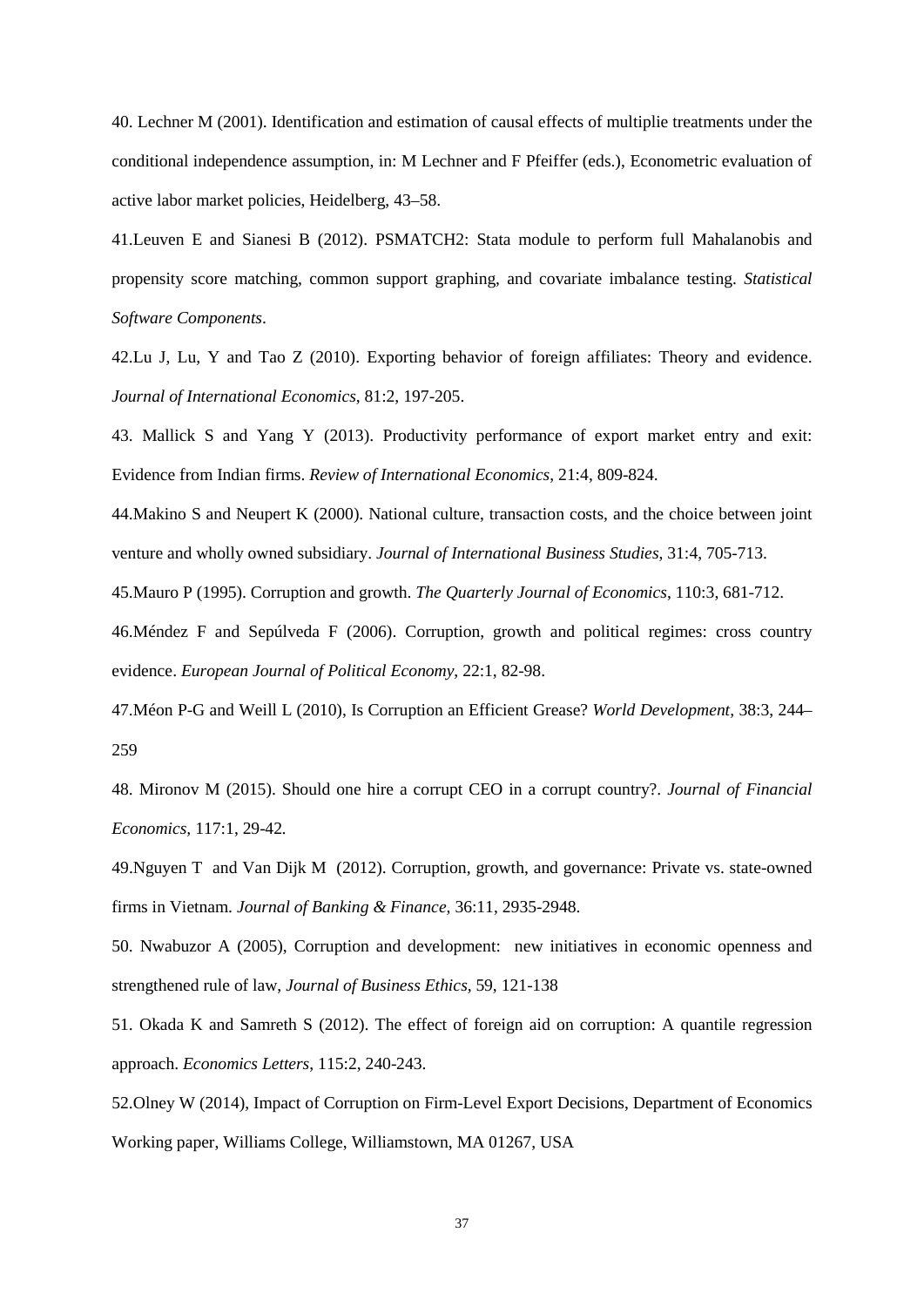40. Lechner M (2001). Identification and estimation of causal effects of multiplie treatments under the conditional independence assumption, in: M Lechner and F Pfeiffer (eds.), Econometric evaluation of active labor market policies, Heidelberg, 43–58.

41.Leuven E and Sianesi B (2012). PSMATCH2: Stata module to perform full Mahalanobis and propensity score matching, common support graphing, and covariate imbalance testing. *Statistical Software Components*.

42.Lu J, Lu, Y and Tao Z (2010). Exporting behavior of foreign affiliates: Theory and evidence. *Journal of International Economics*, 81:2, 197-205.

43. Mallick S and Yang Y (2013). Productivity performance of export market entry and exit: Evidence from Indian firms. *Review of International Economics*, 21:4, 809-824.

44.Makino S and Neupert K (2000). National culture, transaction costs, and the choice between joint venture and wholly owned subsidiary. *Journal of International Business Studies*, 31:4, 705-713.

45.Mauro P (1995). Corruption and growth. *The Quarterly Journal of Economics*, 110:3, 681-712.

46.Méndez F and Sepúlveda F (2006). Corruption, growth and political regimes: cross country evidence. *European Journal of Political Economy*, 22:1, 82-98.

47.Méon P-G and Weill L (2010), Is Corruption an Efficient Grease? *World Development*, 38:3, 244–259

48. Mironov M (2015). Should one hire a corrupt CEO in a corrupt country?. *Journal of Financial Economics*, 117:1, 29-42.

49.Nguyen T and Van Dijk M (2012). Corruption, growth, and governance: Private vs. state-owned firms in Vietnam. *Journal of Banking & Finance*, 36:11, 2935-2948.

50. Nwabuzor A (2005), Corruption and development: new initiatives in economic openness and strengthened rule of law, *Journal of Business Ethics*, 59, 121-138

51. Okada K and Samreth S (2012). The effect of foreign aid on corruption: A quantile regression approach. *Economics Letters*, 115:2, 240-243.

52.Olney W (2014), Impact of Corruption on Firm-Level Export Decisions, Department of Economics Working paper, Williams College, Williamstown, MA 01267, USA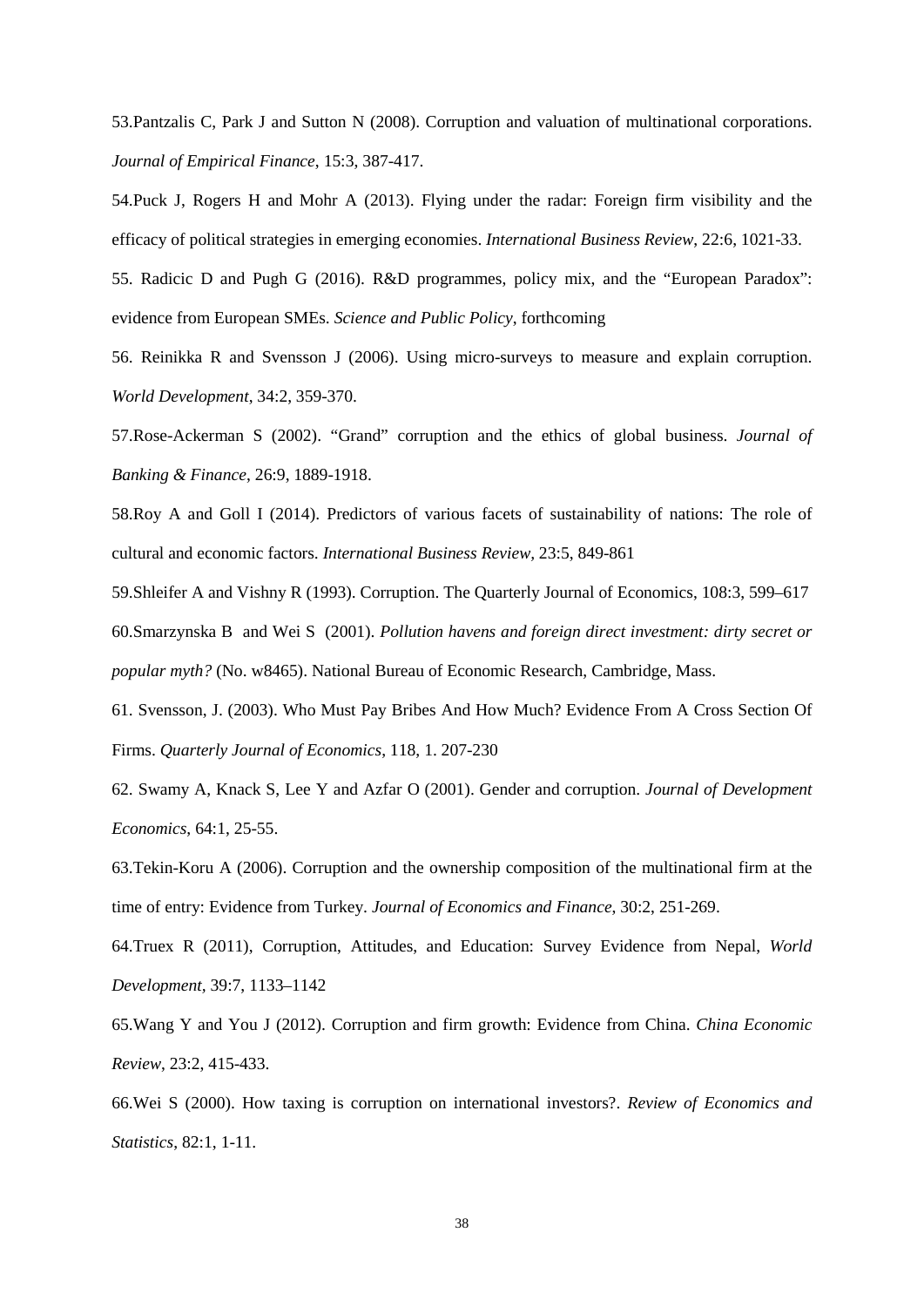53.Pantzalis C, Park J and Sutton N (2008). Corruption and valuation of multinational corporations. *Journal of Empirical Finance*, 15:3, 387-417.

54.Puck J, Rogers H and Mohr A (2013). Flying under the radar: Foreign firm visibility and the efficacy of political strategies in emerging economies. *International Business Review*, 22:6, 1021-33.

55. Radicic D and Pugh G (2016). R&D programmes, policy mix, and the "European Paradox": evidence from European SMEs. *Science and Public Policy*, forthcoming

56. Reinikka R and Svensson J (2006). Using micro-surveys to measure and explain corruption. *World Development*, 34:2, 359-370.

57.Rose-Ackerman S (2002). "Grand" corruption and the ethics of global business. *Journal of Banking & Finance*, 26:9, 1889-1918.

58.Roy A and Goll I (2014). Predictors of various facets of sustainability of nations: The role of cultural and economic factors. *International Business Review*, 23:5, 849-861

59.Shleifer A and Vishny R (1993). Corruption. The Quarterly Journal of Economics, 108:3, 599–617

60.Smarzynska B and Wei S (2001). *Pollution havens and foreign direct investment: dirty secret or popular myth?* (No. w8465). National Bureau of Economic Research, Cambridge, Mass.

61. Svensson, J. (2003). Who Must Pay Bribes And How Much? Evidence From A Cross Section Of Firms. *Quarterly Journal of Economics*, 118, 1. 207-230

62. Swamy A, Knack S, Lee Y and Azfar O (2001). Gender and corruption. *Journal of Development Economics*, 64:1, 25-55.

63.Tekin-Koru A (2006). Corruption and the ownership composition of the multinational firm at the time of entry: Evidence from Turkey. *Journal of Economics and Finance*, 30:2, 251-269.

64.Truex R (2011), Corruption, Attitudes, and Education: Survey Evidence from Nepal, *World Development*, 39:7, 1133–1142

65.Wang Y and You J (2012). Corruption and firm growth: Evidence from China. *China Economic Review*, 23:2, 415-433.

66.Wei S (2000). How taxing is corruption on international investors?. *Review of Economics and Statistics*, 82:1, 1-11.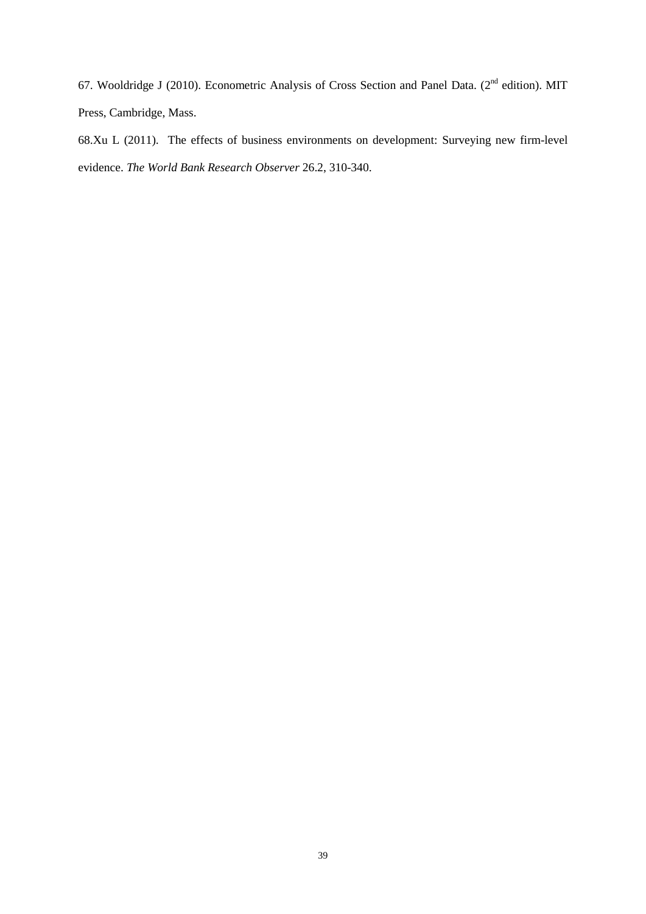67. Wooldridge J (2010). Econometric Analysis of Cross Section and Panel Data. (2nd edition). MIT Press, Cambridge, Mass.

68.Xu L (2011). The effects of business environments on development: Surveying new firm-level evidence. *The World Bank Research Observer* 26.2, 310-340.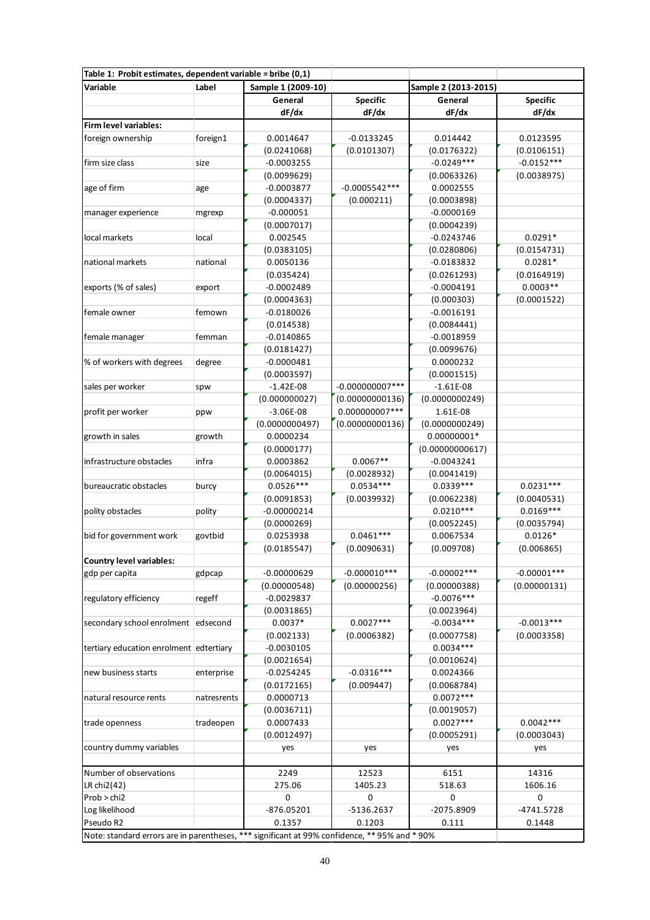**Table 1: Probit estimates, dependent variable = bribe (0,1)**

| Variable | Label | Sample 1 (2009-10) | | Sample 2 (2013-2015) | |
|---|---|---|---|---|---|
| | | General | Specific | General | Specific |
| | | dF/dx | dF/dx | dF/dx | dF/dx |
| **Firm level variables:** | | | | | |
| foreign ownership | foreign1 | 0.0014647 | -0.0133245 | 0.014442 | 0.0123595 |
| | | (0.0241068) | (0.0101307) | (0.0176322) | (0.0106151) |
| firm size class | size | -0.0003255 | | -0.0249*** | -0.0152*** |
| | | (0.0099629) | | (0.0063326) | (0.0038975) |
| age of firm | age | -0.0003877 | -0.0005542*** | 0.0002555 | |
| | | (0.0004337) | (0.000211) | (0.0003898) | |
| manager experience | mgrexp | -0.000051 | | -0.0000169 | |
| | | (0.0007017) | | (0.0004239) | |
| local markets | local | 0.002545 | | -0.0243746 | 0.0291* |
| | | (0.0383105) | | (0.0280806) | (0.0154731) |
| national markets | national | 0.0050136 | | -0.0183832 | 0.0281* |
| | | (0.035424) | | (0.0261293) | (0.0164919) |
| exports (% of sales) | export | -0.0002489 | | -0.0004191 | 0.0003** |
| | | (0.0004363) | | (0.000303) | (0.0001522) |
| female owner | femown | -0.0180026 | | -0.0016191 | |
| | | (0.014538) | | (0.0084441) | |
| female manager | femman | -0.0140865 | | -0.0018959 | |
| | | (0.0181427) | | (0.0099676) | |
| % of workers with degrees | degree | -0.0000481 | | 0.0000232 | |
| | | (0.0003597) | | (0.0001515) | |
| sales per worker | spw | -1.42E-08 | -0.000000007*** | -1.61E-08 | |
| | | (0.000000027) | (0.00000000136) | (0.0000000249) | |
| profit per worker | ppw | -3.06E-08 | 0.000000007*** | 1.61E-08 | |
| | | (0.0000000497) | (0.00000000136) | (0.0000000249) | |
| growth in sales | growth | 0.0000234 | | 0.00000001* | |
| | | (0.0000177) | | (0.00000000617) | |
| infrastructure obstacles | infra | 0.0003862 | 0.0067** | -0.0043241 | |
| | | (0.0064015) | (0.0028932) | (0.0041419) | |
| bureaucratic obstacles | burcy | 0.0526*** | 0.0534*** | 0.0339*** | 0.0231*** |
| | | (0.0091853) | (0.0039932) | (0.0062238) | (0.0040531) |
| polity obstacles | polity | -0.00000214 | | 0.0210*** | 0.0169*** |
| | | (0.0000269) | | (0.0052245) | (0.0035794) |
| bid for government work | govtbid | 0.0253938 | 0.0461*** | 0.0067534 | 0.0126* |
| | | (0.0185547) | (0.0090631) | (0.009708) | (0.006865) |
| **Country level variables:** | | | | | |
| gdp per capita | gdpcap | -0.00000629 | -0.000010*** | -0.00002*** | -0.00001*** |
| | | (0.00000548) | (0.00000256) | (0.00000388) | (0.00000131) |
| regulatory efficiency | regeff | -0.0029837 | | -0.0076*** | |
| | | (0.0031865) | | (0.0023964) | |
| secondary school enrolment | edsecond | 0.0037* | 0.0027*** | -0.0034*** | -0.0013*** |
| | | (0.002133) | (0.0006382) | (0.0007758) | (0.0003358) |
| tertiary education enrolment | edtertiary | -0.0030105 | | 0.0034*** | |
| | | (0.0021654) | | (0.0010624) | |
| new business starts | enterprise | -0.0254245 | -0.0316*** | 0.0024366 | |
| | | (0.0172165) | (0.009447) | (0.0068784) | |
| natural resource rents | natresrents | 0.0000713 | | 0.0072*** | |
| | | (0.0036711) | | (0.0019057) | |
| trade openness | tradeopen | 0.0007433 | | 0.0027*** | 0.0042*** |
| | | (0.0012497) | | (0.0005291) | (0.0003043) |
| country dummy variables | | yes | yes | yes | yes |
| | | | | | |
| Number of observations | | 2249 | 12523 | 6151 | 14316 |
| LR chi2(42) | | 275.06 | 1405.23 | 518.63 | 1606.16 |
| Prob > chi2 | | 0 | 0 | 0 | 0 |
| Log likelihood | | -876.05201 | -5136.2637 | -2075.8909 | -4741.5728 |
| Pseudo R2 | | 0.1357 | 0.1203 | 0.111 | 0.1448 |

Note: standard errors are in parentheses, *** significant at 99% confidence, ** 95% and * 90%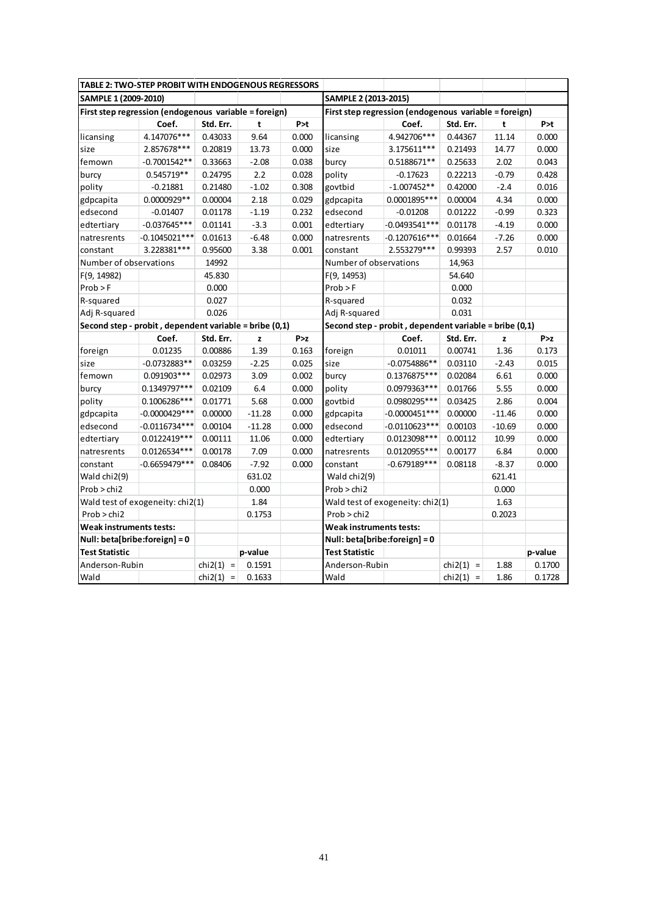| TABLE 2: TWO-STEP PROBIT WITH ENDOGENOUS REGRESSORS | | | | | | | | | |
|---|---|---|---|---|---|---|---|---|---|
| **SAMPLE 1 (2009-2010)** | | | | | **SAMPLE 2 (2013-2015)** | | | | |
| **First step regression (endogenous variable = foreign)** | | | | | **First step regression (endogenous variable = foreign)** | | | | |
| | **Coef.** | **Std. Err.** | **t** | **P>t** | | **Coef.** | **Std. Err.** | **t** | **P>t** |
| licansing | 4.147076*** | 0.43033 | 9.64 | 0.000 | licansing | 4.942706*** | 0.44367 | 11.14 | 0.000 |
| size | 2.857678*** | 0.20819 | 13.73 | 0.000 | size | 3.175611*** | 0.21493 | 14.77 | 0.000 |
| femown | -0.7001542** | 0.33663 | -2.08 | 0.038 | burcy | 0.5188671** | 0.25633 | 2.02 | 0.043 |
| burcy | 0.545719** | 0.24795 | 2.2 | 0.028 | polity | -0.17623 | 0.22213 | -0.79 | 0.428 |
| polity | -0.21881 | 0.21480 | -1.02 | 0.308 | govtbid | -1.007452** | 0.42000 | -2.4 | 0.016 |
| gdpcapita | 0.0000929** | 0.00004 | 2.18 | 0.029 | gdpcapita | 0.0001895*** | 0.00004 | 4.34 | 0.000 |
| edsecond | -0.01407 | 0.01178 | -1.19 | 0.232 | edsecond | -0.01208 | 0.01222 | -0.99 | 0.323 |
| edtertiary | -0.037645*** | 0.01141 | -3.3 | 0.001 | edtertiary | -0.0493541*** | 0.01178 | -4.19 | 0.000 |
| natresrents | -0.1045021*** | 0.01613 | -6.48 | 0.000 | natresrents | -0.1207616*** | 0.01664 | -7.26 | 0.000 |
| constant | 3.228381*** | 0.95600 | 3.38 | 0.001 | constant | 2.553279*** | 0.99393 | 2.57 | 0.010 |
| Number of observations | | 14992 | | | Number of observations | | 14,963 | | |
| F(9, 14982) | | 45.830 | | | F(9, 14953) | | 54.640 | | |
| Prob > F | | 0.000 | | | Prob > F | | 0.000 | | |
| R-squared | | 0.027 | | | R-squared | | 0.032 | | |
| Adj R-squared | | 0.026 | | | Adj R-squared | | 0.031 | | |
| **Second step - probit , dependent variable = bribe (0,1)** | | | | | **Second step - probit , dependent variable = bribe (0,1)** | | | | |
| | **Coef.** | **Std. Err.** | **z** | **P>z** | | **Coef.** | **Std. Err.** | **z** | **P>z** |
| foreign | 0.01235 | 0.00886 | 1.39 | 0.163 | foreign | 0.01011 | 0.00741 | 1.36 | 0.173 |
| size | -0.0732883** | 0.03259 | -2.25 | 0.025 | size | -0.0754886** | 0.03110 | -2.43 | 0.015 |
| femown | 0.091903*** | 0.02973 | 3.09 | 0.002 | burcy | 0.1376875*** | 0.02084 | 6.61 | 0.000 |
| burcy | 0.1349797*** | 0.02109 | 6.4 | 0.000 | polity | 0.0979363*** | 0.01766 | 5.55 | 0.000 |
| polity | 0.1006286*** | 0.01771 | 5.68 | 0.000 | govtbid | 0.0980295*** | 0.03425 | 2.86 | 0.004 |
| gdpcapita | -0.0000429*** | 0.00000 | -11.28 | 0.000 | gdpcapita | -0.0000451*** | 0.00000 | -11.46 | 0.000 |
| edsecond | -0.0116734*** | 0.00104 | -11.28 | 0.000 | edsecond | -0.0110623*** | 0.00103 | -10.69 | 0.000 |
| edtertiary | 0.0122419*** | 0.00111 | 11.06 | 0.000 | edtertiary | 0.0123098*** | 0.00112 | 10.99 | 0.000 |
| natresrents | 0.0126534*** | 0.00178 | 7.09 | 0.000 | natresrents | 0.0120955*** | 0.00177 | 6.84 | 0.000 |
| constant | -0.6659479*** | 0.08406 | -7.92 | 0.000 | constant | -0.679189*** | 0.08118 | -8.37 | 0.000 |
| Wald chi2(9) | | | 631.02 | | Wald chi2(9) | | | 621.41 | |
| Prob > chi2 | | | 0.000 | | Prob > chi2 | | | 0.000 | |
| Wald test of exogeneity: chi2(1) | | | 1.84 | | Wald test of exogeneity: chi2(1) | | | 1.63 | |
| Prob > chi2 | | | 0.1753 | | Prob > chi2 | | | 0.2023 | |
| **Weak instruments tests:** | | | | | **Weak instruments tests:** | | | | |
| **Null: beta[bribe:foreign] = 0** | | | | | **Null: beta[bribe:foreign] = 0** | | | | |
| **Test Statistic** | | | **p-value** | | **Test Statistic** | | | | **p-value** |
| Anderson-Rubin | | chi2(1) = | 0.1591 | | Anderson-Rubin | | chi2(1) = | 1.88 | 0.1700 |
| Wald | | chi2(1) = | 0.1633 | | Wald | | chi2(1) = | 1.86 | 0.1728 |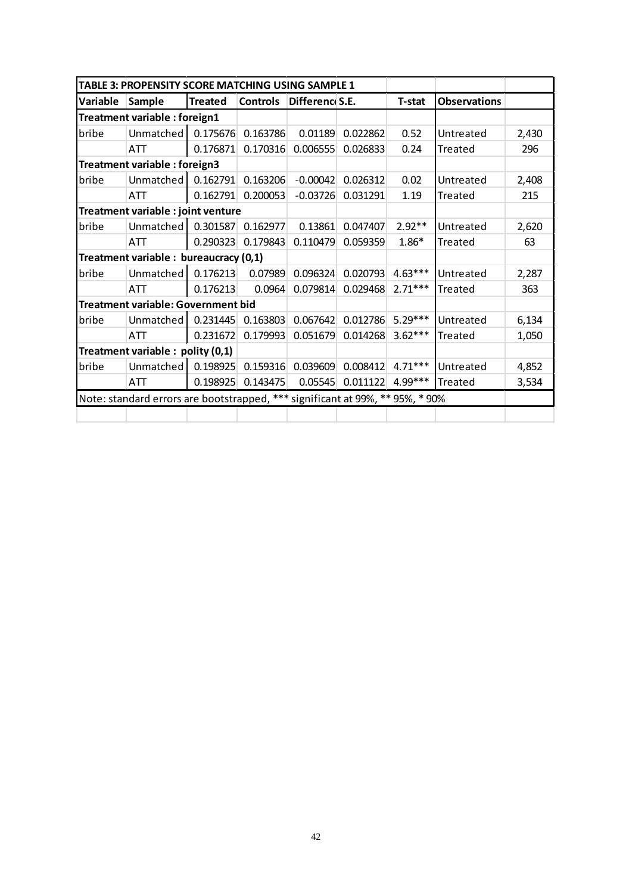**TABLE 3: PROPENSITY SCORE MATCHING USING SAMPLE 1**

| Variable | Sample | Treated | Controls | Difference | S.E. | T-stat | Observations | |
|---|---|---|---|---|---|---|---|---|
| **Treatment variable : foreign1** | | | | | | | | |
| bribe | Unmatched | 0.175676 | 0.163786 | 0.01189 | 0.022862 | 0.52 | Untreated | 2,430 |
| | ATT | 0.176871 | 0.170316 | 0.006555 | 0.026833 | 0.24 | Treated | 296 |
| **Treatment variable : foreign3** | | | | | | | | |
| bribe | Unmatched | 0.162791 | 0.163206 | -0.00042 | 0.026312 | 0.02 | Untreated | 2,408 |
| | ATT | 0.162791 | 0.200053 | -0.03726 | 0.031291 | 1.19 | Treated | 215 |
| **Treatment variable : joint venture** | | | | | | | | |
| bribe | Unmatched | 0.301587 | 0.162977 | 0.13861 | 0.047407 | 2.92** | Untreated | 2,620 |
| | ATT | 0.290323 | 0.179843 | 0.110479 | 0.059359 | 1.86* | Treated | 63 |
| **Treatment variable : bureaucracy (0,1)** | | | | | | | | |
| bribe | Unmatched | 0.176213 | 0.07989 | 0.096324 | 0.020793 | 4.63*** | Untreated | 2,287 |
| | ATT | 0.176213 | 0.0964 | 0.079814 | 0.029468 | 2.71*** | Treated | 363 |
| **Treatment variable: Government bid** | | | | | | | | |
| bribe | Unmatched | 0.231445 | 0.163803 | 0.067642 | 0.012786 | 5.29*** | Untreated | 6,134 |
| | ATT | 0.231672 | 0.179993 | 0.051679 | 0.014268 | 3.62*** | Treated | 1,050 |
| **Treatment variable : polity (0,1)** | | | | | | | | |
| bribe | Unmatched | 0.198925 | 0.159316 | 0.039609 | 0.008412 | 4.71*** | Untreated | 4,852 |
| | ATT | 0.198925 | 0.143475 | 0.05545 | 0.011122 | 4.99*** | Treated | 3,534 |

Note: standard errors are bootstrapped, *** significant at 99%, ** 95%, * 90%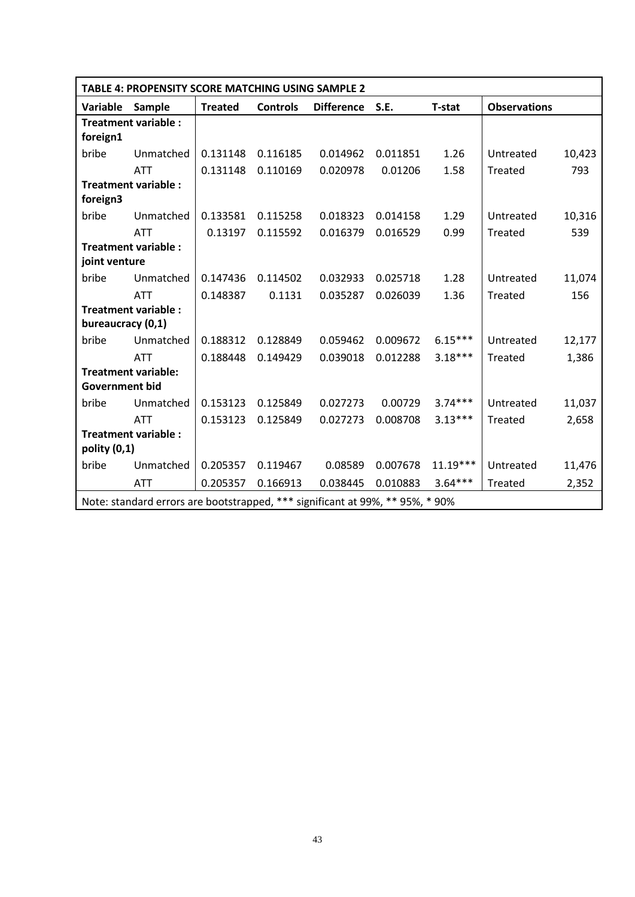| TABLE 4: PROPENSITY SCORE MATCHING USING SAMPLE 2 | | | | | | | | |
|---|---|---|---|---|---|---|---|---|
| **Variable** | **Sample** | **Treated** | **Controls** | **Difference** | **S.E.** | **T-stat** | **Observations** | |
| **Treatment variable : foreign1** | | | | | | | | |
| bribe | Unmatched | 0.131148 | 0.116185 | 0.014962 | 0.011851 | 1.26 | Untreated | 10,423 |
| | ATT | 0.131148 | 0.110169 | 0.020978 | 0.01206 | 1.58 | Treated | 793 |
| **Treatment variable : foreign3** | | | | | | | | |
| bribe | Unmatched | 0.133581 | 0.115258 | 0.018323 | 0.014158 | 1.29 | Untreated | 10,316 |
| | ATT | 0.13197 | 0.115592 | 0.016379 | 0.016529 | 0.99 | Treated | 539 |
| **Treatment variable : joint venture** | | | | | | | | |
| bribe | Unmatched | 0.147436 | 0.114502 | 0.032933 | 0.025718 | 1.28 | Untreated | 11,074 |
| | ATT | 0.148387 | 0.1131 | 0.035287 | 0.026039 | 1.36 | Treated | 156 |
| **Treatment variable : bureaucracy (0,1)** | | | | | | | | |
| bribe | Unmatched | 0.188312 | 0.128849 | 0.059462 | 0.009672 | 6.15*** | Untreated | 12,177 |
| | ATT | 0.188448 | 0.149429 | 0.039018 | 0.012288 | 3.18*** | Treated | 1,386 |
| **Treatment variable: Government bid** | | | | | | | | |
| bribe | Unmatched | 0.153123 | 0.125849 | 0.027273 | 0.00729 | 3.74*** | Untreated | 11,037 |
| | ATT | 0.153123 | 0.125849 | 0.027273 | 0.008708 | 3.13*** | Treated | 2,658 |
| **Treatment variable : polity (0,1)** | | | | | | | | |
| bribe | Unmatched | 0.205357 | 0.119467 | 0.08589 | 0.007678 | 11.19*** | Untreated | 11,476 |
| | ATT | 0.205357 | 0.166913 | 0.038445 | 0.010883 | 3.64*** | Treated | 2,352 |

Note: standard errors are bootstrapped, *** significant at 99%, ** 95%, * 90%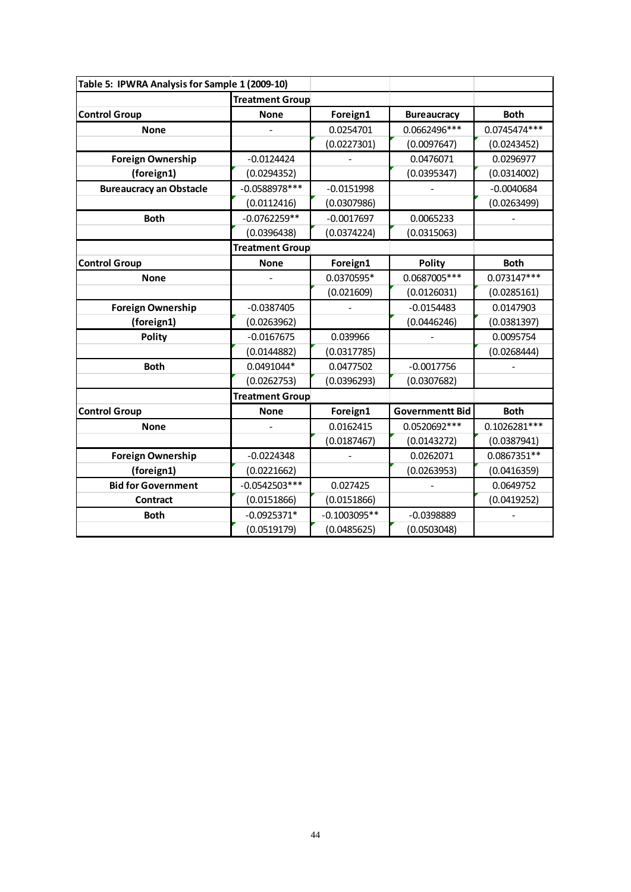| Table 5: IPWRA Analysis for Sample 1 (2009-10) | | | | |
|---|---|---|---|---|
| | **Treatment Group** | | | |
| **Control Group** | **None** | **Foreign1** | **Bureaucracy** | **Both** |
| **None** | - | 0.0254701 | 0.0662496*** | 0.0745474*** |
| | | (0.0227301) | (0.0097647) | (0.0243452) |
| **Foreign Ownership** | -0.0124424 | - | 0.0476071 | 0.0296977 |
| **(foreign1)** | (0.0294352) | | (0.0395347) | (0.0314002) |
| **Bureaucracy an Obstacle** | -0.0588978*** | -0.0151998 | - | -0.0040684 |
| | (0.0112416) | (0.0307986) | | (0.0263499) |
| **Both** | -0.0762259** | -0.0017697 | 0.0065233 | - |
| | (0.0396438) | (0.0374224) | (0.0315063) | |
| | **Treatment Group** | | | |
| **Control Group** | **None** | **Foreign1** | **Polity** | **Both** |
| **None** | - | 0.0370595* | 0.0687005*** | 0.073147*** |
| | | (0.021609) | (0.0126031) | (0.0285161) |
| **Foreign Ownership** | -0.0387405 | - | -0.0154483 | 0.0147903 |
| **(foreign1)** | (0.0263962) | | (0.0446246) | (0.0381397) |
| **Polity** | -0.0167675 | 0.039966 | - | 0.0095754 |
| | (0.0144882) | (0.0317785) | | (0.0268444) |
| **Both** | 0.0491044* | 0.0477502 | -0.0017756 | - |
| | (0.0262753) | (0.0396293) | (0.0307682) | |
| | **Treatment Group** | | | |
| **Control Group** | **None** | **Foreign1** | **Governmentt Bid** | **Both** |
| **None** | - | 0.0162415 | 0.0520692*** | 0.1026281*** |
| | | (0.0187467) | (0.0143272) | (0.0387941) |
| **Foreign Ownership** | -0.0224348 | - | 0.0262071 | 0.0867351** |
| **(foreign1)** | (0.0221662) | | (0.0263953) | (0.0416359) |
| **Bid for Government** | -0.0542503*** | 0.027425 | - | 0.0649752 |
| **Contract** | (0.0151866) | (0.0151866) | | (0.0419252) |
| **Both** | -0.0925371* | -0.1003095** | -0.0398889 | - |
| | (0.0519179) | (0.0485625) | (0.0503048) | |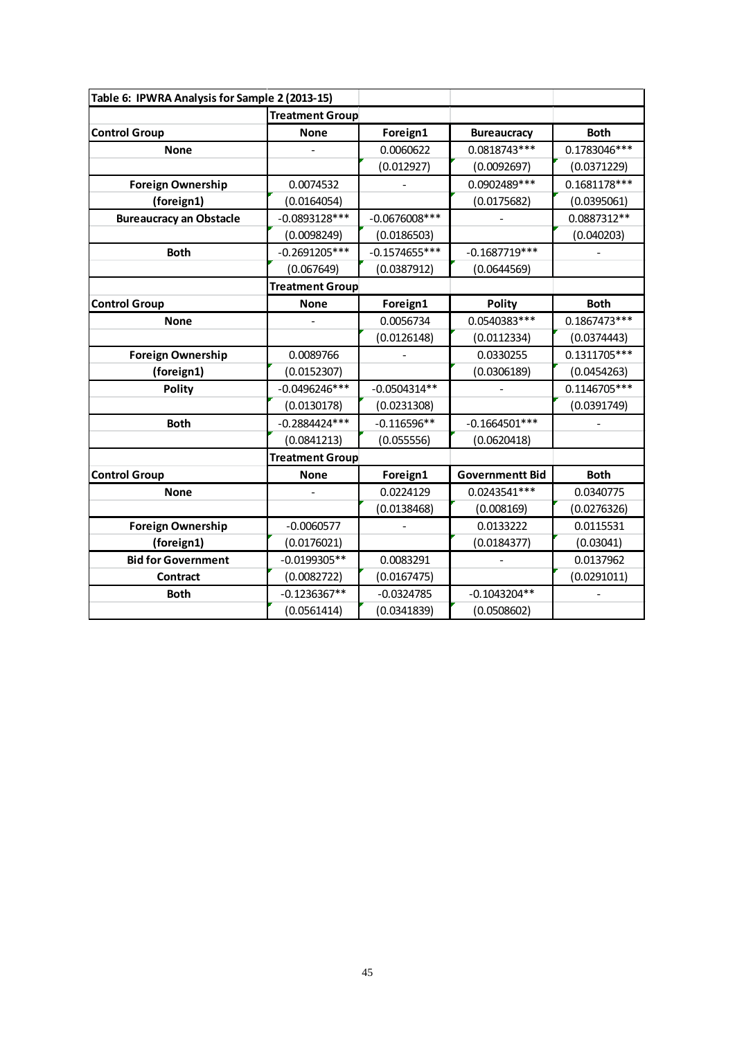| Table 6: IPWRA Analysis for Sample 2 (2013-15) | | | | |
|---|---|---|---|---|
| | Treatment Group | | | |
| Control Group | None | Foreign1 | Bureaucracy | Both |
| None | - | 0.0060622 | 0.0818743*** | 0.1783046*** |
| | | (0.012927) | (0.0092697) | (0.0371229) |
| Foreign Ownership | 0.0074532 | - | 0.0902489*** | 0.1681178*** |
| (foreign1) | (0.0164054) | | (0.0175682) | (0.0395061) |
| Bureaucracy an Obstacle | -0.0893128*** | -0.0676008*** | - | 0.0887312** |
| | (0.0098249) | (0.0186503) | | (0.040203) |
| Both | -0.2691205*** | -0.1574655*** | -0.1687719*** | - |
| | (0.067649) | (0.0387912) | (0.0644569) | |
| | Treatment Group | | | |
| Control Group | None | Foreign1 | Polity | Both |
| None | - | 0.0056734 | 0.0540383*** | 0.1867473*** |
| | | (0.0126148) | (0.0112334) | (0.0374443) |
| Foreign Ownership | 0.0089766 | - | 0.0330255 | 0.1311705*** |
| (foreign1) | (0.0152307) | | (0.0306189) | (0.0454263) |
| Polity | -0.0496246*** | -0.0504314** | - | 0.1146705*** |
| | (0.0130178) | (0.0231308) | | (0.0391749) |
| Both | -0.2884424*** | -0.116596** | -0.1664501*** | - |
| | (0.0841213) | (0.055556) | (0.0620418) | |
| | Treatment Group | | | |
| Control Group | None | Foreign1 | Governmentt Bid | Both |
| None | - | 0.0224129 | 0.0243541*** | 0.0340775 |
| | | (0.0138468) | (0.008169) | (0.0276326) |
| Foreign Ownership | -0.0060577 | - | 0.0133222 | 0.0115531 |
| (foreign1) | (0.0176021) | | (0.0184377) | (0.03041) |
| Bid for Government | -0.0199305** | 0.0083291 | - | 0.0137962 |
| Contract | (0.0082722) | (0.0167475) | | (0.0291011) |
| Both | -0.1236367** | -0.0324785 | -0.1043204** | - |
| | (0.0561414) | (0.0341839) | (0.0508602) | |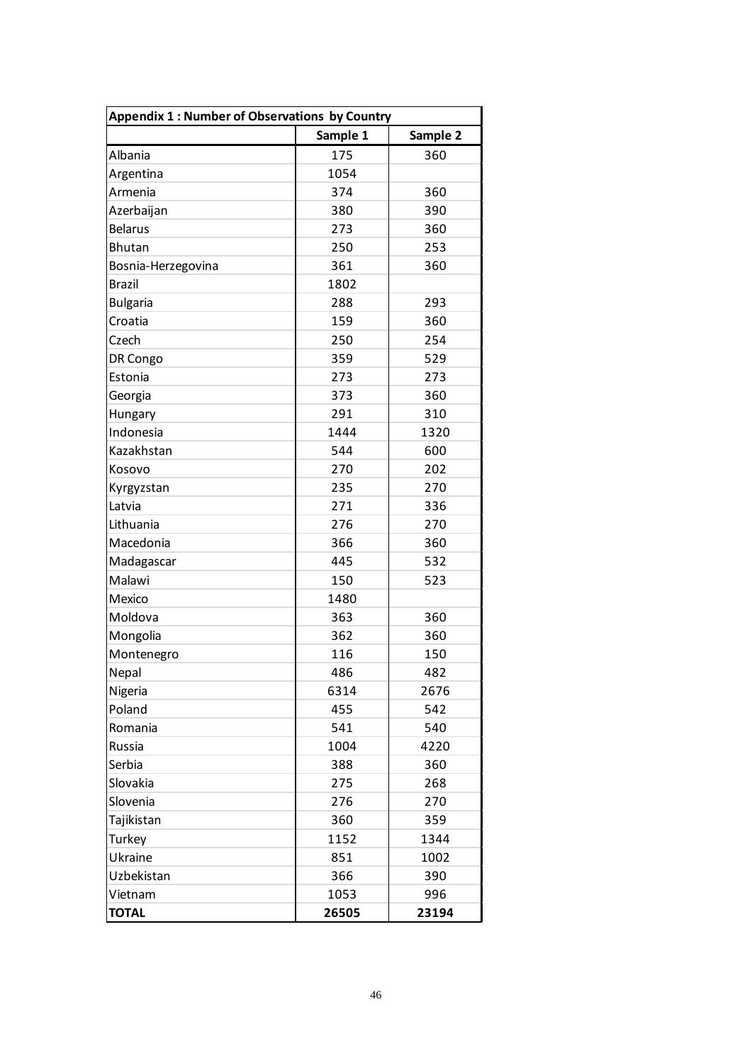| Appendix 1 : Number of Observations by Country | | |
|---|---|---|
| | Sample 1 | Sample 2 |
| Albania | 175 | 360 |
| Argentina | 1054 | |
| Armenia | 374 | 360 |
| Azerbaijan | 380 | 390 |
| Belarus | 273 | 360 |
| Bhutan | 250 | 253 |
| Bosnia-Herzegovina | 361 | 360 |
| Brazil | 1802 | |
| Bulgaria | 288 | 293 |
| Croatia | 159 | 360 |
| Czech | 250 | 254 |
| DR Congo | 359 | 529 |
| Estonia | 273 | 273 |
| Georgia | 373 | 360 |
| Hungary | 291 | 310 |
| Indonesia | 1444 | 1320 |
| Kazakhstan | 544 | 600 |
| Kosovo | 270 | 202 |
| Kyrgyzstan | 235 | 270 |
| Latvia | 271 | 336 |
| Lithuania | 276 | 270 |
| Macedonia | 366 | 360 |
| Madagascar | 445 | 532 |
| Malawi | 150 | 523 |
| Mexico | 1480 | |
| Moldova | 363 | 360 |
| Mongolia | 362 | 360 |
| Montenegro | 116 | 150 |
| Nepal | 486 | 482 |
| Nigeria | 6314 | 2676 |
| Poland | 455 | 542 |
| Romania | 541 | 540 |
| Russia | 1004 | 4220 |
| Serbia | 388 | 360 |
| Slovakia | 275 | 268 |
| Slovenia | 276 | 270 |
| Tajikistan | 360 | 359 |
| Turkey | 1152 | 1344 |
| Ukraine | 851 | 1002 |
| Uzbekistan | 366 | 390 |
| Vietnam | 1053 | 996 |
| **TOTAL** | **26505** | **23194** |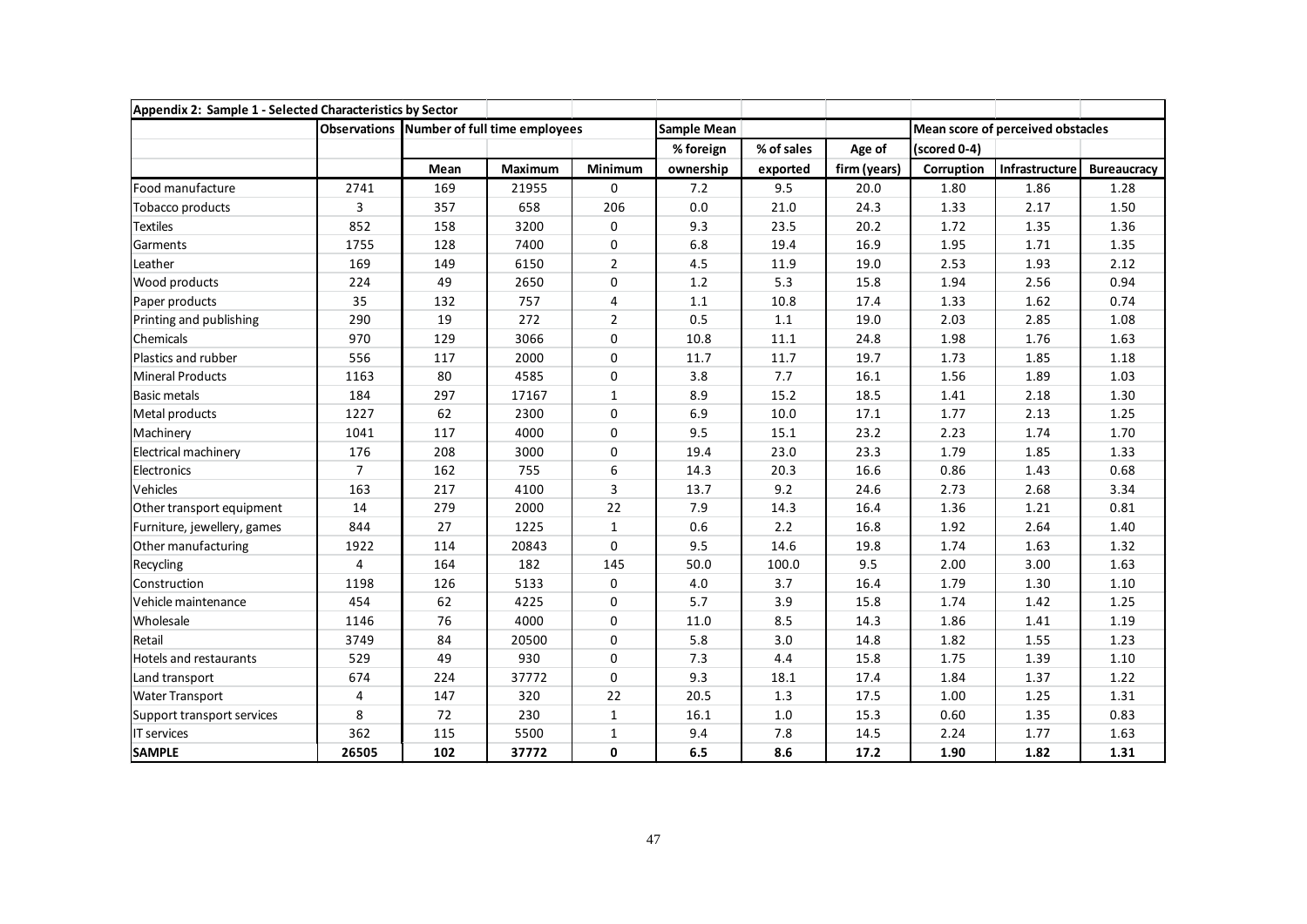**Appendix 2: Sample 1 - Selected Characteristics by Sector**

| | Observations | Number of full time employees | | | Sample Mean | | | Mean score of perceived obstacles | | |
|---|---|---|---|---|---|---|---|---|---|---|
| | | | | | % foreign | % of sales | Age of | (scored 0-4) | | |
| | | Mean | Maximum | Minimum | ownership | exported | firm (years) | Corruption | Infrastructure | Bureaucracy |
| Food manufacture | 2741 | 169 | 21955 | 0 | 7.2 | 9.5 | 20.0 | 1.80 | 1.86 | 1.28 |
| Tobacco products | 3 | 357 | 658 | 206 | 0.0 | 21.0 | 24.3 | 1.33 | 2.17 | 1.50 |
| Textiles | 852 | 158 | 3200 | 0 | 9.3 | 23.5 | 20.2 | 1.72 | 1.35 | 1.36 |
| Garments | 1755 | 128 | 7400 | 0 | 6.8 | 19.4 | 16.9 | 1.95 | 1.71 | 1.35 |
| Leather | 169 | 149 | 6150 | 2 | 4.5 | 11.9 | 19.0 | 2.53 | 1.93 | 2.12 |
| Wood products | 224 | 49 | 2650 | 0 | 1.2 | 5.3 | 15.8 | 1.94 | 2.56 | 0.94 |
| Paper products | 35 | 132 | 757 | 4 | 1.1 | 10.8 | 17.4 | 1.33 | 1.62 | 0.74 |
| Printing and publishing | 290 | 19 | 272 | 2 | 0.5 | 1.1 | 19.0 | 2.03 | 2.85 | 1.08 |
| Chemicals | 970 | 129 | 3066 | 0 | 10.8 | 11.1 | 24.8 | 1.98 | 1.76 | 1.63 |
| Plastics and rubber | 556 | 117 | 2000 | 0 | 11.7 | 11.7 | 19.7 | 1.73 | 1.85 | 1.18 |
| Mineral Products | 1163 | 80 | 4585 | 0 | 3.8 | 7.7 | 16.1 | 1.56 | 1.89 | 1.03 |
| Basic metals | 184 | 297 | 17167 | 1 | 8.9 | 15.2 | 18.5 | 1.41 | 2.18 | 1.30 |
| Metal products | 1227 | 62 | 2300 | 0 | 6.9 | 10.0 | 17.1 | 1.77 | 2.13 | 1.25 |
| Machinery | 1041 | 117 | 4000 | 0 | 9.5 | 15.1 | 23.2 | 2.23 | 1.74 | 1.70 |
| Electrical machinery | 176 | 208 | 3000 | 0 | 19.4 | 23.0 | 23.3 | 1.79 | 1.85 | 1.33 |
| Electronics | 7 | 162 | 755 | 6 | 14.3 | 20.3 | 16.6 | 0.86 | 1.43 | 0.68 |
| Vehicles | 163 | 217 | 4100 | 3 | 13.7 | 9.2 | 24.6 | 2.73 | 2.68 | 3.34 |
| Other transport equipment | 14 | 279 | 2000 | 22 | 7.9 | 14.3 | 16.4 | 1.36 | 1.21 | 0.81 |
| Furniture, jewellery, games | 844 | 27 | 1225 | 1 | 0.6 | 2.2 | 16.8 | 1.92 | 2.64 | 1.40 |
| Other manufacturing | 1922 | 114 | 20843 | 0 | 9.5 | 14.6 | 19.8 | 1.74 | 1.63 | 1.32 |
| Recycling | 4 | 164 | 182 | 145 | 50.0 | 100.0 | 9.5 | 2.00 | 3.00 | 1.63 |
| Construction | 1198 | 126 | 5133 | 0 | 4.0 | 3.7 | 16.4 | 1.79 | 1.30 | 1.10 |
| Vehicle maintenance | 454 | 62 | 4225 | 0 | 5.7 | 3.9 | 15.8 | 1.74 | 1.42 | 1.25 |
| Wholesale | 1146 | 76 | 4000 | 0 | 11.0 | 8.5 | 14.3 | 1.86 | 1.41 | 1.19 |
| Retail | 3749 | 84 | 20500 | 0 | 5.8 | 3.0 | 14.8 | 1.82 | 1.55 | 1.23 |
| Hotels and restaurants | 529 | 49 | 930 | 0 | 7.3 | 4.4 | 15.8 | 1.75 | 1.39 | 1.10 |
| Land transport | 674 | 224 | 37772 | 0 | 9.3 | 18.1 | 17.4 | 1.84 | 1.37 | 1.22 |
| Water Transport | 4 | 147 | 320 | 22 | 20.5 | 1.3 | 17.5 | 1.00 | 1.25 | 1.31 |
| Support transport services | 8 | 72 | 230 | 1 | 16.1 | 1.0 | 15.3 | 0.60 | 1.35 | 0.83 |
| IT services | 362 | 115 | 5500 | 1 | 9.4 | 7.8 | 14.5 | 2.24 | 1.77 | 1.63 |
| **SAMPLE** | **26505** | **102** | **37772** | **0** | **6.5** | **8.6** | **17.2** | **1.90** | **1.82** | **1.31** |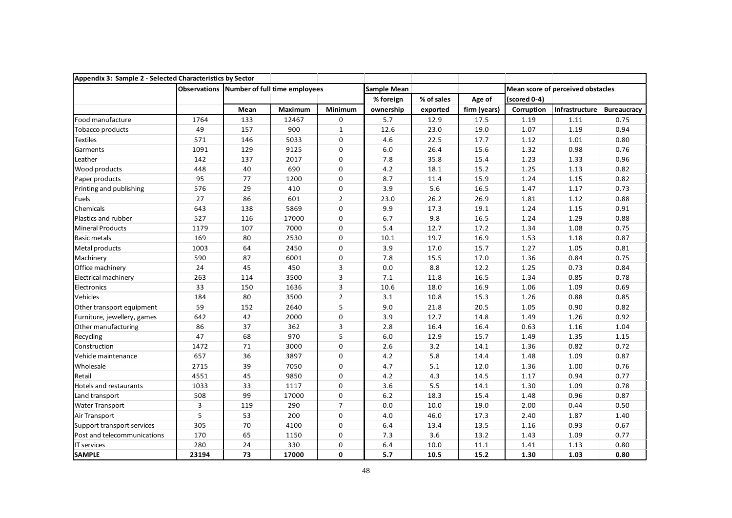| Appendix 3: Sample 2 - Selected Characteristics by Sector | | | | | | | | | | |
|---|---|---|---|---|---|---|---|---|---|---|
| | Observations | Number of full time employees | | | Sample Mean | | | Mean score of perceived obstacles | | |
| | | | | | % foreign | % of sales | Age of | (scored 0-4) | | |
| | | Mean | Maximum | Minimum | ownership | exported | firm (years) | Corruption | Infrastructure | Bureaucracy |
| Food manufacture | 1764 | 133 | 12467 | 0 | 5.7 | 12.9 | 17.5 | 1.19 | 1.11 | 0.75 |
| Tobacco products | 49 | 157 | 900 | 1 | 12.6 | 23.0 | 19.0 | 1.07 | 1.19 | 0.94 |
| Textiles | 571 | 146 | 5033 | 0 | 4.6 | 22.5 | 17.7 | 1.12 | 1.01 | 0.80 |
| Garments | 1091 | 129 | 9125 | 0 | 6.0 | 26.4 | 15.6 | 1.32 | 0.98 | 0.76 |
| Leather | 142 | 137 | 2017 | 0 | 7.8 | 35.8 | 15.4 | 1.23 | 1.33 | 0.96 |
| Wood products | 448 | 40 | 690 | 0 | 4.2 | 18.1 | 15.2 | 1.25 | 1.13 | 0.82 |
| Paper products | 95 | 77 | 1200 | 0 | 8.7 | 11.4 | 15.9 | 1.24 | 1.15 | 0.82 |
| Printing and publishing | 576 | 29 | 410 | 0 | 3.9 | 5.6 | 16.5 | 1.47 | 1.17 | 0.73 |
| Fuels | 27 | 86 | 601 | 2 | 23.0 | 26.2 | 26.9 | 1.81 | 1.12 | 0.88 |
| Chemicals | 643 | 138 | 5869 | 0 | 9.9 | 17.3 | 19.1 | 1.24 | 1.15 | 0.91 |
| Plastics and rubber | 527 | 116 | 17000 | 0 | 6.7 | 9.8 | 16.5 | 1.24 | 1.29 | 0.88 |
| Mineral Products | 1179 | 107 | 7000 | 0 | 5.4 | 12.7 | 17.2 | 1.34 | 1.08 | 0.75 |
| Basic metals | 169 | 80 | 2530 | 0 | 10.1 | 19.7 | 16.9 | 1.53 | 1.18 | 0.87 |
| Metal products | 1003 | 64 | 2450 | 0 | 3.9 | 17.0 | 15.7 | 1.27 | 1.05 | 0.81 |
| Machinery | 590 | 87 | 6001 | 0 | 7.8 | 15.5 | 17.0 | 1.36 | 0.84 | 0.75 |
| Office machinery | 24 | 45 | 450 | 3 | 0.0 | 8.8 | 12.2 | 1.25 | 0.73 | 0.84 |
| Electrical machinery | 263 | 114 | 3500 | 3 | 7.1 | 11.8 | 16.5 | 1.34 | 0.85 | 0.78 |
| Electronics | 33 | 150 | 1636 | 3 | 10.6 | 18.0 | 16.9 | 1.06 | 1.09 | 0.69 |
| Vehicles | 184 | 80 | 3500 | 2 | 3.1 | 10.8 | 15.3 | 1.26 | 0.88 | 0.85 |
| Other transport equipment | 59 | 152 | 2640 | 5 | 9.0 | 21.8 | 20.5 | 1.05 | 0.90 | 0.82 |
| Furniture, jewellery, games | 642 | 42 | 2000 | 0 | 3.9 | 12.7 | 14.8 | 1.49 | 1.26 | 0.92 |
| Other manufacturing | 86 | 37 | 362 | 3 | 2.8 | 16.4 | 16.4 | 0.63 | 1.16 | 1.04 |
| Recycling | 47 | 68 | 970 | 5 | 6.0 | 12.9 | 15.7 | 1.49 | 1.35 | 1.15 |
| Construction | 1472 | 71 | 3000 | 0 | 2.6 | 3.2 | 14.1 | 1.36 | 0.82 | 0.72 |
| Vehicle maintenance | 657 | 36 | 3897 | 0 | 4.2 | 5.8 | 14.4 | 1.48 | 1.09 | 0.87 |
| Wholesale | 2715 | 39 | 7050 | 0 | 4.7 | 5.1 | 12.0 | 1.36 | 1.00 | 0.76 |
| Retail | 4551 | 45 | 9850 | 0 | 4.2 | 4.3 | 14.5 | 1.17 | 0.94 | 0.77 |
| Hotels and restaurants | 1033 | 33 | 1117 | 0 | 3.6 | 5.5 | 14.1 | 1.30 | 1.09 | 0.78 |
| Land transport | 508 | 99 | 17000 | 0 | 6.2 | 18.3 | 15.4 | 1.48 | 0.96 | 0.87 |
| Water Transport | 3 | 119 | 290 | 7 | 0.0 | 10.0 | 19.0 | 2.00 | 0.44 | 0.50 |
| Air Transport | 5 | 53 | 200 | 0 | 4.0 | 46.0 | 17.3 | 2.40 | 1.87 | 1.40 |
| Support transport services | 305 | 70 | 4100 | 0 | 6.4 | 13.4 | 13.5 | 1.16 | 0.93 | 0.67 |
| Post and telecommunications | 170 | 65 | 1150 | 0 | 7.3 | 3.6 | 13.2 | 1.43 | 1.09 | 0.77 |
| IT services | 280 | 24 | 330 | 0 | 6.4 | 10.0 | 11.1 | 1.41 | 1.13 | 0.80 |
| **SAMPLE** | **23194** | **73** | **17000** | **0** | **5.7** | **10.5** | **15.2** | **1.30** | **1.03** | **0.80** |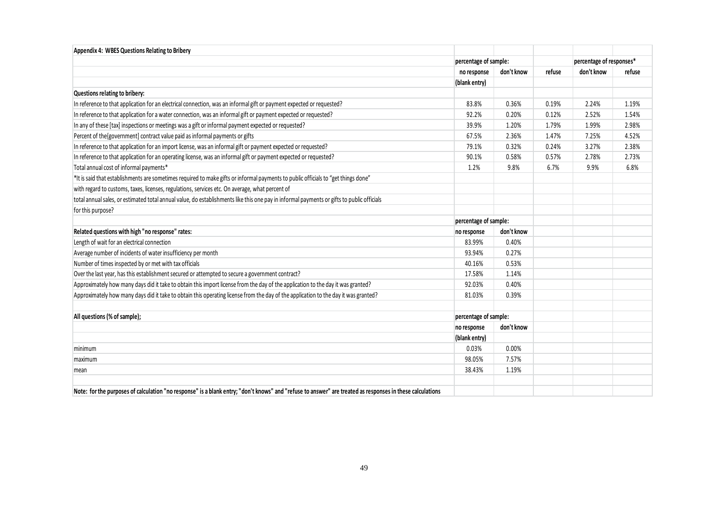| Appendix 4: WBES Questions Relating to Bribery | | | | | |
|---|---|---|---|---|---|
| | percentage of sample: | | | percentage of responses* | |
| | no response | don't know | refuse | don't know | refuse |
| | (blank entry) | | | | |
| **Questions relating to bribery:** | | | | | |
| In reference to that application for an electrical connection, was an informal gift or payment expected or requested? | 83.8% | 0.36% | 0.19% | 2.24% | 1.19% |
| In reference to that application for a water connection, was an informal gift or payment expected or requested? | 92.2% | 0.20% | 0.12% | 2.52% | 1.54% |
| In any of these [tax] inspections or meetings was a gift or informal payment expected or requested? | 39.9% | 1.20% | 1.79% | 1.99% | 2.98% |
| Percent of the[government] contract value paid as informal payments or gifts | 67.5% | 2.36% | 1.47% | 7.25% | 4.52% |
| In reference to that application for an import license, was an informal gift or payment expected or requested? | 79.1% | 0.32% | 0.24% | 3.27% | 2.38% |
| In reference to that application for an operating license, was an informal gift or payment expected or requested? | 90.1% | 0.58% | 0.57% | 2.78% | 2.73% |
| Total annual cost of informal payments* | 1.2% | 9.8% | 6.7% | 9.9% | 6.8% |
| *It is said that establishments are sometimes required to make gifts or informal payments to public officials to "get things done" | | | | | |
| with regard to customs, taxes, licenses, regulations, services etc. On average, what percent of | | | | | |
| total annual sales, or estimated total annual value, do establishments like this one pay in informal payments or gifts to public officials | | | | | |
| for this purpose? | | | | | |
| | percentage of sample: | | | | |
| **Related questions with high "no response" rates:** | no response | don't know | | | |
| Length of wait for an electrical connection | 83.99% | 0.40% | | | |
| Average number of incidents of water insufficiency per month | 93.94% | 0.27% | | | |
| Number of times inspected by or met with tax officials | 40.16% | 0.53% | | | |
| Over the last year, has this establishment secured or attempted to secure a government contract? | 17.58% | 1.14% | | | |
| Approximately how many days did it take to obtain this import license from the day of the application to the day it was granted? | 92.03% | 0.40% | | | |
| Approximately how many days did it take to obtain this operating license from the day of the application to the day it was granted? | 81.03% | 0.39% | | | |
| | | | | | |
| **All questions (% of sample);** | percentage of sample: | | | | |
| | no response | don't know | | | |
| | (blank entry) | | | | |
| minimum | 0.03% | 0.00% | | | |
| maximum | 98.05% | 7.57% | | | |
| mean | 38.43% | 1.19% | | | |
| | | | | | |
| **Note: for the purposes of calculation "no response" is a blank entry; "don't knows" and "refuse to answer" are treated as responses in these calculations** | | | | | |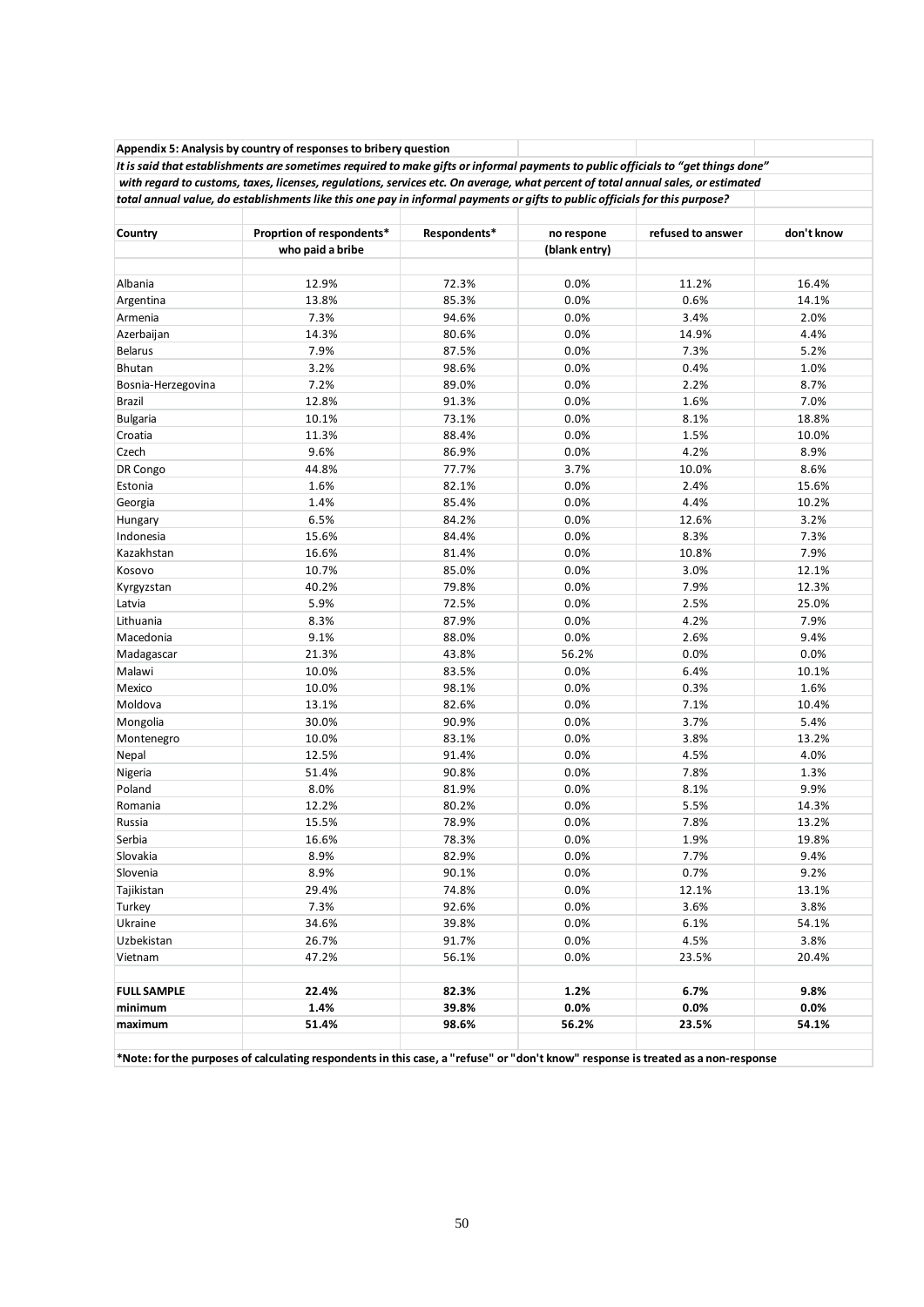**Appendix 5: Analysis by country of responses to bribery question**

*It is said that establishments are sometimes required to make gifts or informal payments to public officials to "get things done" with regard to customs, taxes, licenses, regulations, services etc. On average, what percent of total annual sales, or estimated total annual value, do establishments like this one pay in informal payments or gifts to public officials for this purpose?*

| Country | Proprtion of respondents* who paid a bribe | Respondents* | no respone (blank entry) | refused to answer | don't know |
|---|---|---|---|---|---|
| Albania | 12.9% | 72.3% | 0.0% | 11.2% | 16.4% |
| Argentina | 13.8% | 85.3% | 0.0% | 0.6% | 14.1% |
| Armenia | 7.3% | 94.6% | 0.0% | 3.4% | 2.0% |
| Azerbaijan | 14.3% | 80.6% | 0.0% | 14.9% | 4.4% |
| Belarus | 7.9% | 87.5% | 0.0% | 7.3% | 5.2% |
| Bhutan | 3.2% | 98.6% | 0.0% | 0.4% | 1.0% |
| Bosnia-Herzegovina | 7.2% | 89.0% | 0.0% | 2.2% | 8.7% |
| Brazil | 12.8% | 91.3% | 0.0% | 1.6% | 7.0% |
| Bulgaria | 10.1% | 73.1% | 0.0% | 8.1% | 18.8% |
| Croatia | 11.3% | 88.4% | 0.0% | 1.5% | 10.0% |
| Czech | 9.6% | 86.9% | 0.0% | 4.2% | 8.9% |
| DR Congo | 44.8% | 77.7% | 3.7% | 10.0% | 8.6% |
| Estonia | 1.6% | 82.1% | 0.0% | 2.4% | 15.6% |
| Georgia | 1.4% | 85.4% | 0.0% | 4.4% | 10.2% |
| Hungary | 6.5% | 84.2% | 0.0% | 12.6% | 3.2% |
| Indonesia | 15.6% | 84.4% | 0.0% | 8.3% | 7.3% |
| Kazakhstan | 16.6% | 81.4% | 0.0% | 10.8% | 7.9% |
| Kosovo | 10.7% | 85.0% | 0.0% | 3.0% | 12.1% |
| Kyrgyzstan | 40.2% | 79.8% | 0.0% | 7.9% | 12.3% |
| Latvia | 5.9% | 72.5% | 0.0% | 2.5% | 25.0% |
| Lithuania | 8.3% | 87.9% | 0.0% | 4.2% | 7.9% |
| Macedonia | 9.1% | 88.0% | 0.0% | 2.6% | 9.4% |
| Madagascar | 21.3% | 43.8% | 56.2% | 0.0% | 0.0% |
| Malawi | 10.0% | 83.5% | 0.0% | 6.4% | 10.1% |
| Mexico | 10.0% | 98.1% | 0.0% | 0.3% | 1.6% |
| Moldova | 13.1% | 82.6% | 0.0% | 7.1% | 10.4% |
| Mongolia | 30.0% | 90.9% | 0.0% | 3.7% | 5.4% |
| Montenegro | 10.0% | 83.1% | 0.0% | 3.8% | 13.2% |
| Nepal | 12.5% | 91.4% | 0.0% | 4.5% | 4.0% |
| Nigeria | 51.4% | 90.8% | 0.0% | 7.8% | 1.3% |
| Poland | 8.0% | 81.9% | 0.0% | 8.1% | 9.9% |
| Romania | 12.2% | 80.2% | 0.0% | 5.5% | 14.3% |
| Russia | 15.5% | 78.9% | 0.0% | 7.8% | 13.2% |
| Serbia | 16.6% | 78.3% | 0.0% | 1.9% | 19.8% |
| Slovakia | 8.9% | 82.9% | 0.0% | 7.7% | 9.4% |
| Slovenia | 8.9% | 90.1% | 0.0% | 0.7% | 9.2% |
| Tajikistan | 29.4% | 74.8% | 0.0% | 12.1% | 13.1% |
| Turkey | 7.3% | 92.6% | 0.0% | 3.6% | 3.8% |
| Ukraine | 34.6% | 39.8% | 0.0% | 6.1% | 54.1% |
| Uzbekistan | 26.7% | 91.7% | 0.0% | 4.5% | 3.8% |
| Vietnam | 47.2% | 56.1% | 0.0% | 23.5% | 20.4% |
| | | | | | |
| **FULL SAMPLE** | **22.4%** | **82.3%** | **1.2%** | **6.7%** | **9.8%** |
| **minimum** | **1.4%** | **39.8%** | **0.0%** | **0.0%** | **0.0%** |
| **maximum** | **51.4%** | **98.6%** | **56.2%** | **23.5%** | **54.1%** |

**\*Note: for the purposes of calculating respondents in this case, a "refuse" or "don't know" response is treated as a non-response**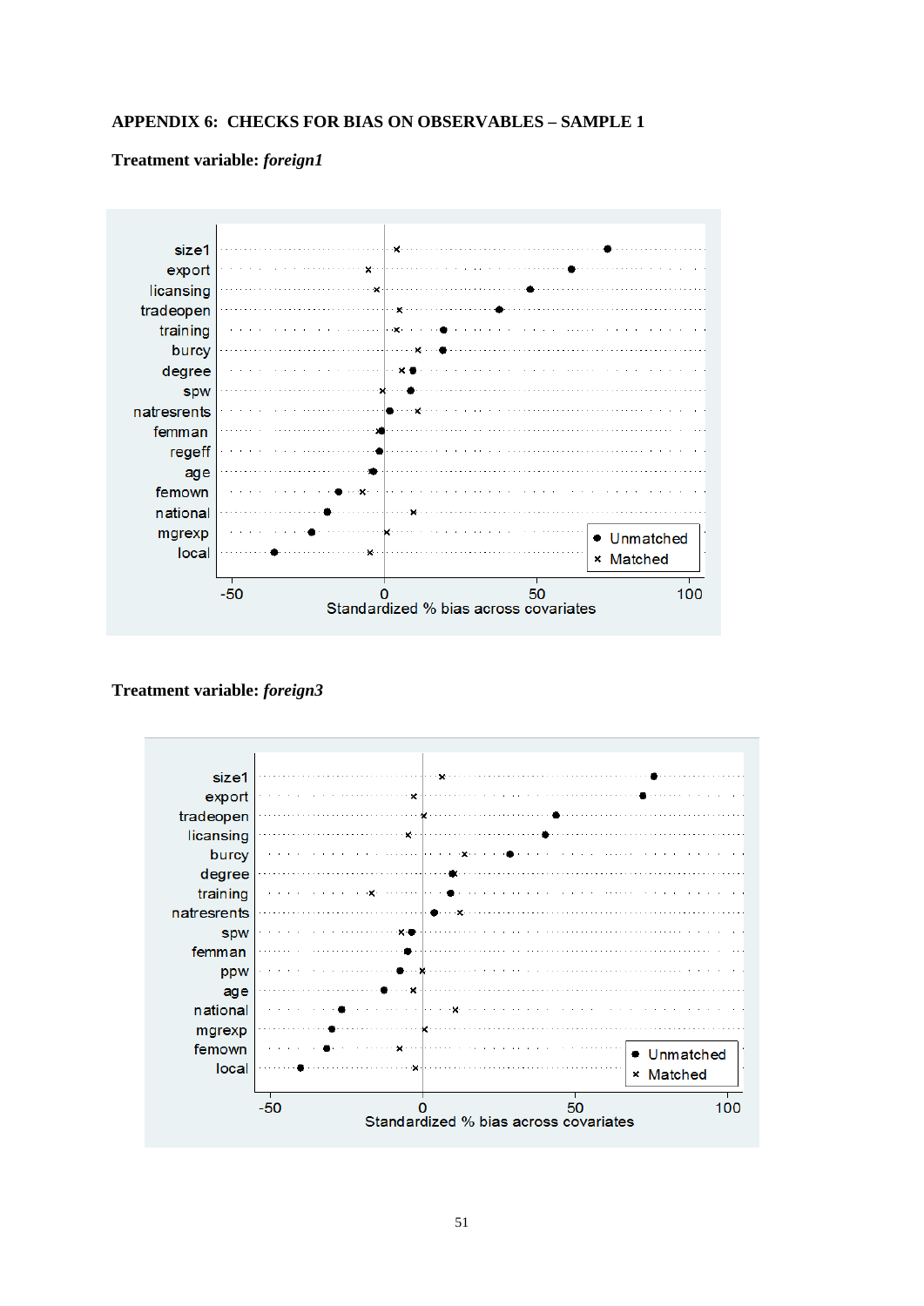**APPENDIX 6: CHECKS FOR BIAS ON OBSERVABLES – SAMPLE 1**

**Treatment variable:** ***foreign1***

size1
export
licansing
tradeopen
training
burcy
degree
spw
natresrents
femman
regeff
age
femown
national
mgrexp
local

● Unmatched
× Matched

-50 0 50 100
Standardized % bias across covariates

**Treatment variable:** ***foreign3***

size1
export
tradeopen
licansing
burcy
degree
training
natresrents
spw
femman
ppw
age
national
mgrexp
femown
local

● Unmatched
× Matched

-50 0 50 100
Standardized % bias across covariates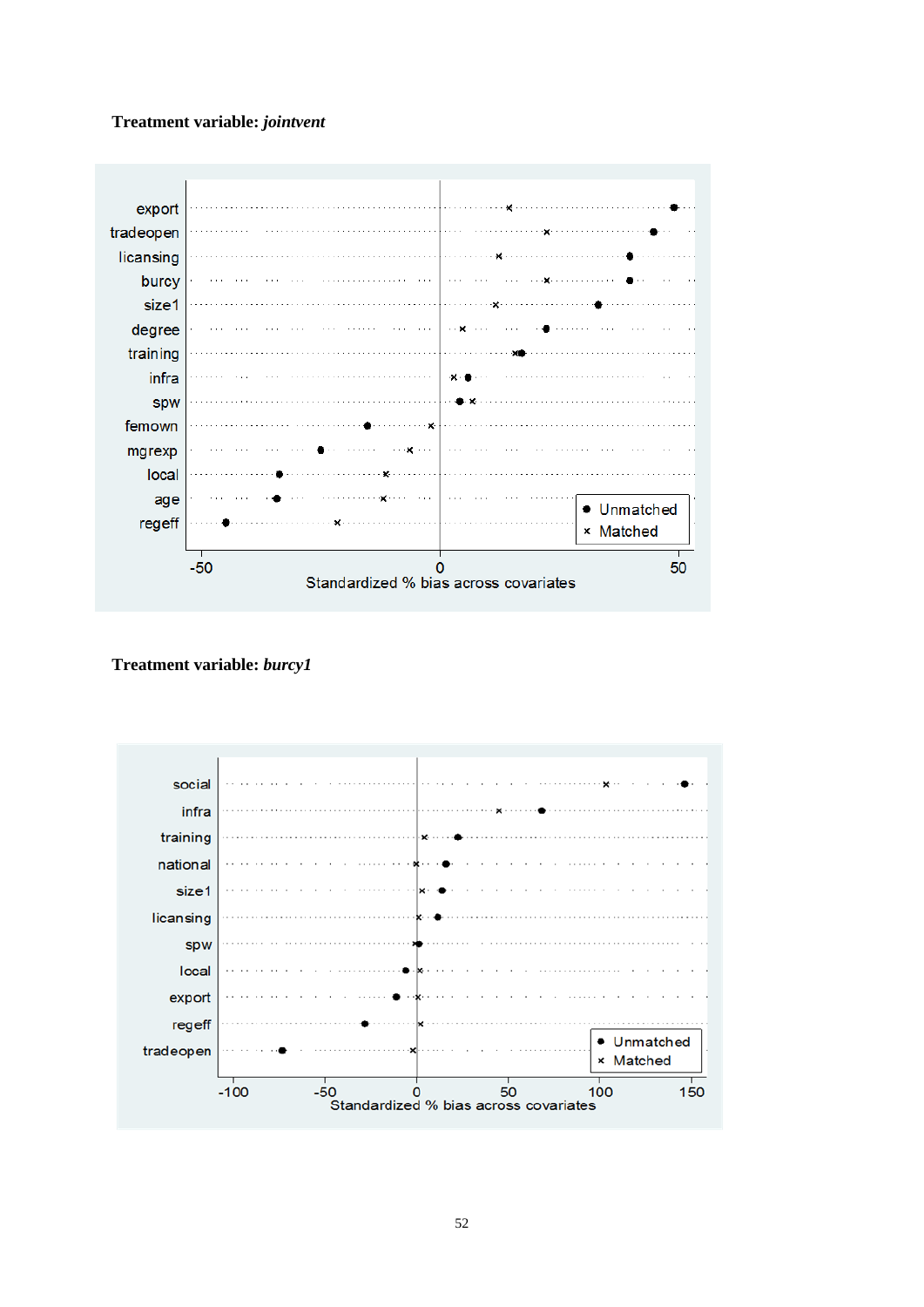**Treatment variable:** ***jointvent***

**Treatment variable:** ***burcy1***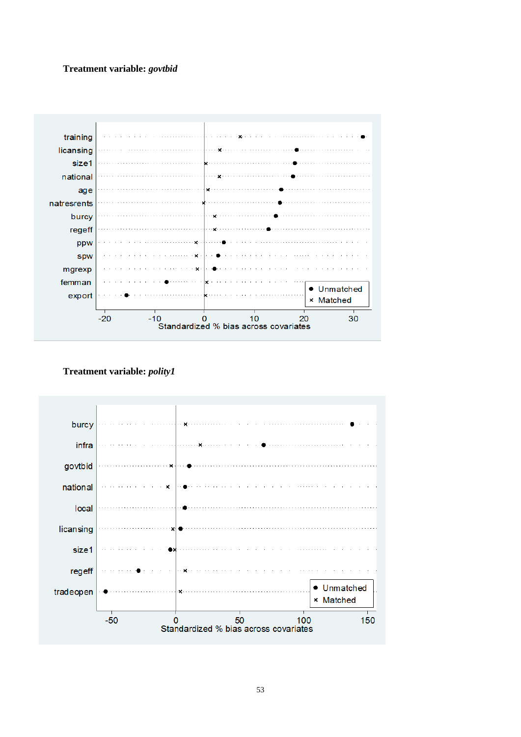**Treatment variable: *govtbid***

**Treatment variable: *polity1***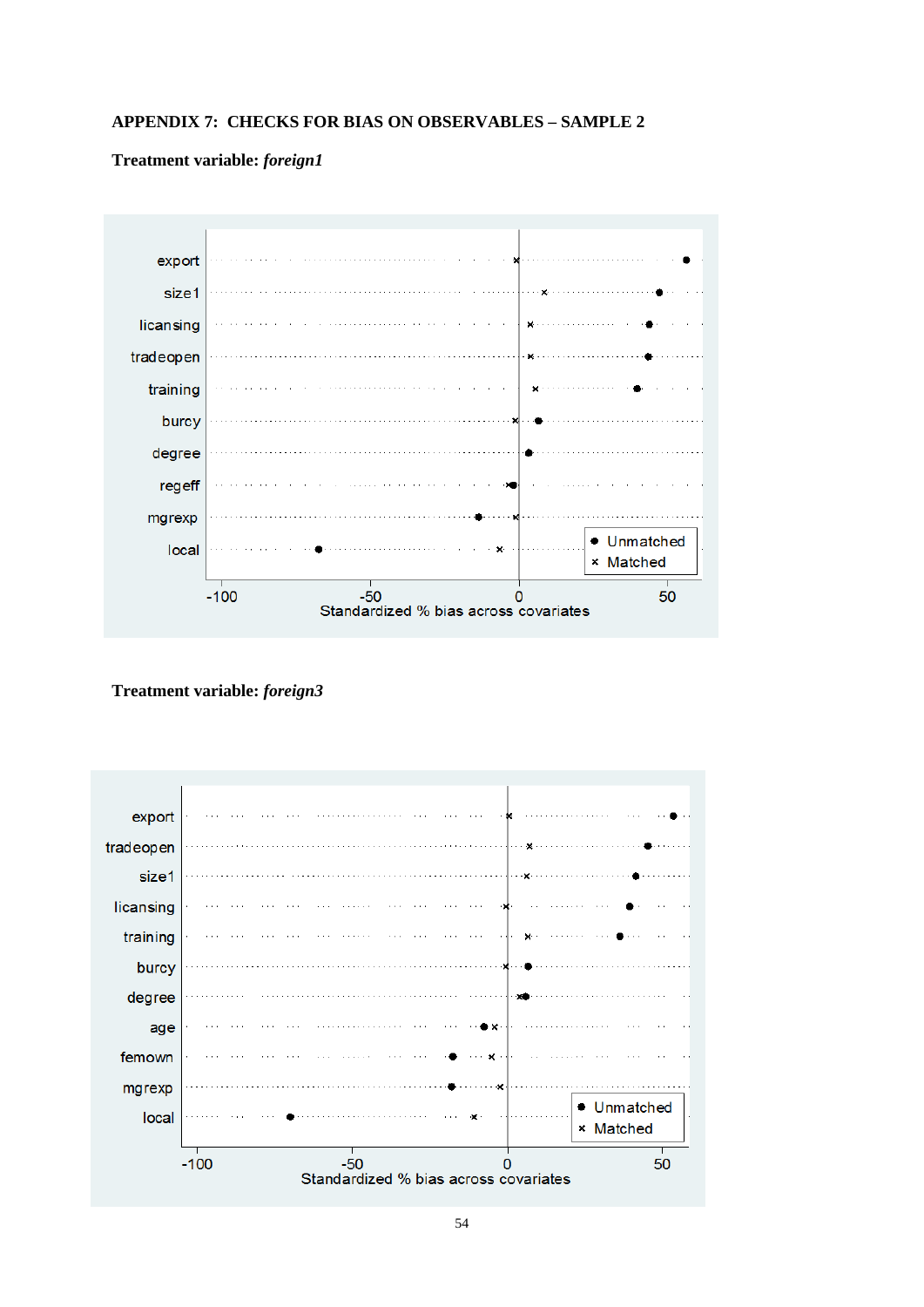**APPENDIX 7: CHECKS FOR BIAS ON OBSERVABLES – SAMPLE 2**

**Treatment variable:** ***foreign1***

export
size1
licansing
tradeopen
training
burcy
degree
regeff
mgrexp
local

-100 -50 0 50

Standardized % bias across covariates

● Unmatched
× Matched

**Treatment variable:** ***foreign3***

export
tradeopen
size1
licansing
training
burcy
degree
age
femown
mgrexp
local

-100 -50 0 50

Standardized % bias across covariates

● Unmatched
× Matched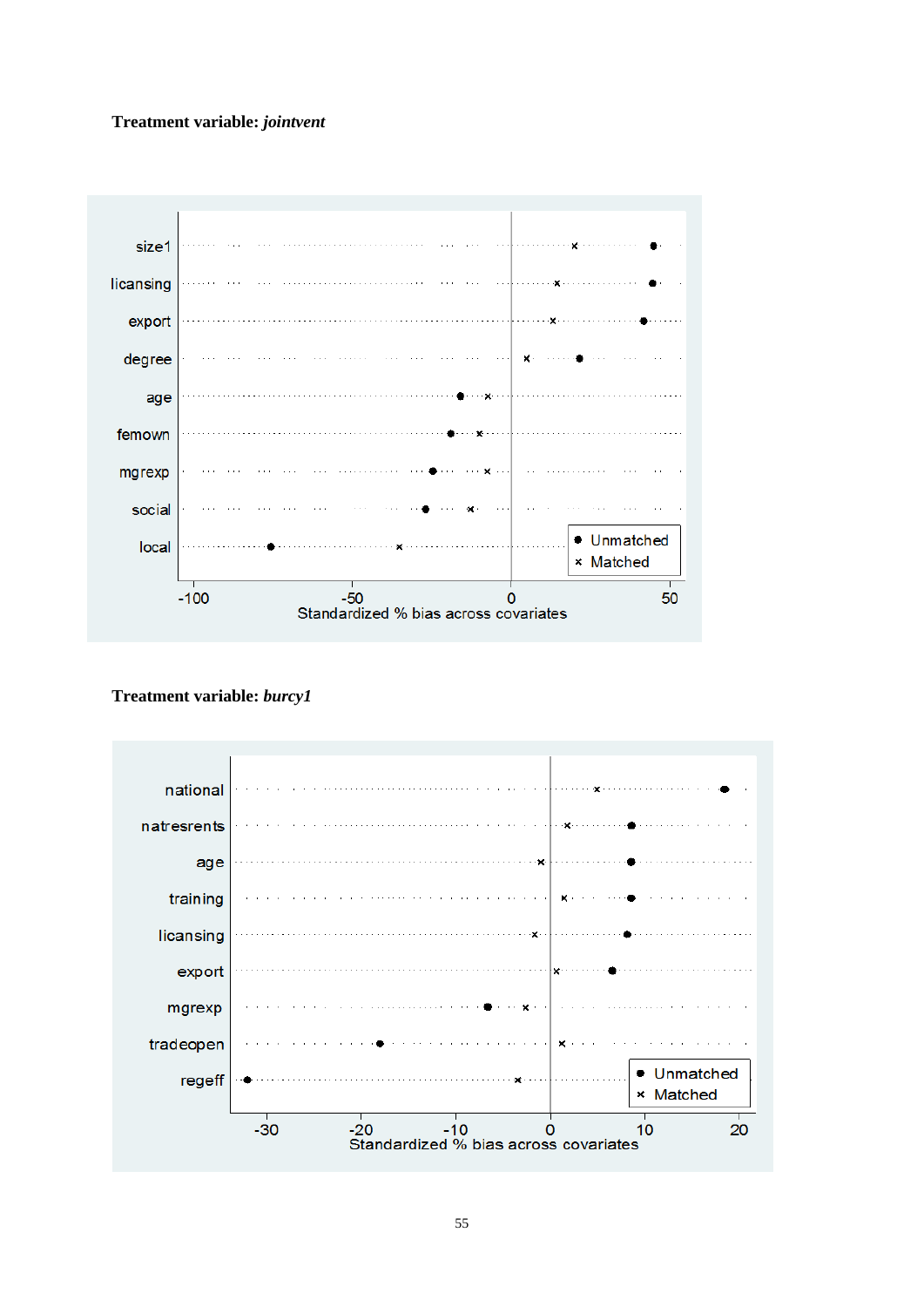**Treatment variable:** ***jointvent***

**Treatment variable:** ***burcy1***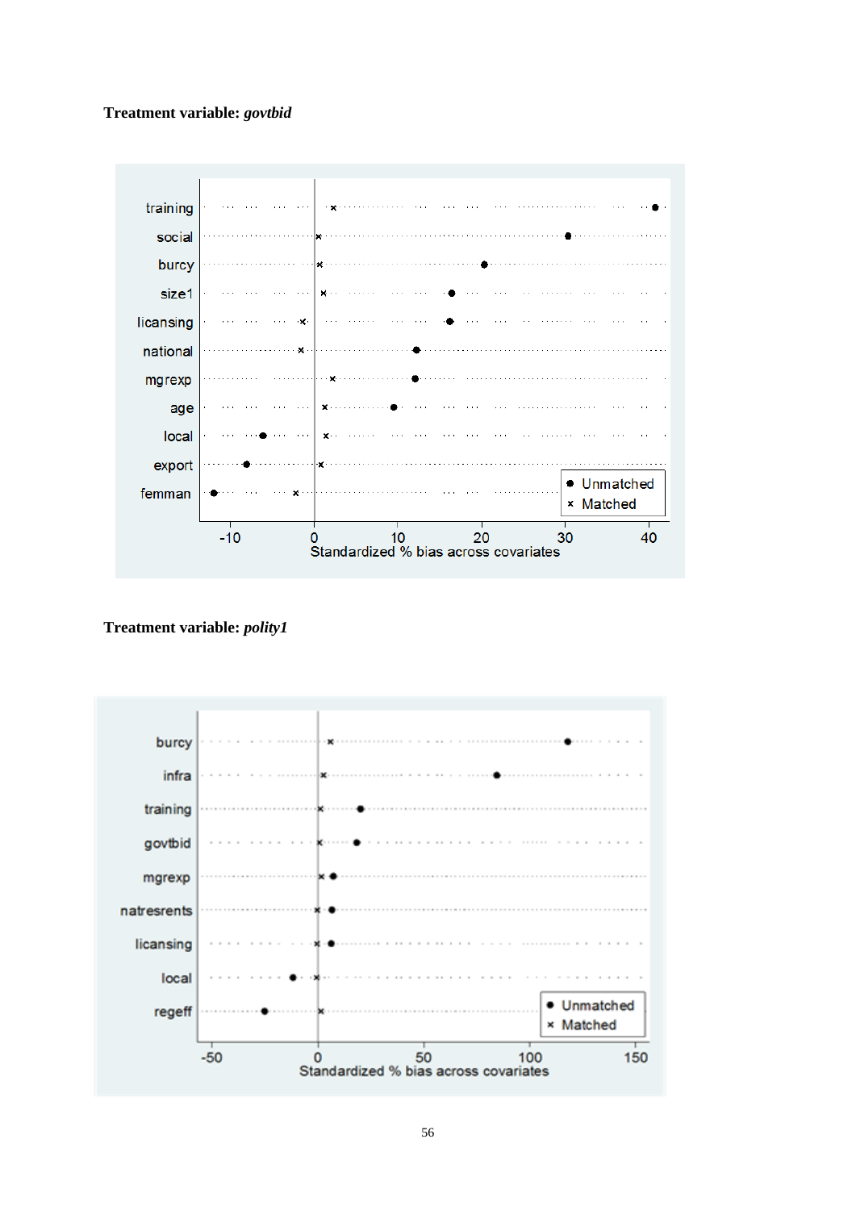**Treatment variable:** ***govtbid***

training
social
burcy
size1
licansing
national
mgrexp
age
local
export
femman

Unmatched
Matched

-10
0
10
20
30
40
Standardized % bias across covariates

**Treatment variable:** ***polity1***

burcy
infra
training
govtbid
mgrexp
natresrents
licansing
local
regeff

Unmatched
Matched

-50
0
50
100
150
Standardized % bias across covariates